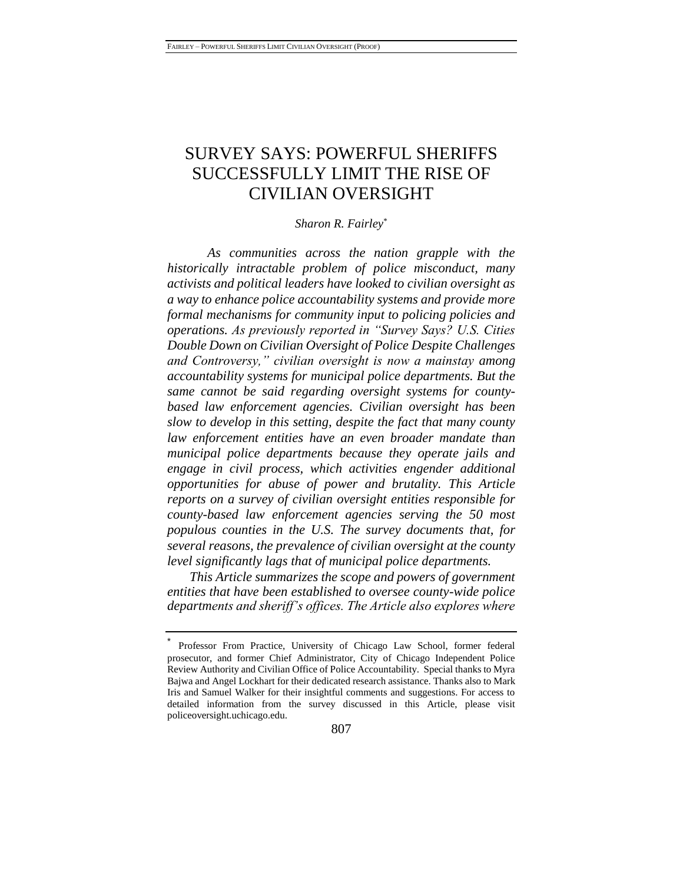# SURVEY SAYS: POWERFUL SHERIFFS SUCCESSFULLY LIMIT THE RISE OF CIVILIAN OVERSIGHT

*Sharon R. Fairley*[*]

*As communities across the nation grapple with the historically intractable problem of police misconduct, many activists and political leaders have looked to civilian oversight as a way to enhance police accountability systems and provide more formal mechanisms for community input to policing policies and operations. As previously reported in "Survey Says? U.S. Cities Double Down on Civilian Oversight of Police Despite Challenges and Controversy," civilian oversight is now a mainstay among accountability systems for municipal police departments. But the same cannot be said regarding oversight systems for county-based law enforcement agencies. Civilian oversight has been slow to develop in this setting, despite the fact that many county law enforcement entities have an even broader mandate than municipal police departments because they operate jails and engage in civil process, which activities engender additional opportunities for abuse of power and brutality. This Article reports on a survey of civilian oversight entities responsible for county-based law enforcement agencies serving the 50 most populous counties in the U.S. The survey documents that, for several reasons, the prevalence of civilian oversight at the county level significantly lags that of municipal police departments.*

*This Article summarizes the scope and powers of government entities that have been established to oversee county-wide police departments and sheriff's offices. The Article also explores where*

[*] Professor From Practice, University of Chicago Law School, former federal prosecutor, and former Chief Administrator, City of Chicago Independent Police Review Authority and Civilian Office of Police Accountability. Special thanks to Myra Bajwa and Angel Lockhart for their dedicated research assistance. Thanks also to Mark Iris and Samuel Walker for their insightful comments and suggestions. For access to detailed information from the survey discussed in this Article, please visit policeoversight.uchicago.edu.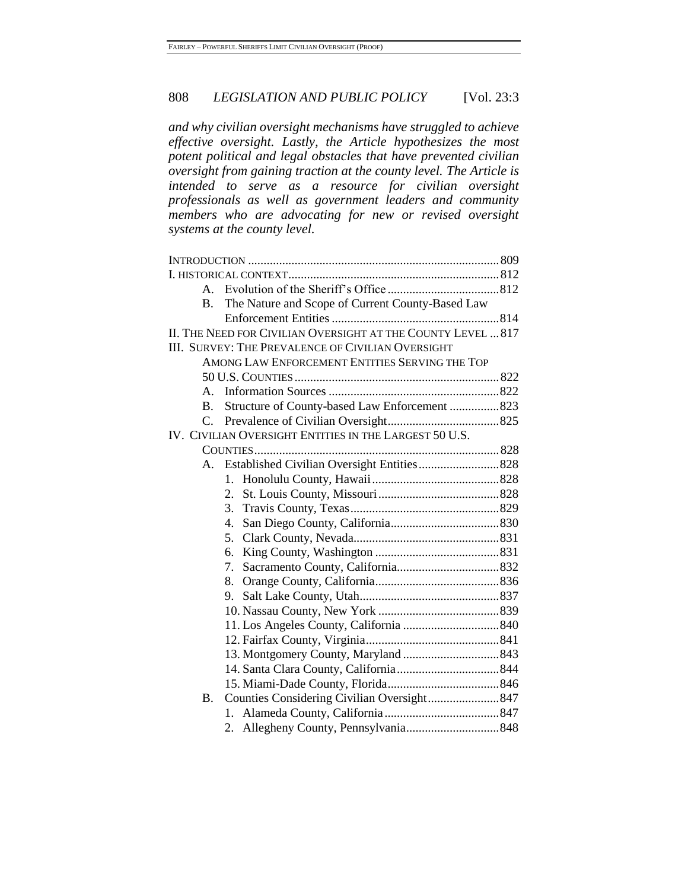*and why civilian oversight mechanisms have struggled to achieve effective oversight. Lastly, the Article hypothesizes the most potent political and legal obstacles that have prevented civilian oversight from gaining traction at the county level. The Article is intended to serve as a resource for civilian oversight professionals as well as government leaders and community members who are advocating for new or revised oversight systems at the county level.*

INTRODUCTION ................................................................ 809
I. HISTORICAL CONTEXT ................................................................ 812
- A. Evolution of the Sheriff's Office ................................................................ 812
- B. The Nature and Scope of Current County-Based Law Enforcement Entities ................................................................ 814

II. THE NEED FOR CIVILIAN OVERSIGHT AT THE COUNTY LEVEL ... 817
III. SURVEY: THE PREVALENCE OF CIVILIAN OVERSIGHT AMONG LAW ENFORCEMENT ENTITIES SERVING THE TOP 50 U.S. COUNTIES ................................................................ 822
- A. Information Sources ................................................................ 822
- B. Structure of County-based Law Enforcement ................................................................ 823
- C. Prevalence of Civilian Oversight ................................................................ 825

IV. CIVILIAN OVERSIGHT ENTITIES IN THE LARGEST 50 U.S. COUNTIES ................................................................ 828
- A. Established Civilian Oversight Entities ................................................................ 828
  1. Honolulu County, Hawaii ................................................................ 828
  2. St. Louis County, Missouri ................................................................ 828
  3. Travis County, Texas ................................................................ 829
  4. San Diego County, California ................................................................ 830
  5. Clark County, Nevada ................................................................ 831
  6. King County, Washington ................................................................ 831
  7. Sacramento County, California ................................................................ 832
  8. Orange County, California ................................................................ 836
  9. Salt Lake County, Utah ................................................................ 837
  10. Nassau County, New York ................................................................ 839
  11. Los Angeles County, California ................................................................ 840
  12. Fairfax County, Virginia ................................................................ 841
  13. Montgomery County, Maryland ................................................................ 843
  14. Santa Clara County, California ................................................................ 844
  15. Miami-Dade County, Florida ................................................................ 846
- B. Counties Considering Civilian Oversight ................................................................ 847
  1. Alameda County, California ................................................................ 847
  2. Allegheny County, Pennsylvania ................................................................ 848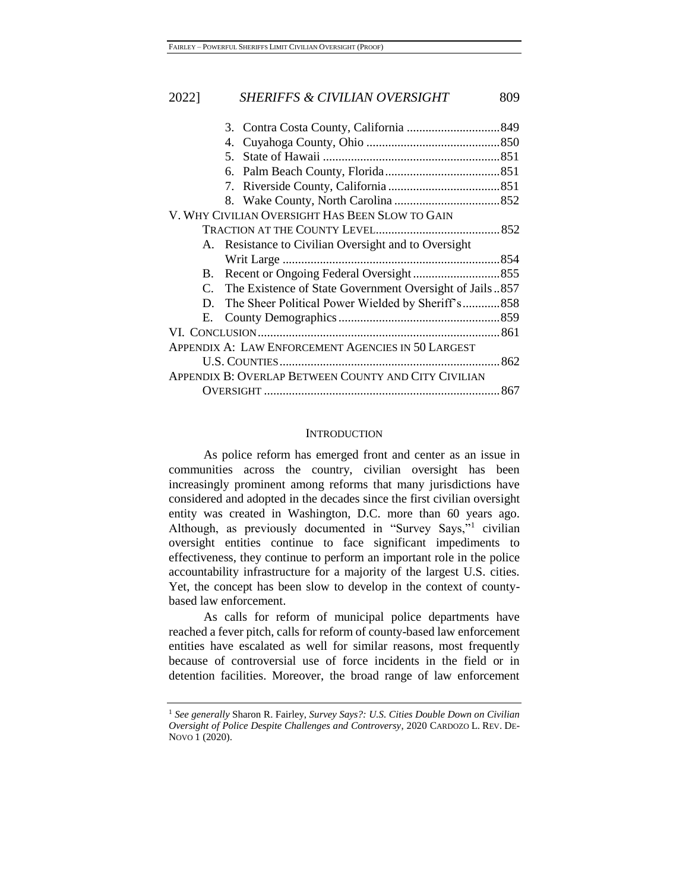3. Contra Costa County, California .............................849
4. Cuyahoga County, Ohio ...........................................850
5. State of Hawaii .........................................................851
6. Palm Beach County, Florida.....................................851
7. Riverside County, California ....................................851
8. Wake County, North Carolina ..................................852

V. WHY CIVILIAN OVERSIGHT HAS BEEN SLOW TO GAIN TRACTION AT THE COUNTY LEVEL........................................852
- A. Resistance to Civilian Oversight and to Oversight Writ Large ......................................................................854
- B. Recent or Ongoing Federal Oversight ............................855
- C. The Existence of State Government Oversight of Jails ..857
- D. The Sheer Political Power Wielded by Sheriff's............858
- E. County Demographics ....................................................859

VI. CONCLUSION..............................................................................861

APPENDIX A: LAW ENFORCEMENT AGENCIES IN 50 LARGEST U.S. COUNTIES.......................................................................862

APPENDIX B: OVERLAP BETWEEN COUNTY AND CITY CIVILIAN OVERSIGHT ............................................................................867

## INTRODUCTION

As police reform has emerged front and center as an issue in communities across the country, civilian oversight has been increasingly prominent among reforms that many jurisdictions have considered and adopted in the decades since the first civilian oversight entity was created in Washington, D.C. more than 60 years ago. Although, as previously documented in "Survey Says,"[1] civilian oversight entities continue to face significant impediments to effectiveness, they continue to perform an important role in the police accountability infrastructure for a majority of the largest U.S. cities. Yet, the concept has been slow to develop in the context of county-based law enforcement.

As calls for reform of municipal police departments have reached a fever pitch, calls for reform of county-based law enforcement entities have escalated as well for similar reasons, most frequently because of controversial use of force incidents in the field or in detention facilities. Moreover, the broad range of law enforcement

[1] *See generally* Sharon R. Fairley, *Survey Says?: U.S. Cities Double Down on Civilian Oversight of Police Despite Challenges and Controversy*, 2020 CARDOZO L. REV. DE-NOVO 1 (2020).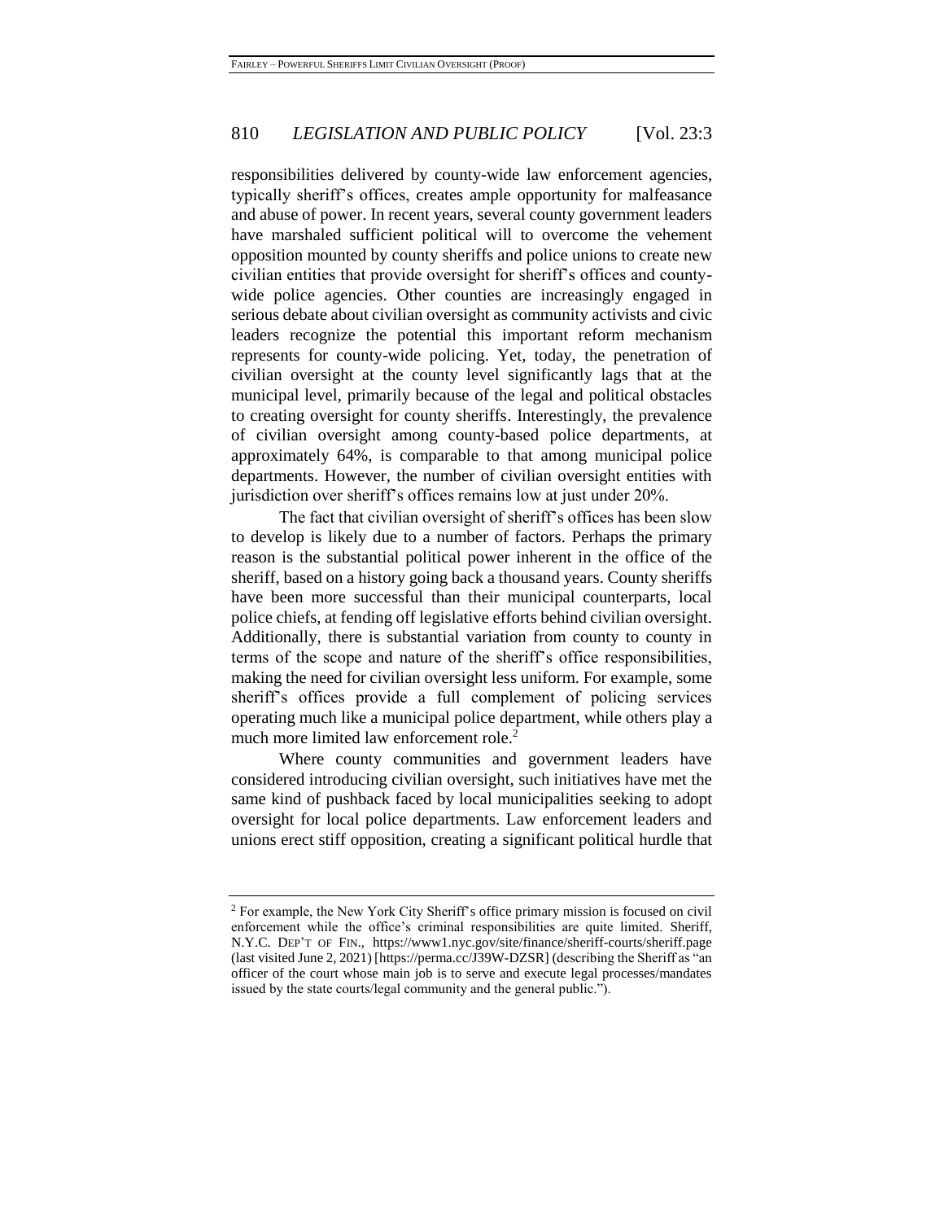responsibilities delivered by county-wide law enforcement agencies, typically sheriff's offices, creates ample opportunity for malfeasance and abuse of power. In recent years, several county government leaders have marshaled sufficient political will to overcome the vehement opposition mounted by county sheriffs and police unions to create new civilian entities that provide oversight for sheriff's offices and county-wide police agencies. Other counties are increasingly engaged in serious debate about civilian oversight as community activists and civic leaders recognize the potential this important reform mechanism represents for county-wide policing. Yet, today, the penetration of civilian oversight at the county level significantly lags that at the municipal level, primarily because of the legal and political obstacles to creating oversight for county sheriffs. Interestingly, the prevalence of civilian oversight among county-based police departments, at approximately 64%, is comparable to that among municipal police departments. However, the number of civilian oversight entities with jurisdiction over sheriff's offices remains low at just under 20%.

The fact that civilian oversight of sheriff's offices has been slow to develop is likely due to a number of factors. Perhaps the primary reason is the substantial political power inherent in the office of the sheriff, based on a history going back a thousand years. County sheriffs have been more successful than their municipal counterparts, local police chiefs, at fending off legislative efforts behind civilian oversight. Additionally, there is substantial variation from county to county in terms of the scope and nature of the sheriff's office responsibilities, making the need for civilian oversight less uniform. For example, some sheriff's offices provide a full complement of policing services operating much like a municipal police department, while others play a much more limited law enforcement role.[2]

Where county communities and government leaders have considered introducing civilian oversight, such initiatives have met the same kind of pushback faced by local municipalities seeking to adopt oversight for local police departments. Law enforcement leaders and unions erect stiff opposition, creating a significant political hurdle that

---

[2] For example, the New York City Sheriff's office primary mission is focused on civil enforcement while the office's criminal responsibilities are quite limited. Sheriff, N.Y.C. DEP'T OF FIN., https://www1.nyc.gov/site/finance/sheriff-courts/sheriff.page (last visited June 2, 2021) [https://perma.cc/J39W-DZSR] (describing the Sheriff as "an officer of the court whose main job is to serve and execute legal processes/mandates issued by the state courts/legal community and the general public.").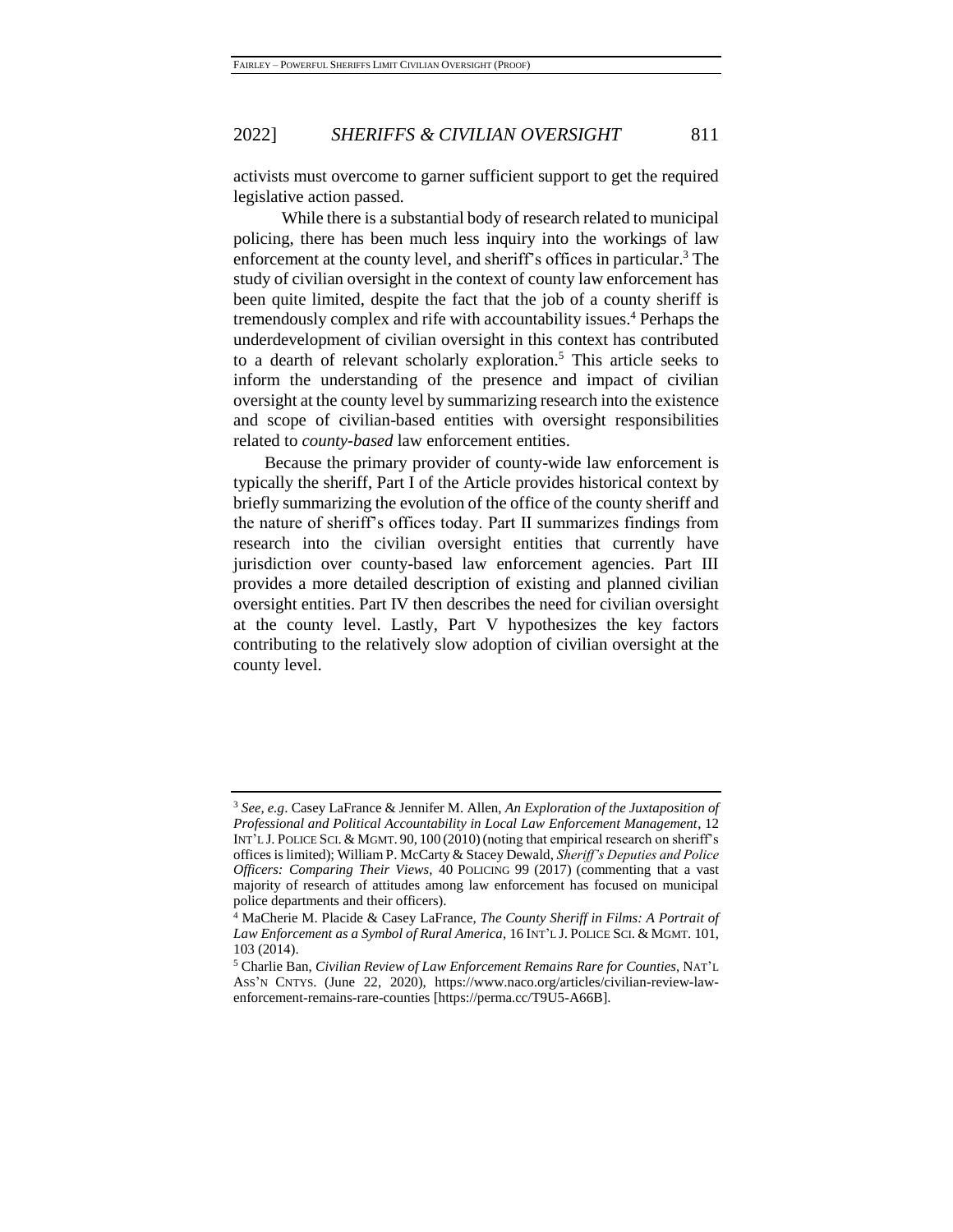activists must overcome to garner sufficient support to get the required legislative action passed.

While there is a substantial body of research related to municipal policing, there has been much less inquiry into the workings of law enforcement at the county level, and sheriff's offices in particular.[3] The study of civilian oversight in the context of county law enforcement has been quite limited, despite the fact that the job of a county sheriff is tremendously complex and rife with accountability issues.[4] Perhaps the underdevelopment of civilian oversight in this context has contributed to a dearth of relevant scholarly exploration.[5] This article seeks to inform the understanding of the presence and impact of civilian oversight at the county level by summarizing research into the existence and scope of civilian-based entities with oversight responsibilities related to *county-based* law enforcement entities.

Because the primary provider of county-wide law enforcement is typically the sheriff, Part I of the Article provides historical context by briefly summarizing the evolution of the office of the county sheriff and the nature of sheriff's offices today. Part II summarizes findings from research into the civilian oversight entities that currently have jurisdiction over county-based law enforcement agencies. Part III provides a more detailed description of existing and planned civilian oversight entities. Part IV then describes the need for civilian oversight at the county level. Lastly, Part V hypothesizes the key factors contributing to the relatively slow adoption of civilian oversight at the county level.

---

[3] *See, e.g*. Casey LaFrance & Jennifer M. Allen, *An Exploration of the Juxtaposition of Professional and Political Accountability in Local Law Enforcement Management*, 12 INT'L J. POLICE SCI. & MGMT. 90, 100 (2010) (noting that empirical research on sheriff's offices is limited); William P. McCarty & Stacey Dewald, *Sheriff's Deputies and Police Officers: Comparing Their Views*, 40 POLICING 99 (2017) (commenting that a vast majority of research of attitudes among law enforcement has focused on municipal police departments and their officers).

[4] MaCherie M. Placide & Casey LaFrance, *The County Sheriff in Films: A Portrait of Law Enforcement as a Symbol of Rural America*, 16 INT'L J. POLICE SCI. & MGMT. 101, 103 (2014).

[5] Charlie Ban, *Civilian Review of Law Enforcement Remains Rare for Counties*, NAT'L ASS'N CNTYS. (June 22, 2020), https://www.naco.org/articles/civilian-review-law-enforcement-remains-rare-counties [https://perma.cc/T9U5-A66B].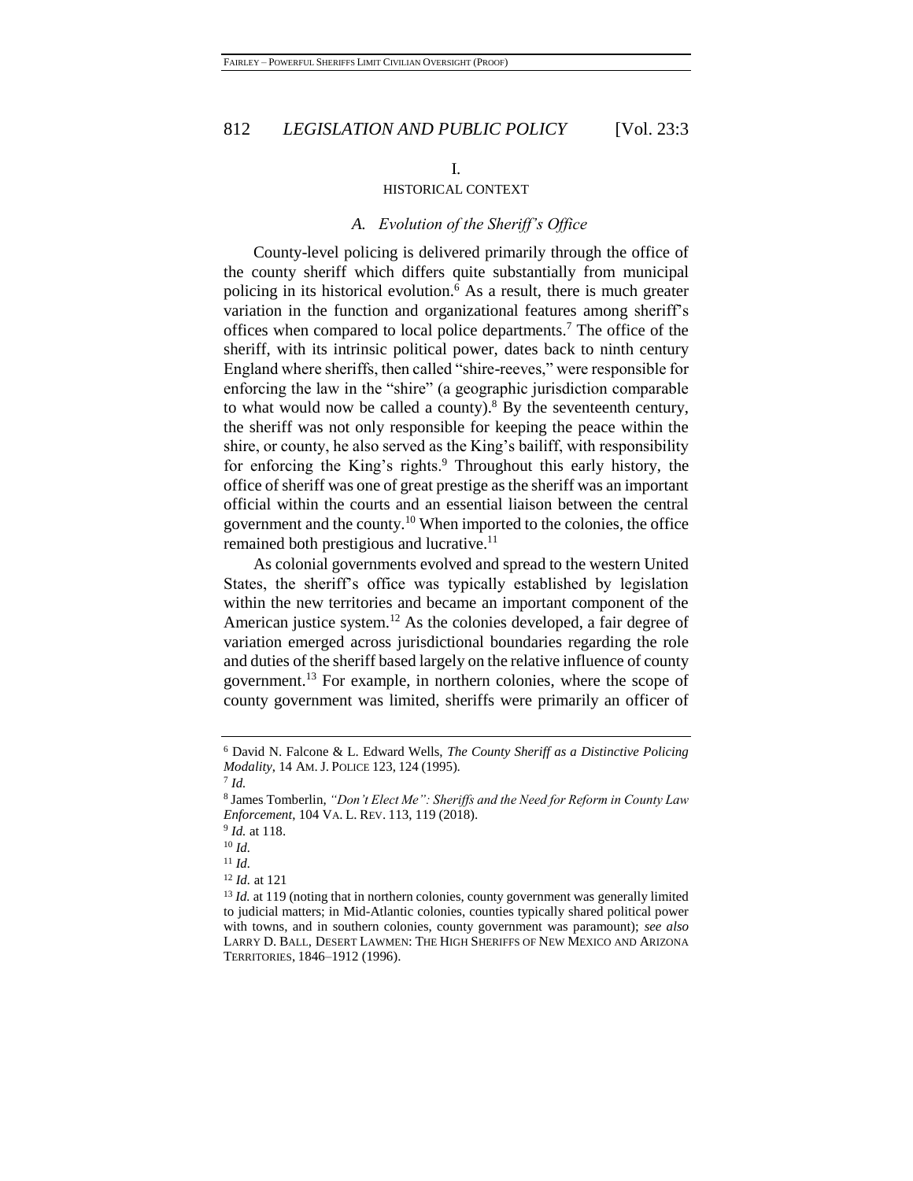# I.
# HISTORICAL CONTEXT

## *A. Evolution of the Sheriff's Office*

County-level policing is delivered primarily through the office of the county sheriff which differs quite substantially from municipal policing in its historical evolution.[6] As a result, there is much greater variation in the function and organizational features among sheriff's offices when compared to local police departments.[7] The office of the sheriff, with its intrinsic political power, dates back to ninth century England where sheriffs, then called "shire-reeves," were responsible for enforcing the law in the "shire" (a geographic jurisdiction comparable to what would now be called a county).[8] By the seventeenth century, the sheriff was not only responsible for keeping the peace within the shire, or county, he also served as the King's bailiff, with responsibility for enforcing the King's rights.[9] Throughout this early history, the office of sheriff was one of great prestige as the sheriff was an important official within the courts and an essential liaison between the central government and the county.[10] When imported to the colonies, the office remained both prestigious and lucrative.[11]

As colonial governments evolved and spread to the western United States, the sheriff's office was typically established by legislation within the new territories and became an important component of the American justice system.[12] As the colonies developed, a fair degree of variation emerged across jurisdictional boundaries regarding the role and duties of the sheriff based largely on the relative influence of county government.[13] For example, in northern colonies, where the scope of county government was limited, sheriffs were primarily an officer of

---

[6] David N. Falcone & L. Edward Wells, *The County Sheriff as a Distinctive Policing Modality*, 14 AM. J. POLICE 123, 124 (1995).

[7] *Id.*

[8] James Tomberlin, *"Don't Elect Me": Sheriffs and the Need for Reform in County Law Enforcement*, 104 VA. L. REV. 113, 119 (2018).

[9] *Id.* at 118.

[10] *Id.*

[11] *Id.*

[12] *Id.* at 121

[13] *Id.* at 119 (noting that in northern colonies, county government was generally limited to judicial matters; in Mid-Atlantic colonies, counties typically shared political power with towns, and in southern colonies, county government was paramount); *see also* LARRY D. BALL, DESERT LAWMEN: THE HIGH SHERIFFS OF NEW MEXICO AND ARIZONA TERRITORIES, 1846–1912 (1996).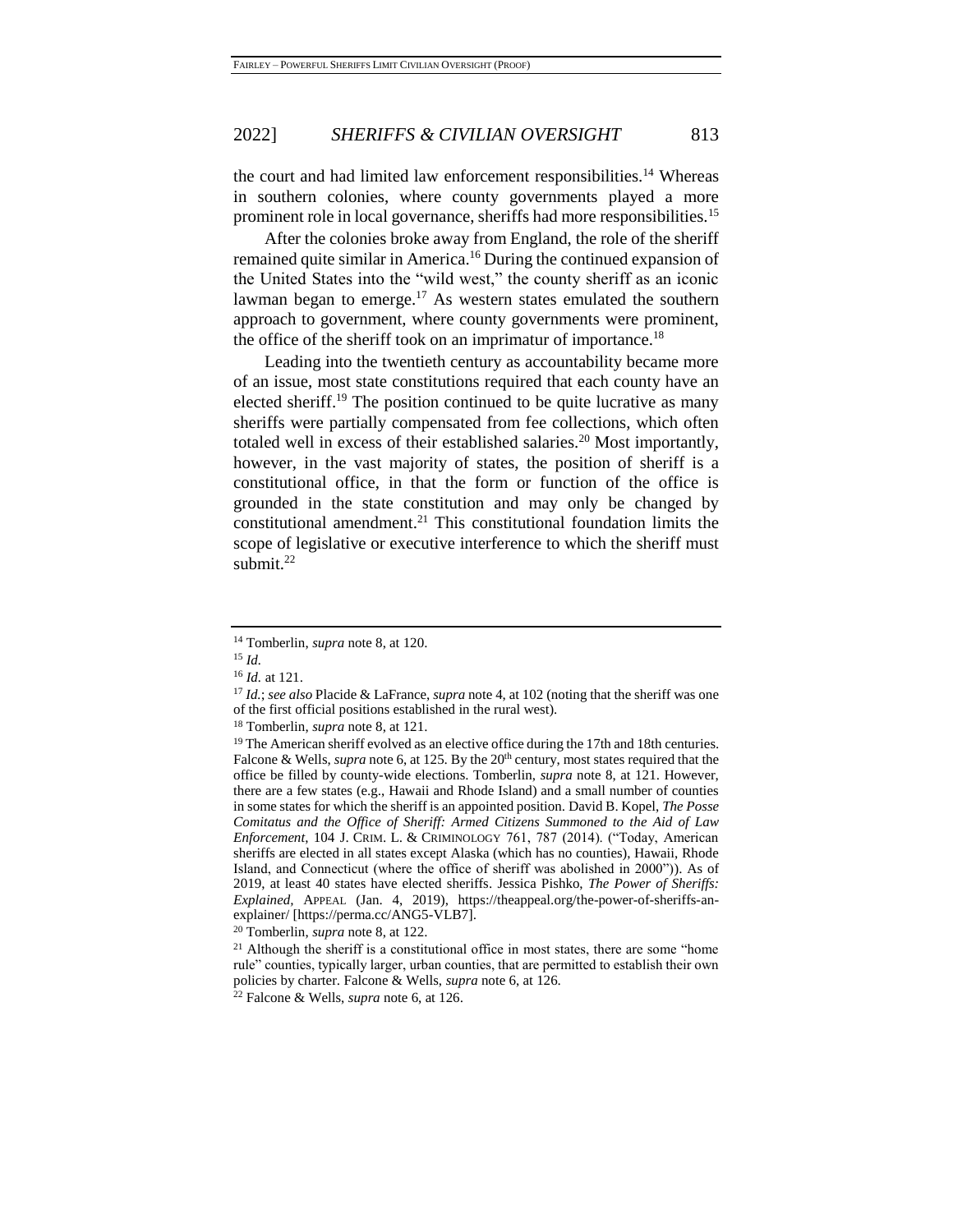the court and had limited law enforcement responsibilities.[14] Whereas in southern colonies, where county governments played a more prominent role in local governance, sheriffs had more responsibilities.[15]

After the colonies broke away from England, the role of the sheriff remained quite similar in America.[16] During the continued expansion of the United States into the "wild west," the county sheriff as an iconic lawman began to emerge.[17] As western states emulated the southern approach to government, where county governments were prominent, the office of the sheriff took on an imprimatur of importance.[18]

Leading into the twentieth century as accountability became more of an issue, most state constitutions required that each county have an elected sheriff.[19] The position continued to be quite lucrative as many sheriffs were partially compensated from fee collections, which often totaled well in excess of their established salaries.[20] Most importantly, however, in the vast majority of states, the position of sheriff is a constitutional office, in that the form or function of the office is grounded in the state constitution and may only be changed by constitutional amendment.[21] This constitutional foundation limits the scope of legislative or executive interference to which the sheriff must submit.[22]

---

[14] Tomberlin, *supra* note 8, at 120.

[15] *Id.*

[16] *Id.* at 121.

[17] *Id.*; *see also* Placide & LaFrance, *supra* note 4, at 102 (noting that the sheriff was one of the first official positions established in the rural west).

[18] Tomberlin, *supra* note 8, at 121.

[19] The American sheriff evolved as an elective office during the 17th and 18th centuries. Falcone & Wells, *supra* note 6, at 125. By the 20th century, most states required that the office be filled by county-wide elections. Tomberlin, *supra* note 8, at 121. However, there are a few states (e.g., Hawaii and Rhode Island) and a small number of counties in some states for which the sheriff is an appointed position. David B. Kopel, *The Posse Comitatus and the Office of Sheriff: Armed Citizens Summoned to the Aid of Law Enforcement*, 104 J. CRIM. L. & CRIMINOLOGY 761, 787 (2014). ("Today, American sheriffs are elected in all states except Alaska (which has no counties), Hawaii, Rhode Island, and Connecticut (where the office of sheriff was abolished in 2000")). As of 2019, at least 40 states have elected sheriffs. Jessica Pishko, *The Power of Sheriffs: Explained*, APPEAL (Jan. 4, 2019), https://theappeal.org/the-power-of-sheriffs-an-explainer/ [https://perma.cc/ANG5-VLB7].

[20] Tomberlin, *supra* note 8, at 122.

[21] Although the sheriff is a constitutional office in most states, there are some "home rule" counties, typically larger, urban counties, that are permitted to establish their own policies by charter. Falcone & Wells, *supra* note 6, at 126.

[22] Falcone & Wells, *supra* note 6, at 126.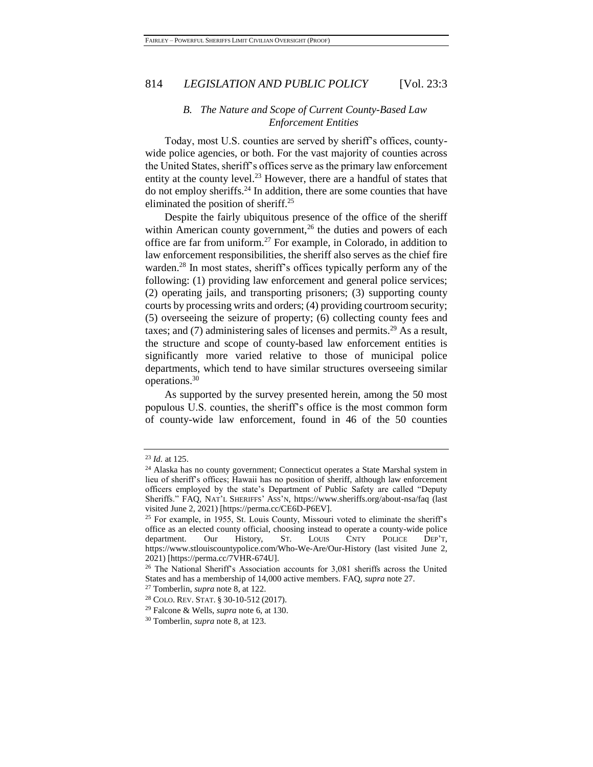### *B. The Nature and Scope of Current County-Based Law Enforcement Entities*

Today, most U.S. counties are served by sheriff's offices, county-wide police agencies, or both. For the vast majority of counties across the United States, sheriff's offices serve as the primary law enforcement entity at the county level.[23] However, there are a handful of states that do not employ sheriffs.[24] In addition, there are some counties that have eliminated the position of sheriff.[25]

Despite the fairly ubiquitous presence of the office of the sheriff within American county government,[26] the duties and powers of each office are far from uniform.[27] For example, in Colorado, in addition to law enforcement responsibilities, the sheriff also serves as the chief fire warden.[28] In most states, sheriff's offices typically perform any of the following: (1) providing law enforcement and general police services; (2) operating jails, and transporting prisoners; (3) supporting county courts by processing writs and orders; (4) providing courtroom security; (5) overseeing the seizure of property; (6) collecting county fees and taxes; and (7) administering sales of licenses and permits.[29] As a result, the structure and scope of county-based law enforcement entities is significantly more varied relative to those of municipal police departments, which tend to have similar structures overseeing similar operations.[30]

As supported by the survey presented herein, among the 50 most populous U.S. counties, the sheriff's office is the most common form of county-wide law enforcement, found in 46 of the 50 counties

---

[23] *Id.* at 125.

[24] Alaska has no county government; Connecticut operates a State Marshal system in lieu of sheriff's offices; Hawaii has no position of sheriff, although law enforcement officers employed by the state's Department of Public Safety are called "Deputy Sheriffs." FAQ, NAT'L SHERIFFS' ASS'N, https://www.sheriffs.org/about-nsa/faq (last visited June 2, 2021) [https://perma.cc/CE6D-P6EV].

[25] For example, in 1955, St. Louis County, Missouri voted to eliminate the sheriff's office as an elected county official, choosing instead to operate a county-wide police department. Our History, ST. LOUIS CNTY POLICE DEP'T, https://www.stlouiscountypolice.com/Who-We-Are/Our-History (last visited June 2, 2021) [https://perma.cc/7VHR-674U].

[26] The National Sheriff's Association accounts for 3,081 sheriffs across the United States and has a membership of 14,000 active members. FAQ, *supra* note 27.

[27] Tomberlin, *supra* note 8, at 122.

[28] COLO. REV. STAT. § 30-10-512 (2017).

[29] Falcone & Wells, *supra* note 6, at 130.

[30] Tomberlin, *supra* note 8, at 123.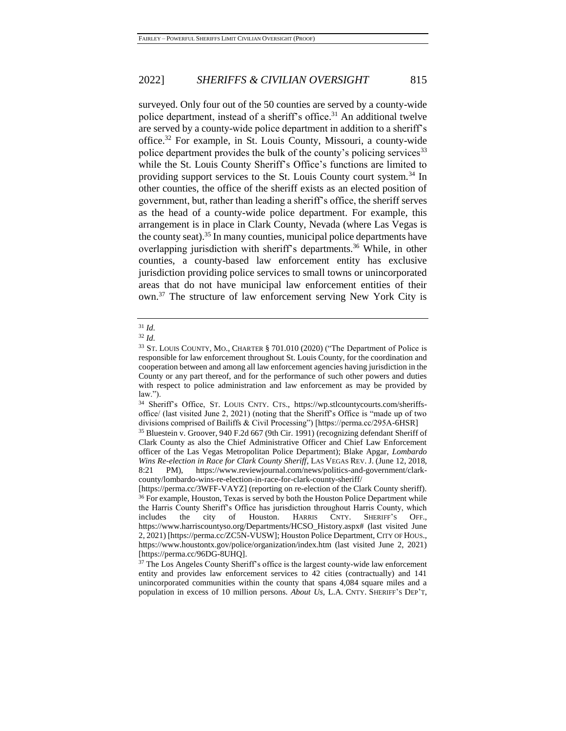surveyed. Only four out of the 50 counties are served by a county-wide police department, instead of a sheriff's office.[31] An additional twelve are served by a county-wide police department in addition to a sheriff's office.[32] For example, in St. Louis County, Missouri, a county-wide police department provides the bulk of the county's policing services[33] while the St. Louis County Sheriff's Office's functions are limited to providing support services to the St. Louis County court system.[34] In other counties, the office of the sheriff exists as an elected position of government, but, rather than leading a sheriff's office, the sheriff serves as the head of a county-wide police department. For example, this arrangement is in place in Clark County, Nevada (where Las Vegas is the county seat).[35] In many counties, municipal police departments have overlapping jurisdiction with sheriff's departments.[36] While, in other counties, a county-based law enforcement entity has exclusive jurisdiction providing police services to small towns or unincorporated areas that do not have municipal law enforcement entities of their own.[37] The structure of law enforcement serving New York City is

---

[31] *Id.*

[32] *Id.*

[33] ST. LOUIS COUNTY, MO., CHARTER § 701.010 (2020) ("The Department of Police is responsible for law enforcement throughout St. Louis County, for the coordination and cooperation between and among all law enforcement agencies having jurisdiction in the County or any part thereof, and for the performance of such other powers and duties with respect to police administration and law enforcement as may be provided by law.").

[34] Sheriff's Office, ST. LOUIS CNTY. CTS., https://wp.stlcountycourts.com/sheriffs-office/ (last visited June 2, 2021) (noting that the Sheriff's Office is "made up of two divisions comprised of Bailiffs & Civil Processing") [https://perma.cc/295A-6HSR]

[35] Bluestein v. Groover, 940 F.2d 667 (9th Cir. 1991) (recognizing defendant Sheriff of Clark County as also the Chief Administrative Officer and Chief Law Enforcement officer of the Las Vegas Metropolitan Police Department); Blake Apgar, *Lombardo Wins Re-election in Race for Clark County Sheriff*, LAS VEGAS REV. J. (June 12, 2018, 8:21 PM), https://www.reviewjournal.com/news/politics-and-government/clark-county/lombardo-wins-re-election-in-race-for-clark-county-sheriff/ [https://perma.cc/3WFF-VAYZ] (reporting on re-election of the Clark County sheriff).

[36] For example, Houston, Texas is served by both the Houston Police Department while the Harris County Sheriff's Office has jurisdiction throughout Harris County, which includes the city of Houston. HARRIS CNTY. SHERIFF'S OFF., https://www.harriscountyso.org/Departments/HCSO_History.aspx# (last visited June 2, 2021) [https://perma.cc/ZC5N-VUSW]; Houston Police Department, CITY OF HOUS., https://www.houstontx.gov/police/organization/index.htm (last visited June 2, 2021) [https://perma.cc/96DG-8UHQ].

[37] The Los Angeles County Sheriff's office is the largest county-wide law enforcement entity and provides law enforcement services to 42 cities (contractually) and 141 unincorporated communities within the county that spans 4,084 square miles and a population in excess of 10 million persons. *About Us*, L.A. CNTY. SHERIFF'S DEP'T,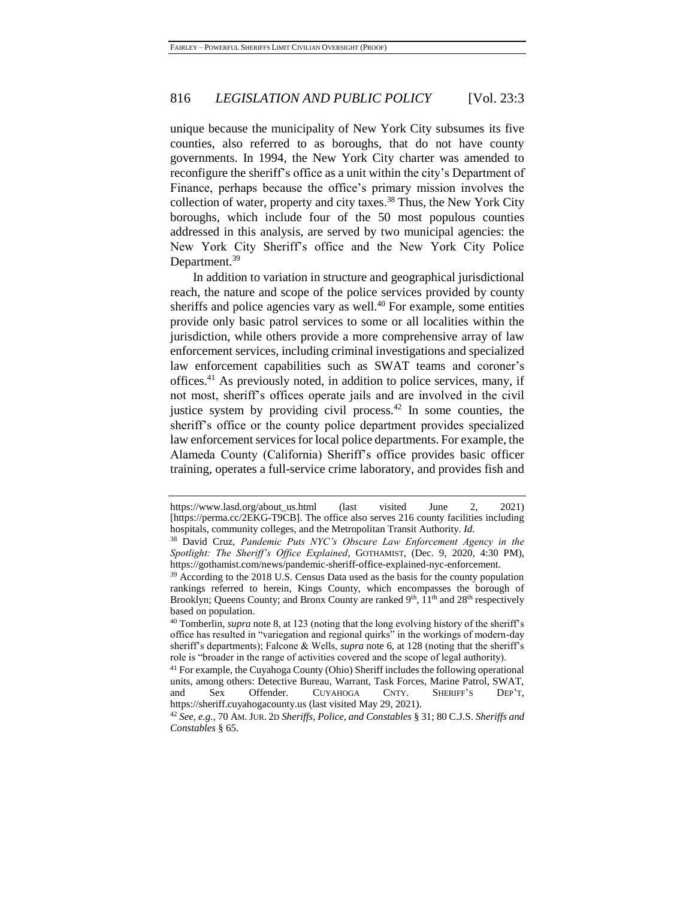unique because the municipality of New York City subsumes its five counties, also referred to as boroughs, that do not have county governments. In 1994, the New York City charter was amended to reconfigure the sheriff's office as a unit within the city's Department of Finance, perhaps because the office's primary mission involves the collection of water, property and city taxes.[38] Thus, the New York City boroughs, which include four of the 50 most populous counties addressed in this analysis, are served by two municipal agencies: the New York City Sheriff's office and the New York City Police Department.[39]

In addition to variation in structure and geographical jurisdictional reach, the nature and scope of the police services provided by county sheriffs and police agencies vary as well.[40] For example, some entities provide only basic patrol services to some or all localities within the jurisdiction, while others provide a more comprehensive array of law enforcement services, including criminal investigations and specialized law enforcement capabilities such as SWAT teams and coroner's offices.[41] As previously noted, in addition to police services, many, if not most, sheriff's offices operate jails and are involved in the civil justice system by providing civil process.[42] In some counties, the sheriff's office or the county police department provides specialized law enforcement services for local police departments. For example, the Alameda County (California) Sheriff's office provides basic officer training, operates a full-service crime laboratory, and provides fish and

---

https://www.lasd.org/about_us.html (last visited June 2, 2021) [https://perma.cc/2EKG-T9CB]. The office also serves 216 county facilities including hospitals, community colleges, and the Metropolitan Transit Authority. *Id.*

[38] David Cruz, *Pandemic Puts NYC's Obscure Law Enforcement Agency in the Spotlight: The Sheriff's Office Explained*, GOTHAMIST, (Dec. 9, 2020, 4:30 PM), https://gothamist.com/news/pandemic-sheriff-office-explained-nyc-enforcement.

[39] According to the 2018 U.S. Census Data used as the basis for the county population rankings referred to herein, Kings County, which encompasses the borough of Brooklyn; Queens County; and Bronx County are ranked 9th, 11th and 28th respectively based on population.

[40] Tomberlin, *supra* note 8, at 123 (noting that the long evolving history of the sheriff's office has resulted in "variegation and regional quirks" in the workings of modern-day sheriff's departments); Falcone & Wells, *supra* note 6, at 128 (noting that the sheriff's role is "broader in the range of activities covered and the scope of legal authority).

[41] For example, the Cuyahoga County (Ohio) Sheriff includes the following operational units, among others: Detective Bureau, Warrant, Task Forces, Marine Patrol, SWAT, and Sex Offender. CUYAHOGA CNTY. SHERIFF'S DEP'T, https://sheriff.cuyahogacounty.us (last visited May 29, 2021).

[42] *See, e.g.*, 70 AM. JUR. 2D *Sheriffs, Police, and Constables* § 31; 80 C.J.S. *Sheriffs and Constables* § 65.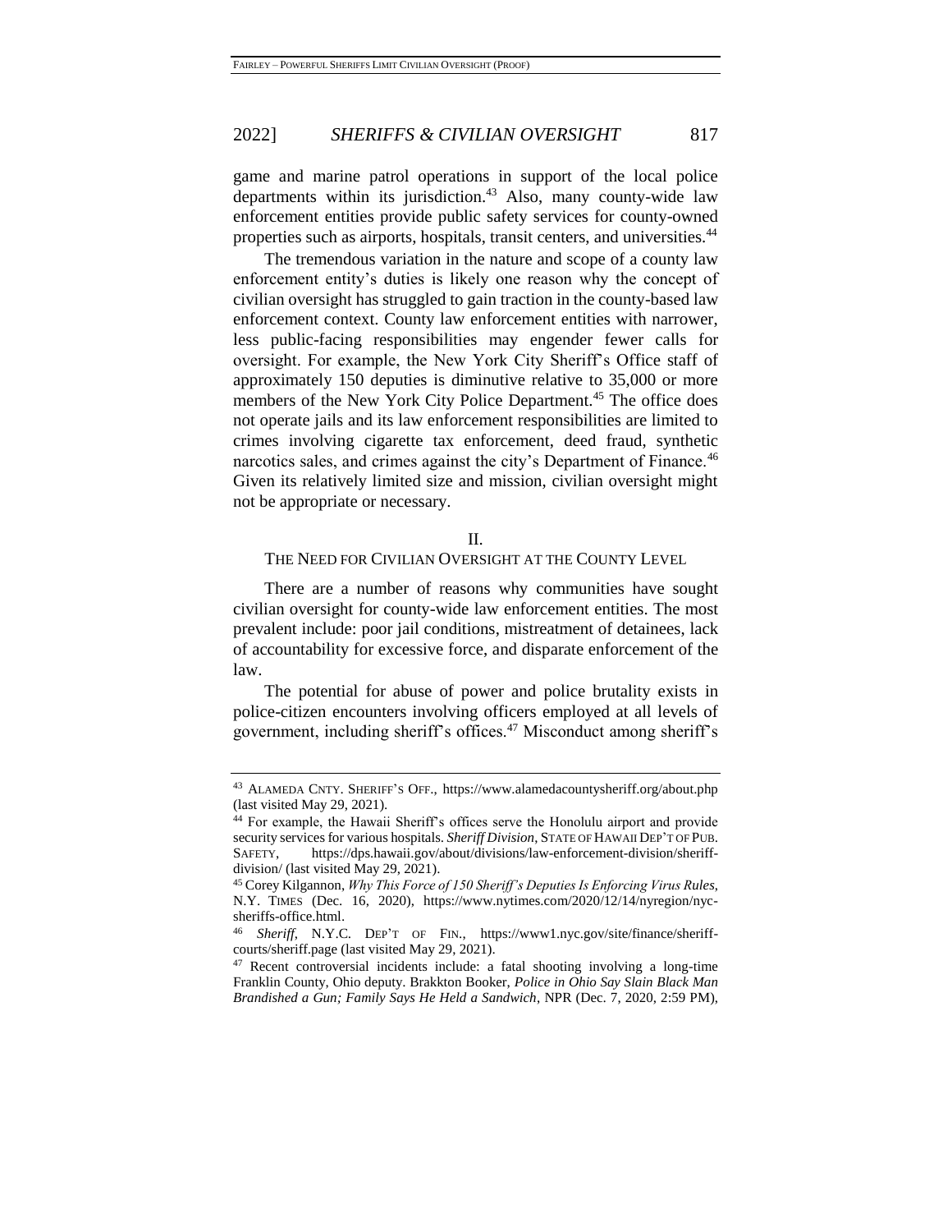game and marine patrol operations in support of the local police departments within its jurisdiction.[43] Also, many county-wide law enforcement entities provide public safety services for county-owned properties such as airports, hospitals, transit centers, and universities.[44]

The tremendous variation in the nature and scope of a county law enforcement entity's duties is likely one reason why the concept of civilian oversight has struggled to gain traction in the county-based law enforcement context. County law enforcement entities with narrower, less public-facing responsibilities may engender fewer calls for oversight. For example, the New York City Sheriff's Office staff of approximately 150 deputies is diminutive relative to 35,000 or more members of the New York City Police Department.[45] The office does not operate jails and its law enforcement responsibilities are limited to crimes involving cigarette tax enforcement, deed fraud, synthetic narcotics sales, and crimes against the city's Department of Finance.[46] Given its relatively limited size and mission, civilian oversight might not be appropriate or necessary.

## II. THE NEED FOR CIVILIAN OVERSIGHT AT THE COUNTY LEVEL

There are a number of reasons why communities have sought civilian oversight for county-wide law enforcement entities. The most prevalent include: poor jail conditions, mistreatment of detainees, lack of accountability for excessive force, and disparate enforcement of the law.

The potential for abuse of power and police brutality exists in police-citizen encounters involving officers employed at all levels of government, including sheriff's offices.[47] Misconduct among sheriff's

---

[43] ALAMEDA CNTY. SHERIFF'S OFF., https://www.alamedacountysheriff.org/about.php (last visited May 29, 2021).

[44] For example, the Hawaii Sheriff's offices serve the Honolulu airport and provide security services for various hospitals. *Sheriff Division*, STATE OF HAWAII DEP'T OF PUB. SAFETY, https://dps.hawaii.gov/about/divisions/law-enforcement-division/sheriff-division/ (last visited May 29, 2021).

[45] Corey Kilgannon, *Why This Force of 150 Sheriff's Deputies Is Enforcing Virus Rules*, N.Y. TIMES (Dec. 16, 2020), https://www.nytimes.com/2020/12/14/nyregion/nyc-sheriffs-office.html.

[46] *Sheriff*, N.Y.C. DEP'T OF FIN., https://www1.nyc.gov/site/finance/sheriff-courts/sheriff.page (last visited May 29, 2021).

[47] Recent controversial incidents include: a fatal shooting involving a long-time Franklin County, Ohio deputy. Brakkton Booker, *Police in Ohio Say Slain Black Man Brandished a Gun; Family Says He Held a Sandwich*, NPR (Dec. 7, 2020, 2:59 PM),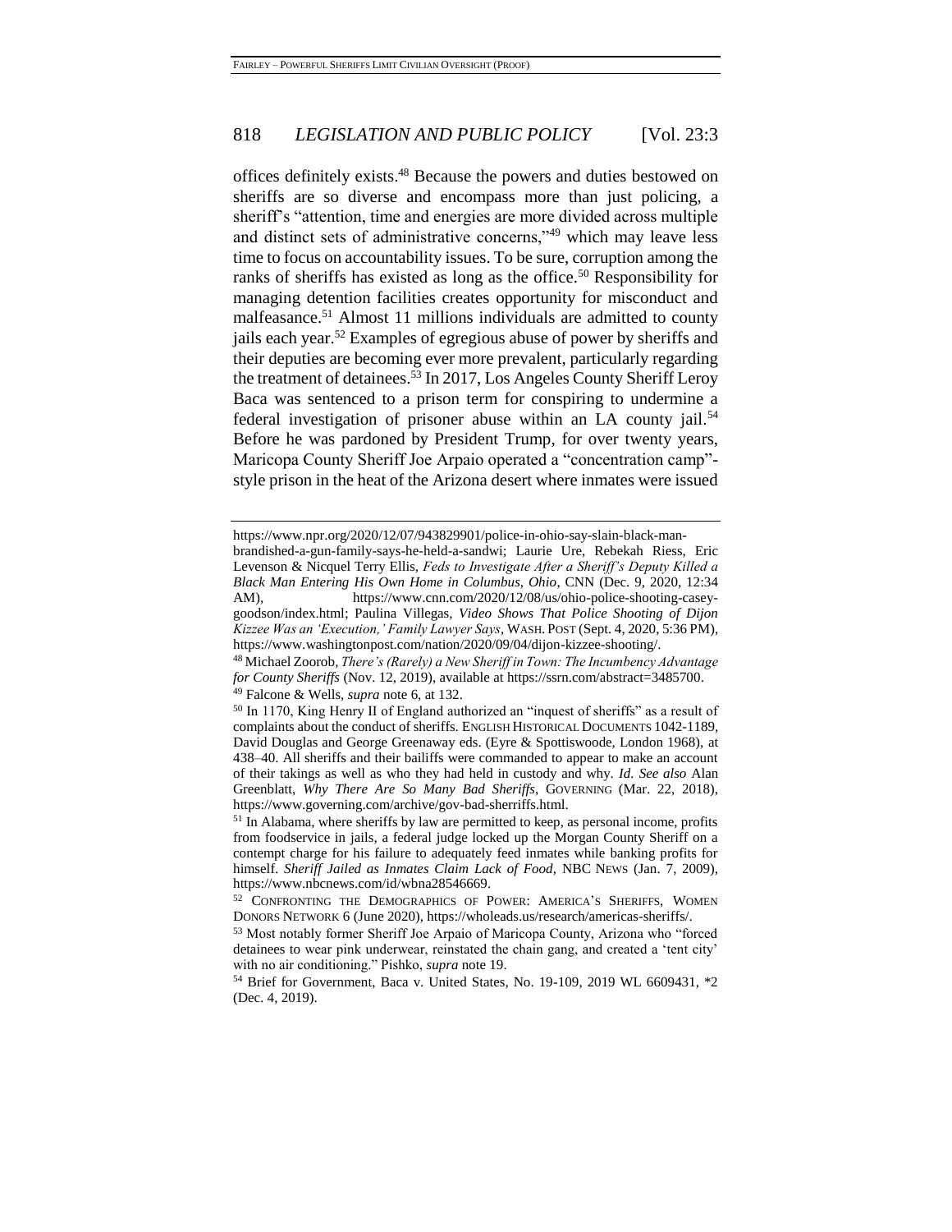offices definitely exists.[48] Because the powers and duties bestowed on sheriffs are so diverse and encompass more than just policing, a sheriff's "attention, time and energies are more divided across multiple and distinct sets of administrative concerns,"[49] which may leave less time to focus on accountability issues. To be sure, corruption among the ranks of sheriffs has existed as long as the office.[50] Responsibility for managing detention facilities creates opportunity for misconduct and malfeasance.[51] Almost 11 millions individuals are admitted to county jails each year.[52] Examples of egregious abuse of power by sheriffs and their deputies are becoming ever more prevalent, particularly regarding the treatment of detainees.[53] In 2017, Los Angeles County Sheriff Leroy Baca was sentenced to a prison term for conspiring to undermine a federal investigation of prisoner abuse within an LA county jail.[54] Before he was pardoned by President Trump, for over twenty years, Maricopa County Sheriff Joe Arpaio operated a "concentration camp"-style prison in the heat of the Arizona desert where inmates were issued

---

https://www.npr.org/2020/12/07/943829901/police-in-ohio-say-slain-black-man-brandished-a-gun-family-says-he-held-a-sandwi; Laurie Ure, Rebekah Riess, Eric Levenson & Nicquel Terry Ellis, *Feds to Investigate After a Sheriff's Deputy Killed a Black Man Entering His Own Home in Columbus, Ohio*, CNN (Dec. 9, 2020, 12:34 AM), https://www.cnn.com/2020/12/08/us/ohio-police-shooting-casey-goodson/index.html; Paulina Villegas, *Video Shows That Police Shooting of Dijon Kizzee Was an 'Execution,' Family Lawyer Says*, WASH. POST (Sept. 4, 2020, 5:36 PM), https://www.washingtonpost.com/nation/2020/09/04/dijon-kizzee-shooting/.

[48] Michael Zoorob, *There's (Rarely) a New Sheriff in Town: The Incumbency Advantage for County Sheriffs* (Nov. 12, 2019), available at https://ssrn.com/abstract=3485700.

[49] Falcone & Wells, *supra* note 6, at 132.

[50] In 1170, King Henry II of England authorized an "inquest of sheriffs" as a result of complaints about the conduct of sheriffs. ENGLISH HISTORICAL DOCUMENTS 1042-1189, David Douglas and George Greenaway eds. (Eyre & Spottiswoode, London 1968), at 438–40. All sheriffs and their bailiffs were commanded to appear to make an account of their takings as well as who they had held in custody and why. *Id. See also* Alan Greenblatt, *Why There Are So Many Bad Sheriffs*, GOVERNING (Mar. 22, 2018), https://www.governing.com/archive/gov-bad-sherriffs.html.

[51] In Alabama, where sheriffs by law are permitted to keep, as personal income, profits from foodservice in jails, a federal judge locked up the Morgan County Sheriff on a contempt charge for his failure to adequately feed inmates while banking profits for himself. *Sheriff Jailed as Inmates Claim Lack of Food*, NBC NEWS (Jan. 7, 2009), https://www.nbcnews.com/id/wbna28546669.

[52] CONFRONTING THE DEMOGRAPHICS OF POWER: AMERICA'S SHERIFFS, WOMEN DONORS NETWORK 6 (June 2020), https://wholeads.us/research/americas-sheriffs/.

[53] Most notably former Sheriff Joe Arpaio of Maricopa County, Arizona who "forced detainees to wear pink underwear, reinstated the chain gang, and created a 'tent city' with no air conditioning." Pishko, *supra* note 19.

[54] Brief for Government, Baca v. United States, No. 19-109, 2019 WL 6609431, *2 (Dec. 4, 2019).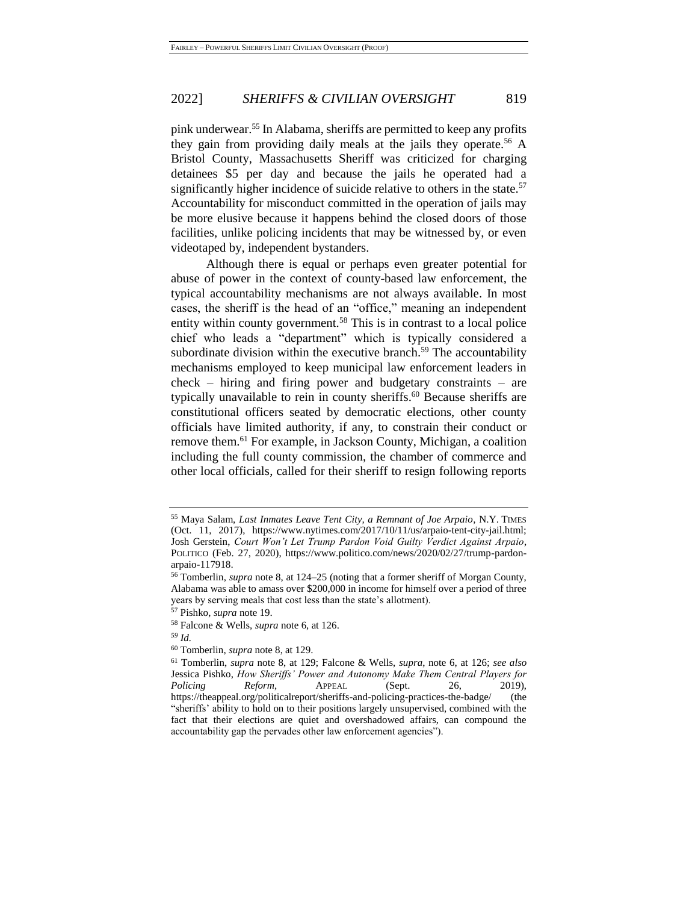pink underwear.[55] In Alabama, sheriffs are permitted to keep any profits they gain from providing daily meals at the jails they operate.[56] A Bristol County, Massachusetts Sheriff was criticized for charging detainees $5 per day and because the jails he operated had a significantly higher incidence of suicide relative to others in the state.[57] Accountability for misconduct committed in the operation of jails may be more elusive because it happens behind the closed doors of those facilities, unlike policing incidents that may be witnessed by, or even videotaped by, independent bystanders.

Although there is equal or perhaps even greater potential for abuse of power in the context of county-based law enforcement, the typical accountability mechanisms are not always available. In most cases, the sheriff is the head of an "office," meaning an independent entity within county government.[58] This is in contrast to a local police chief who leads a "department" which is typically considered a subordinate division within the executive branch.[59] The accountability mechanisms employed to keep municipal law enforcement leaders in check – hiring and firing power and budgetary constraints – are typically unavailable to rein in county sheriffs.[60] Because sheriffs are constitutional officers seated by democratic elections, other county officials have limited authority, if any, to constrain their conduct or remove them.[61] For example, in Jackson County, Michigan, a coalition including the full county commission, the chamber of commerce and other local officials, called for their sheriff to resign following reports

---

[55] Maya Salam, *Last Inmates Leave Tent City, a Remnant of Joe Arpaio*, N.Y. TIMES (Oct. 11, 2017), https://www.nytimes.com/2017/10/11/us/arpaio-tent-city-jail.html; Josh Gerstein, *Court Won't Let Trump Pardon Void Guilty Verdict Against Arpaio*, POLITICO (Feb. 27, 2020), https://www.politico.com/news/2020/02/27/trump-pardon-arpaio-117918.

[56] Tomberlin, *supra* note 8, at 124–25 (noting that a former sheriff of Morgan County, Alabama was able to amass over $200,000 in income for himself over a period of three years by serving meals that cost less than the state's allotment).

[57] Pishko, *supra* note 19.

[58] Falcone & Wells, *supra* note 6, at 126.

[59] *Id.*

[60] Tomberlin, *supra* note 8, at 129.

[61] Tomberlin, *supra* note 8, at 129; Falcone & Wells, *supra*, note 6, at 126; *see also* Jessica Pishko, *How Sheriffs' Power and Autonomy Make Them Central Players for Policing Reform*, APPEAL (Sept. 26, 2019), https://theappeal.org/politicalreport/sheriffs-and-policing-practices-the-badge/ (the "sheriffs' ability to hold on to their positions largely unsupervised, combined with the fact that their elections are quiet and overshadowed affairs, can compound the accountability gap the pervades other law enforcement agencies").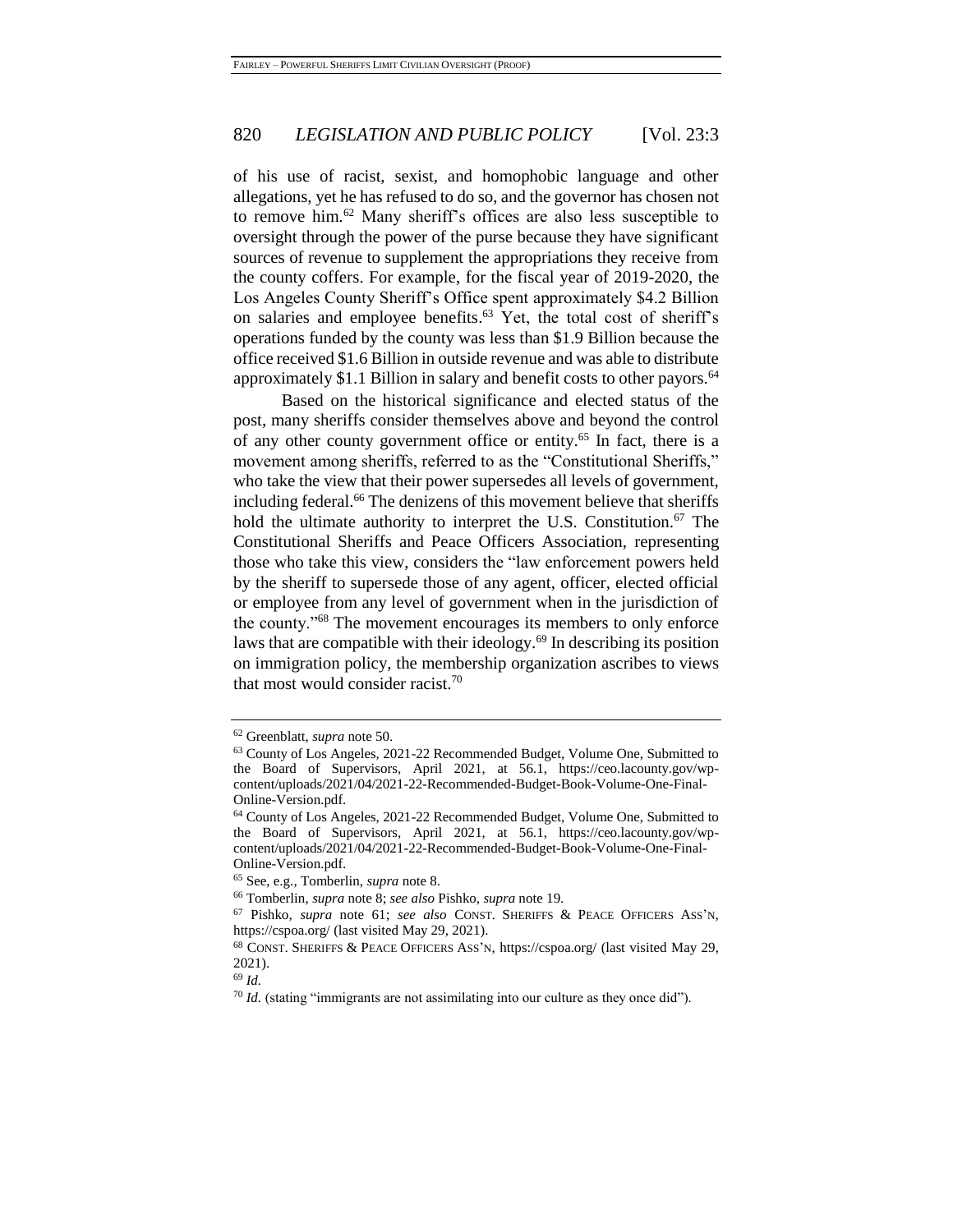of his use of racist, sexist, and homophobic language and other allegations, yet he has refused to do so, and the governor has chosen not to remove him.[62] Many sheriff's offices are also less susceptible to oversight through the power of the purse because they have significant sources of revenue to supplement the appropriations they receive from the county coffers. For example, for the fiscal year of 2019-2020, the Los Angeles County Sheriff's Office spent approximately $4.2 Billion on salaries and employee benefits.[63] Yet, the total cost of sheriff's operations funded by the county was less than $1.9 Billion because the office received $1.6 Billion in outside revenue and was able to distribute approximately $1.1 Billion in salary and benefit costs to other payors.[64]

Based on the historical significance and elected status of the post, many sheriffs consider themselves above and beyond the control of any other county government office or entity.[65] In fact, there is a movement among sheriffs, referred to as the "Constitutional Sheriffs," who take the view that their power supersedes all levels of government, including federal.[66] The denizens of this movement believe that sheriffs hold the ultimate authority to interpret the U.S. Constitution.[67] The Constitutional Sheriffs and Peace Officers Association, representing those who take this view, considers the "law enforcement powers held by the sheriff to supersede those of any agent, officer, elected official or employee from any level of government when in the jurisdiction of the county."[68] The movement encourages its members to only enforce laws that are compatible with their ideology.[69] In describing its position on immigration policy, the membership organization ascribes to views that most would consider racist.[70]

---

[62] Greenblatt, *supra* note 50.

[63] County of Los Angeles, 2021-22 Recommended Budget, Volume One, Submitted to the Board of Supervisors, April 2021, at 56.1, https://ceo.lacounty.gov/wp-content/uploads/2021/04/2021-22-Recommended-Budget-Book-Volume-One-Final-Online-Version.pdf.

[64] County of Los Angeles, 2021-22 Recommended Budget, Volume One, Submitted to the Board of Supervisors, April 2021, at 56.1, https://ceo.lacounty.gov/wp-content/uploads/2021/04/2021-22-Recommended-Budget-Book-Volume-One-Final-Online-Version.pdf.

[65] See, e.g., Tomberlin, *supra* note 8.

[66] Tomberlin, *supra* note 8; *see also* Pishko, *supra* note 19.

[67] Pishko, *supra* note 61; *see also* CONST. SHERIFFS & PEACE OFFICERS ASS'N, https://cspoa.org/ (last visited May 29, 2021).

[68] CONST. SHERIFFS & PEACE OFFICERS ASS'N, https://cspoa.org/ (last visited May 29, 2021).

[69] *Id.*

[70] *Id.* (stating "immigrants are not assimilating into our culture as they once did").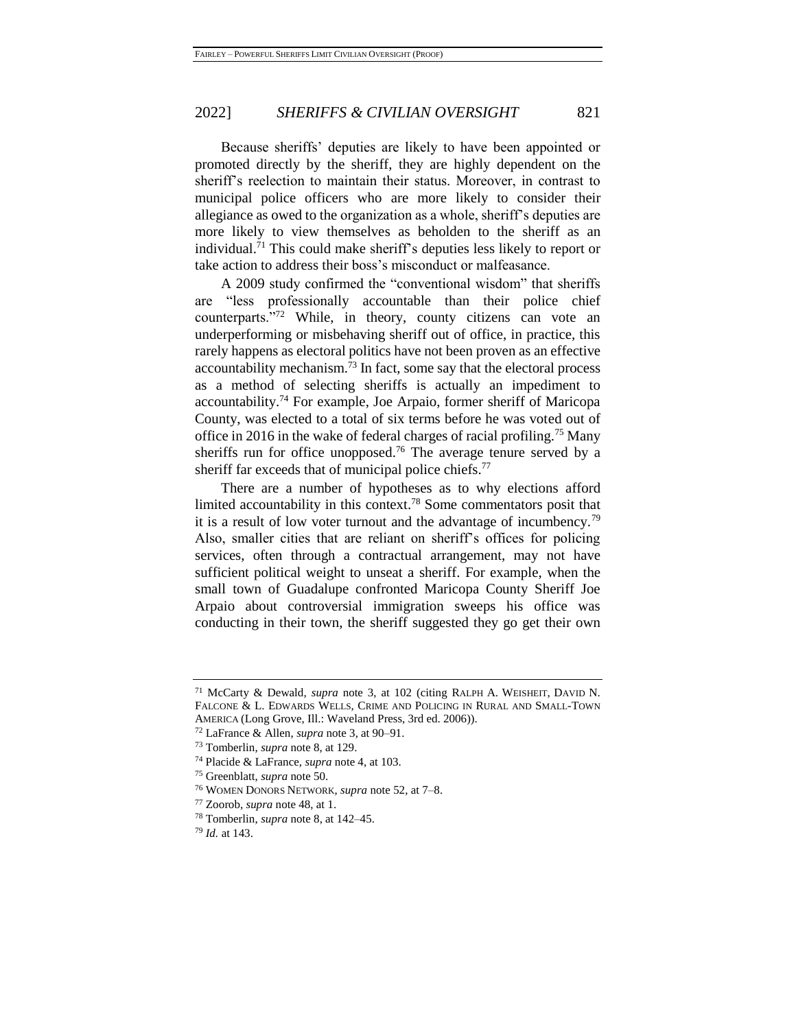Because sheriffs' deputies are likely to have been appointed or promoted directly by the sheriff, they are highly dependent on the sheriff's reelection to maintain their status. Moreover, in contrast to municipal police officers who are more likely to consider their allegiance as owed to the organization as a whole, sheriff's deputies are more likely to view themselves as beholden to the sheriff as an individual.[71] This could make sheriff's deputies less likely to report or take action to address their boss's misconduct or malfeasance.

A 2009 study confirmed the "conventional wisdom" that sheriffs are "less professionally accountable than their police chief counterparts."[72] While, in theory, county citizens can vote an underperforming or misbehaving sheriff out of office, in practice, this rarely happens as electoral politics have not been proven as an effective accountability mechanism.[73] In fact, some say that the electoral process as a method of selecting sheriffs is actually an impediment to accountability.[74] For example, Joe Arpaio, former sheriff of Maricopa County, was elected to a total of six terms before he was voted out of office in 2016 in the wake of federal charges of racial profiling.[75] Many sheriffs run for office unopposed.[76] The average tenure served by a sheriff far exceeds that of municipal police chiefs.[77]

There are a number of hypotheses as to why elections afford limited accountability in this context.[78] Some commentators posit that it is a result of low voter turnout and the advantage of incumbency.[79] Also, smaller cities that are reliant on sheriff's offices for policing services, often through a contractual arrangement, may not have sufficient political weight to unseat a sheriff. For example, when the small town of Guadalupe confronted Maricopa County Sheriff Joe Arpaio about controversial immigration sweeps his office was conducting in their town, the sheriff suggested they go get their own

---

[71] McCarty & Dewald, *supra* note 3, at 102 (citing RALPH A. WEISHEIT, DAVID N. FALCONE & L. EDWARDS WELLS, CRIME AND POLICING IN RURAL AND SMALL-TOWN AMERICA (Long Grove, Ill.: Waveland Press, 3rd ed. 2006)).

[72] LaFrance & Allen, *supra* note 3, at 90–91.

[73] Tomberlin, *supra* note 8, at 129.

[74] Placide & LaFrance, *supra* note 4, at 103.

[75] Greenblatt, *supra* note 50.

[76] WOMEN DONORS NETWORK, *supra* note 52, at 7–8.

[77] Zoorob, *supra* note 48, at 1.

[78] Tomberlin, *supra* note 8, at 142–45.

[79] *Id.* at 143.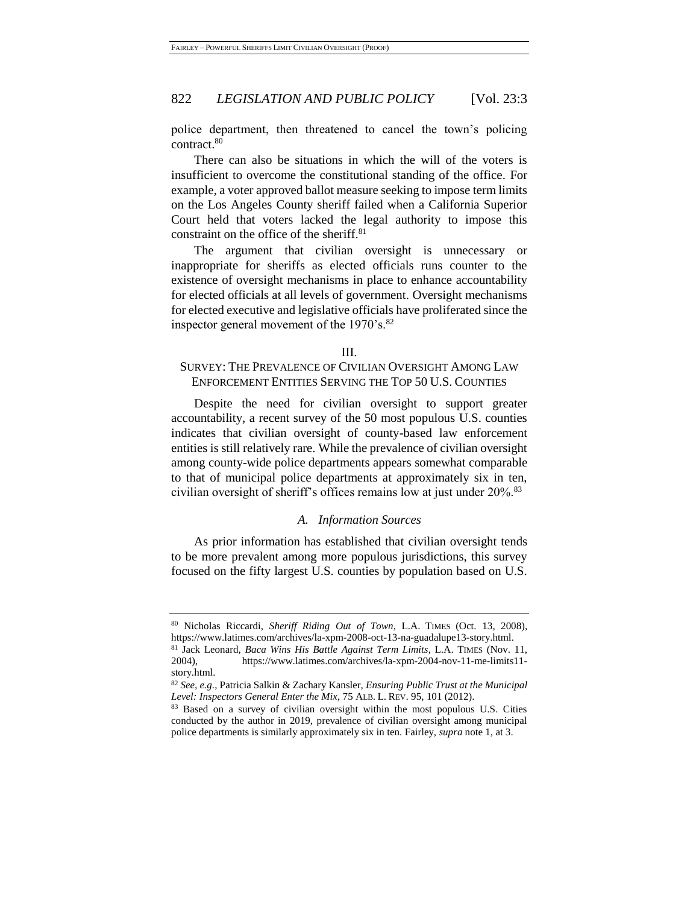police department, then threatened to cancel the town's policing contract.[80]

There can also be situations in which the will of the voters is insufficient to overcome the constitutional standing of the office. For example, a voter approved ballot measure seeking to impose term limits on the Los Angeles County sheriff failed when a California Superior Court held that voters lacked the legal authority to impose this constraint on the office of the sheriff.[81]

The argument that civilian oversight is unnecessary or inappropriate for sheriffs as elected officials runs counter to the existence of oversight mechanisms in place to enhance accountability for elected officials at all levels of government. Oversight mechanisms for elected executive and legislative officials have proliferated since the inspector general movement of the 1970's.[82]

## III.
## SURVEY: THE PREVALENCE OF CIVILIAN OVERSIGHT AMONG LAW ENFORCEMENT ENTITIES SERVING THE TOP 50 U.S. COUNTIES

Despite the need for civilian oversight to support greater accountability, a recent survey of the 50 most populous U.S. counties indicates that civilian oversight of county-based law enforcement entities is still relatively rare. While the prevalence of civilian oversight among county-wide police departments appears somewhat comparable to that of municipal police departments at approximately six in ten, civilian oversight of sheriff's offices remains low at just under 20%.[83]

### *A. Information Sources*

As prior information has established that civilian oversight tends to be more prevalent among more populous jurisdictions, this survey focused on the fifty largest U.S. counties by population based on U.S.

---

[80] Nicholas Riccardi, *Sheriff Riding Out of Town*, L.A. TIMES (Oct. 13, 2008), https://www.latimes.com/archives/la-xpm-2008-oct-13-na-guadalupe13-story.html.

[81] Jack Leonard, *Baca Wins His Battle Against Term Limits*, L.A. TIMES (Nov. 11, 2004), https://www.latimes.com/archives/la-xpm-2004-nov-11-me-limits11-story.html.

[82] *See, e.g.*, Patricia Salkin & Zachary Kansler, *Ensuring Public Trust at the Municipal Level: Inspectors General Enter the Mix*, 75 ALB. L. REV. 95, 101 (2012).

[83] Based on a survey of civilian oversight within the most populous U.S. Cities conducted by the author in 2019, prevalence of civilian oversight among municipal police departments is similarly approximately six in ten. Fairley, *supra* note 1, at 3.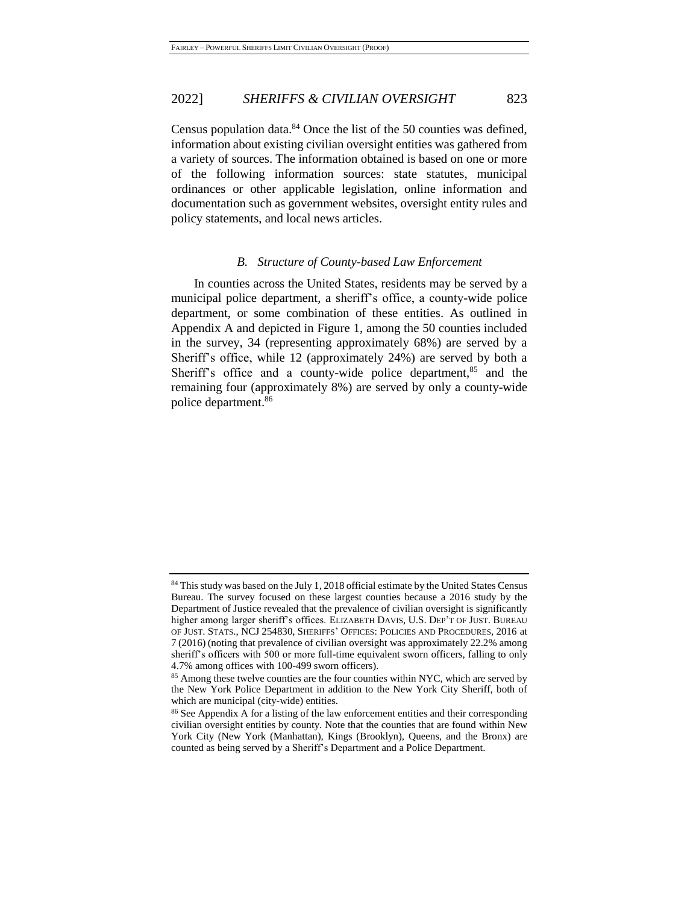Census population data.[84] Once the list of the 50 counties was defined, information about existing civilian oversight entities was gathered from a variety of sources. The information obtained is based on one or more of the following information sources: state statutes, municipal ordinances or other applicable legislation, online information and documentation such as government websites, oversight entity rules and policy statements, and local news articles.

### *B. Structure of County-based Law Enforcement*

In counties across the United States, residents may be served by a municipal police department, a sheriff's office, a county-wide police department, or some combination of these entities. As outlined in Appendix A and depicted in Figure 1, among the 50 counties included in the survey, 34 (representing approximately 68%) are served by a Sheriff's office, while 12 (approximately 24%) are served by both a Sheriff's office and a county-wide police department,[85] and the remaining four (approximately 8%) are served by only a county-wide police department.[86]

---

[84] This study was based on the July 1, 2018 official estimate by the United States Census Bureau. The survey focused on these largest counties because a 2016 study by the Department of Justice revealed that the prevalence of civilian oversight is significantly higher among larger sheriff's offices. ELIZABETH DAVIS, U.S. DEP'T OF JUST. BUREAU OF JUST. STATS., NCJ 254830, SHERIFFS' OFFICES: POLICIES AND PROCEDURES, 2016 at 7 (2016) (noting that prevalence of civilian oversight was approximately 22.2% among sheriff's officers with 500 or more full-time equivalent sworn officers, falling to only 4.7% among offices with 100-499 sworn officers).

[85] Among these twelve counties are the four counties within NYC, which are served by the New York Police Department in addition to the New York City Sheriff, both of which are municipal (city-wide) entities.

[86] See Appendix A for a listing of the law enforcement entities and their corresponding civilian oversight entities by county. Note that the counties that are found within New York City (New York (Manhattan), Kings (Brooklyn), Queens, and the Bronx) are counted as being served by a Sheriff's Department and a Police Department.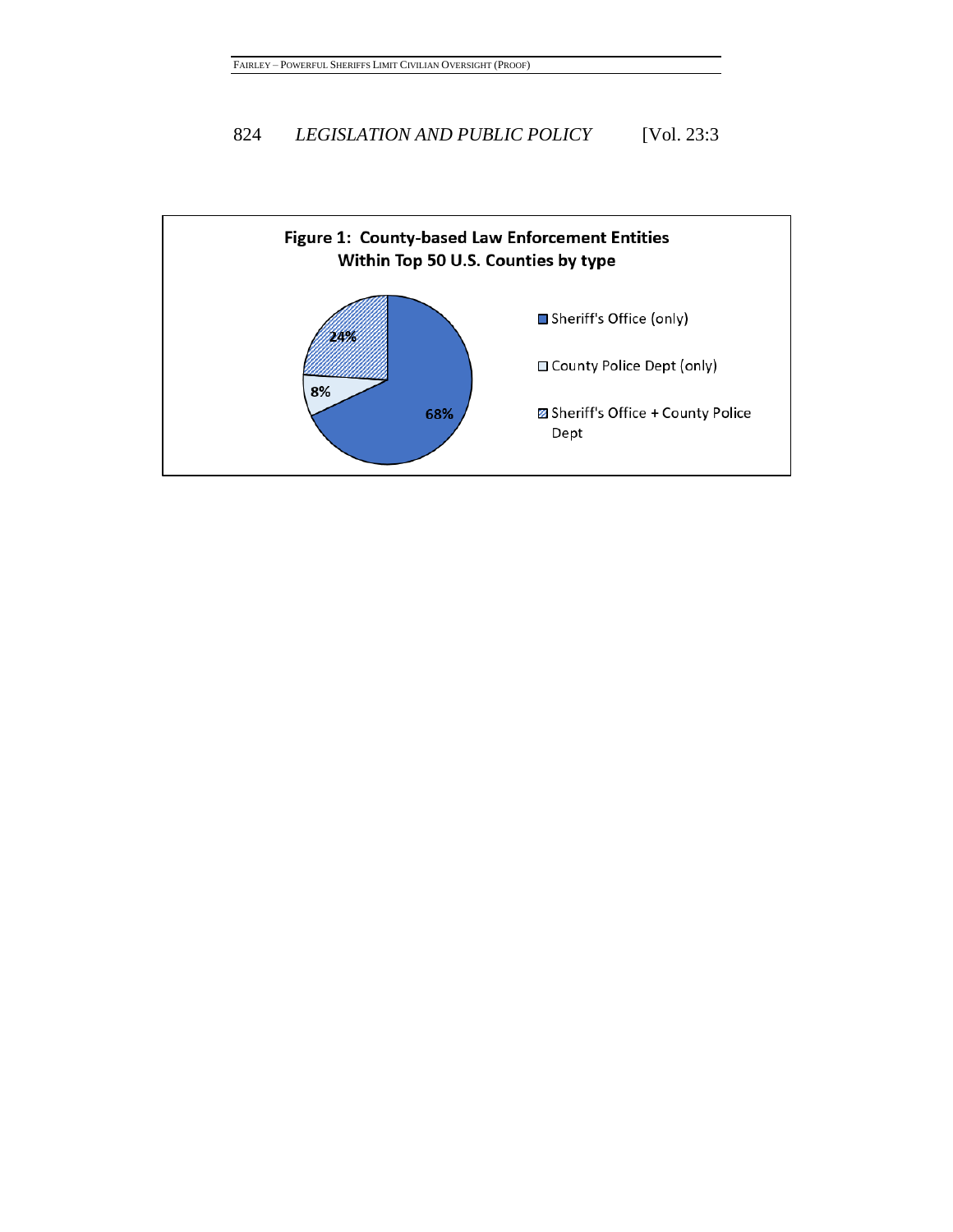**Figure 1: County-based Law Enforcement Entities Within Top 50 U.S. Counties by type**

| Type | Percentage |
| --- | --- |
| Sheriff's Office (only) | 68% |
| County Police Dept (only) | 8% |
| Sheriff's Office + County Police Dept | 24% |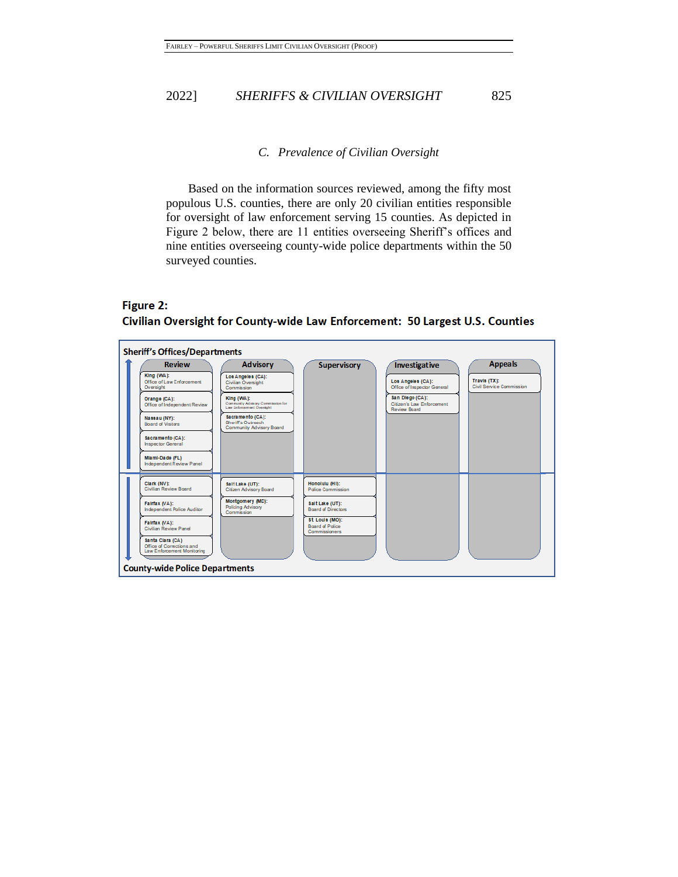### C. *Prevalence of Civilian Oversight*

Based on the information sources reviewed, among the fifty most populous U.S. counties, there are only 20 civilian entities responsible for oversight of law enforcement serving 15 counties. As depicted in Figure 2 below, there are 11 entities overseeing Sheriff's offices and nine entities overseeing county-wide police departments within the 50 surveyed counties.

**Figure 2:**
**Civilian Oversight for County-wide Law Enforcement: 50 Largest U.S. Counties**

**Sheriff's Offices/Departments**

| Review | Advisory | Supervisory | Investigative | Appeals |
|---|---|---|---|---|
| **King (WA):** Office of Law Enforcement Oversight | **Los Angeles (CA):** Civilian Oversight Commission | | **Los Angeles (CA):** Office of Inspector General | **Travis (TX):** Civil Service Commission |
| **Orange (CA):** Office of Independent Review | **King (WA):** Community Advisory Commission for Law Enforcement Oversight | | **San Diego (CA):** Citizen's Law Enforcement Review Board | |
| **Nassau (NY):** Board of Visitors | **Sacramento (CA):** Sheriff's Outreach Community Advisory Board | | | |
| **Sacramento (CA):** Inspector General | | | | |
| **Miami-Dade (FL)** Independent Review Panel | | | | |

**County-wide Police Departments**

| Review | Advisory | Supervisory | Investigative | Appeals |
|---|---|---|---|---|
| **Clark (NV):** Civilian Review Board | **Salt Lake (UT):** Citizen Advisory Board | **Honolulu (HI):** Police Commission | | |
| **Fairfax (VA):** Independent Police Auditor | **Montgomery (MD):** Policing Advisory Commission | **Salt Lake (UT):** Board of Directors | | |
| **Fairfax (VA):** Civilian Review Panel | | **St Louis (MO):** Board of Police Commissioners | | |
| **Santa Clara (CA)** Office of Corrections and Law Enforcement Monitoring | | | | |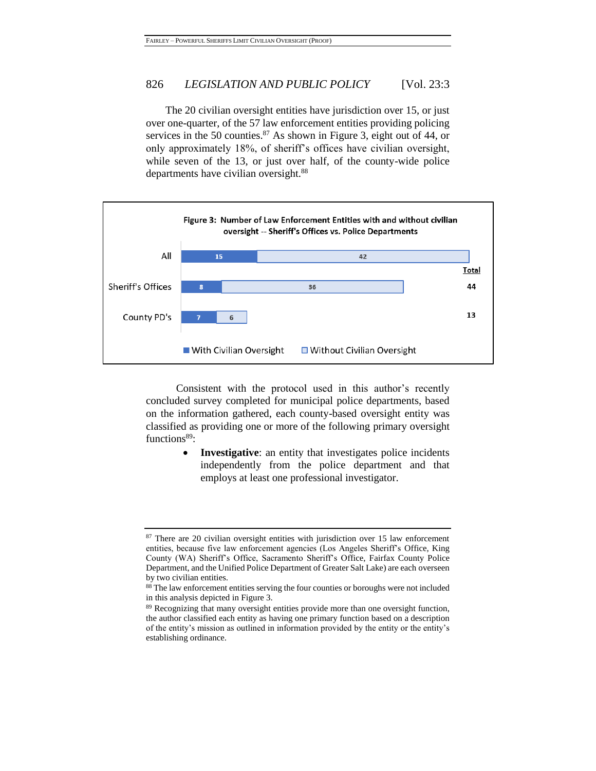The 20 civilian oversight entities have jurisdiction over 15, or just over one-quarter, of the 57 law enforcement entities providing policing services in the 50 counties.[87] As shown in Figure 3, eight out of 44, or only approximately 18%, of sheriff's offices have civilian oversight, while seven of the 13, or just over half, of the county-wide police departments have civilian oversight.[88]

**Figure 3: Number of Law Enforcement Entities with and without civilian oversight -- Sheriff's Offices vs. Police Departments**

| | With Civilian Oversight | Without Civilian Oversight | Total |
|---|---|---|---|
| All | 15 | 42 | |
| Sheriff's Offices | 8 | 36 | 44 |
| County PD's | 7 | 6 | 13 |

Consistent with the protocol used in this author's recently concluded survey completed for municipal police departments, based on the information gathered, each county-based oversight entity was classified as providing one or more of the following primary oversight functions[89]:

- **Investigative**: an entity that investigates police incidents independently from the police department and that employs at least one professional investigator.

---

[87] There are 20 civilian oversight entities with jurisdiction over 15 law enforcement entities, because five law enforcement agencies (Los Angeles Sheriff's Office, King County (WA) Sheriff's Office, Sacramento Sheriff's Office, Fairfax County Police Department, and the Unified Police Department of Greater Salt Lake) are each overseen by two civilian entities.

[88] The law enforcement entities serving the four counties or boroughs were not included in this analysis depicted in Figure 3.

[89] Recognizing that many oversight entities provide more than one oversight function, the author classified each entity as having one primary function based on a description of the entity's mission as outlined in information provided by the entity or the entity's establishing ordinance.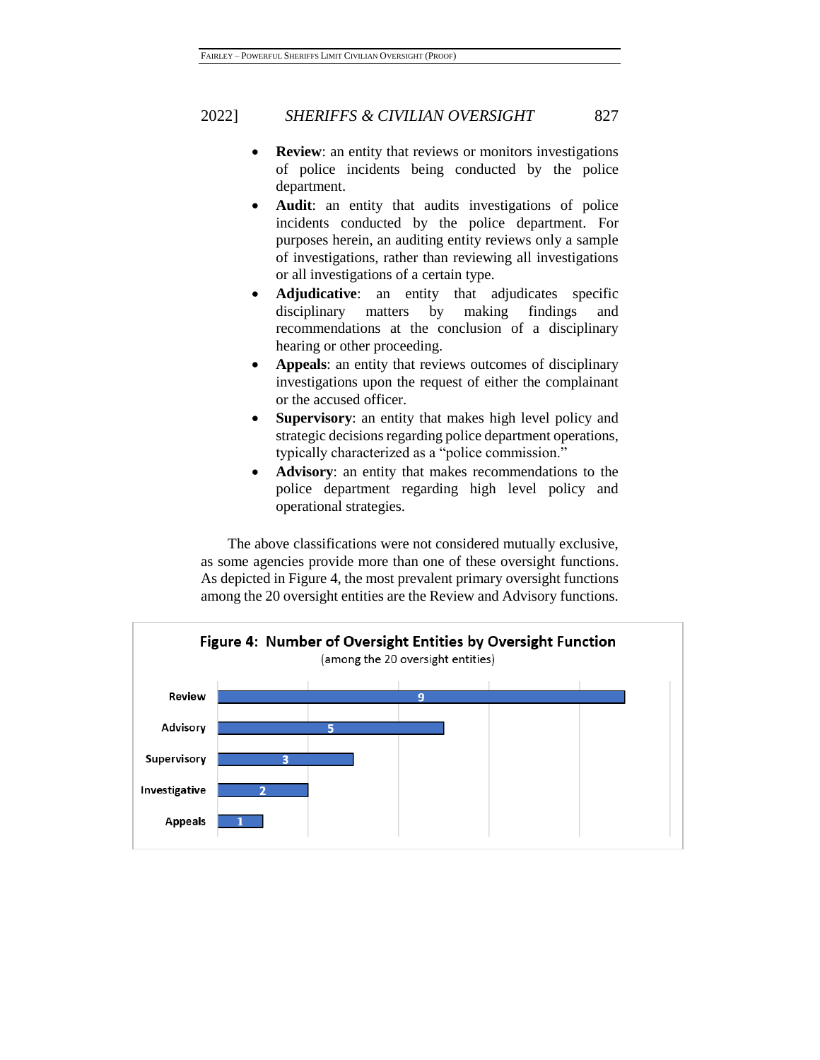- **Review**: an entity that reviews or monitors investigations of police incidents being conducted by the police department.
- **Audit**: an entity that audits investigations of police incidents conducted by the police department. For purposes herein, an auditing entity reviews only a sample of investigations, rather than reviewing all investigations or all investigations of a certain type.
- **Adjudicative**: an entity that adjudicates specific disciplinary matters by making findings and recommendations at the conclusion of a disciplinary hearing or other proceeding.
- **Appeals**: an entity that reviews outcomes of disciplinary investigations upon the request of either the complainant or the accused officer.
- **Supervisory**: an entity that makes high level policy and strategic decisions regarding police department operations, typically characterized as a "police commission."
- **Advisory**: an entity that makes recommendations to the police department regarding high level policy and operational strategies.

The above classifications were not considered mutually exclusive, as some agencies provide more than one of these oversight functions. As depicted in Figure 4, the most prevalent primary oversight functions among the 20 oversight entities are the Review and Advisory functions.

**Figure 4: Number of Oversight Entities by Oversight Function**
(among the 20 oversight entities)

| Oversight Function | Number of Entities |
|---|---|
| Review | 9 |
| Advisory | 5 |
| Supervisory | 3 |
| Investigative | 2 |
| Appeals | 1 |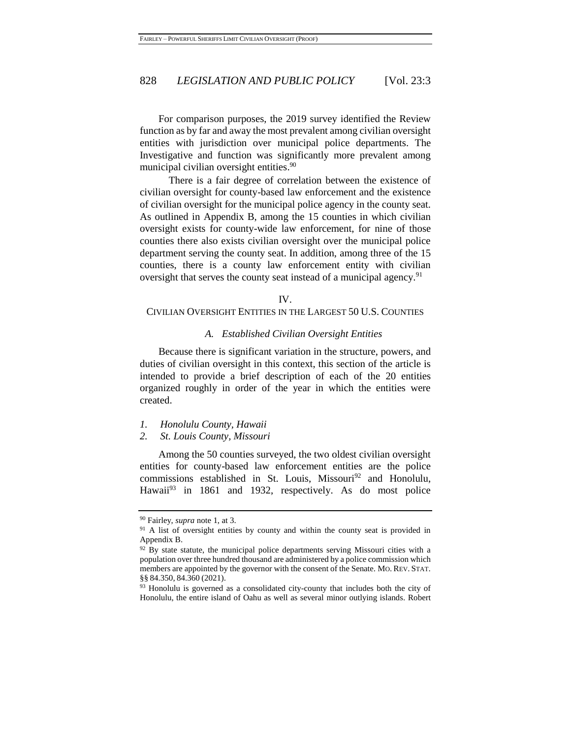For comparison purposes, the 2019 survey identified the Review function as by far and away the most prevalent among civilian oversight entities with jurisdiction over municipal police departments. The Investigative and function was significantly more prevalent among municipal civilian oversight entities.[90]

There is a fair degree of correlation between the existence of civilian oversight for county-based law enforcement and the existence of civilian oversight for the municipal police agency in the county seat. As outlined in Appendix B, among the 15 counties in which civilian oversight exists for county-wide law enforcement, for nine of those counties there also exists civilian oversight over the municipal police department serving the county seat. In addition, among three of the 15 counties, there is a county law enforcement entity with civilian oversight that serves the county seat instead of a municipal agency.[91]

## IV.
## CIVILIAN OVERSIGHT ENTITIES IN THE LARGEST 50 U.S. COUNTIES

### *A. Established Civilian Oversight Entities*

Because there is significant variation in the structure, powers, and duties of civilian oversight in this context, this section of the article is intended to provide a brief description of each of the 20 entities organized roughly in order of the year in which the entities were created.

*1. Honolulu County, Hawaii*
*2. St. Louis County, Missouri*

Among the 50 counties surveyed, the two oldest civilian oversight entities for county-based law enforcement entities are the police commissions established in St. Louis, Missouri[92] and Honolulu, Hawaii[93] in 1861 and 1932, respectively. As do most police

---

[90] Fairley, *supra* note 1, at 3.

[91] A list of oversight entities by county and within the county seat is provided in Appendix B.

[92] By state statute, the municipal police departments serving Missouri cities with a population over three hundred thousand are administered by a police commission which members are appointed by the governor with the consent of the Senate. MO. REV. STAT. §§ 84.350, 84.360 (2021).

[93] Honolulu is governed as a consolidated city-county that includes both the city of Honolulu, the entire island of Oahu as well as several minor outlying islands. Robert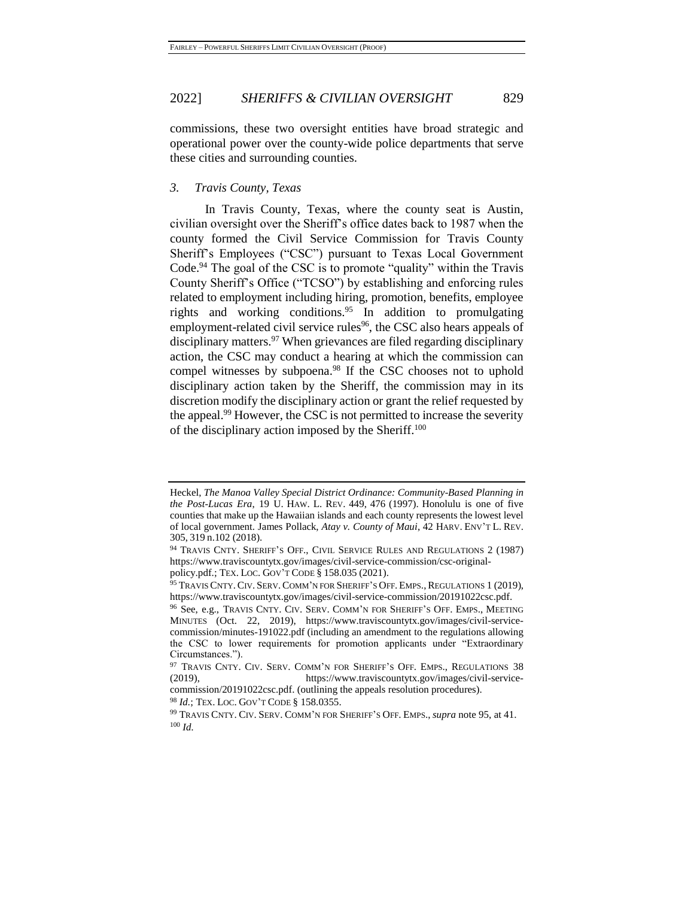commissions, these two oversight entities have broad strategic and operational power over the county-wide police departments that serve these cities and surrounding counties.

### *3. Travis County, Texas*

In Travis County, Texas, where the county seat is Austin, civilian oversight over the Sheriff's office dates back to 1987 when the county formed the Civil Service Commission for Travis County Sheriff's Employees ("CSC") pursuant to Texas Local Government Code.[94] The goal of the CSC is to promote "quality" within the Travis County Sheriff's Office ("TCSO") by establishing and enforcing rules related to employment including hiring, promotion, benefits, employee rights and working conditions.[95] In addition to promulgating employment-related civil service rules[96], the CSC also hears appeals of disciplinary matters.[97] When grievances are filed regarding disciplinary action, the CSC may conduct a hearing at which the commission can compel witnesses by subpoena.[98] If the CSC chooses not to uphold disciplinary action taken by the Sheriff, the commission may in its discretion modify the disciplinary action or grant the relief requested by the appeal.[99] However, the CSC is not permitted to increase the severity of the disciplinary action imposed by the Sheriff.[100]

---

Heckel, *The Manoa Valley Special District Ordinance: Community-Based Planning in the Post-Lucas Era*, 19 U. HAW. L. REV. 449, 476 (1997). Honolulu is one of five counties that make up the Hawaiian islands and each county represents the lowest level of local government. James Pollack, *Atay v. County of Maui*, 42 HARV. ENV'T L. REV. 305, 319 n.102 (2018).

[94] TRAVIS CNTY. SHERIFF'S OFF., CIVIL SERVICE RULES AND REGULATIONS 2 (1987) https://www.traviscountytx.gov/images/civil-service-commission/csc-original-policy.pdf.; TEX. LOC. GOV'T CODE § 158.035 (2021).

[95] TRAVIS CNTY. CIV. SERV. COMM'N FOR SHERIFF'S OFF. EMPS., REGULATIONS 1 (2019), https://www.traviscountytx.gov/images/civil-service-commission/20191022csc.pdf.

[96] See, e.g., TRAVIS CNTY. CIV. SERV. COMM'N FOR SHERIFF'S OFF. EMPS., MEETING MINUTES (Oct. 22, 2019), https://www.traviscountytx.gov/images/civil-service-commission/minutes-191022.pdf (including an amendment to the regulations allowing the CSC to lower requirements for promotion applicants under "Extraordinary Circumstances.").

[97] TRAVIS CNTY. CIV. SERV. COMM'N FOR SHERIFF'S OFF. EMPS., REGULATIONS 38 (2019), https://www.traviscountytx.gov/images/civil-service-commission/20191022csc.pdf. (outlining the appeals resolution procedures).

[98] *Id.*; TEX. LOC. GOV'T CODE § 158.0355.

[99] TRAVIS CNTY. CIV. SERV. COMM'N FOR SHERIFF'S OFF. EMPS., *supra* note 95, at 41.

[100] *Id.*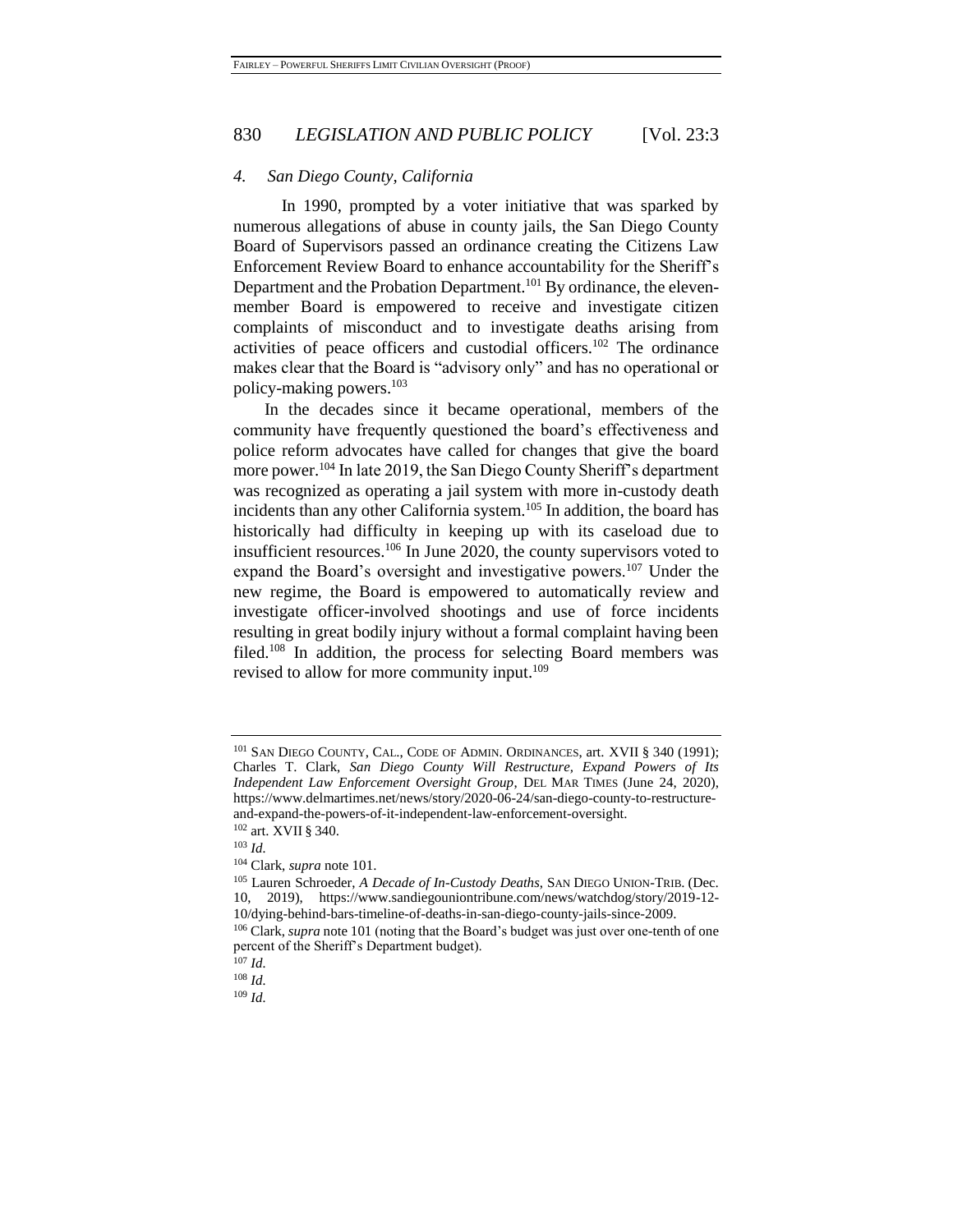### *4. San Diego County, California*

In 1990, prompted by a voter initiative that was sparked by numerous allegations of abuse in county jails, the San Diego County Board of Supervisors passed an ordinance creating the Citizens Law Enforcement Review Board to enhance accountability for the Sheriff's Department and the Probation Department.[101] By ordinance, the eleven-member Board is empowered to receive and investigate citizen complaints of misconduct and to investigate deaths arising from activities of peace officers and custodial officers.[102] The ordinance makes clear that the Board is "advisory only" and has no operational or policy-making powers.[103]

In the decades since it became operational, members of the community have frequently questioned the board's effectiveness and police reform advocates have called for changes that give the board more power.[104] In late 2019, the San Diego County Sheriff's department was recognized as operating a jail system with more in-custody death incidents than any other California system.[105] In addition, the board has historically had difficulty in keeping up with its caseload due to insufficient resources.[106] In June 2020, the county supervisors voted to expand the Board's oversight and investigative powers.[107] Under the new regime, the Board is empowered to automatically review and investigate officer-involved shootings and use of force incidents resulting in great bodily injury without a formal complaint having been filed.[108] In addition, the process for selecting Board members was revised to allow for more community input.[109]

---

[101] SAN DIEGO COUNTY, CAL., CODE OF ADMIN. ORDINANCES, art. XVII § 340 (1991); Charles T. Clark, *San Diego County Will Restructure, Expand Powers of Its Independent Law Enforcement Oversight Group*, DEL MAR TIMES (June 24, 2020), https://www.delmartimes.net/news/story/2020-06-24/san-diego-county-to-restructure-and-expand-the-powers-of-it-independent-law-enforcement-oversight.

[102] art. XVII § 340.

[103] *Id.*

[104] Clark, *supra* note 101.

[105] Lauren Schroeder, *A Decade of In-Custody Deaths*, SAN DIEGO UNION-TRIB. (Dec. 10, 2019), https://www.sandiegouniontribune.com/news/watchdog/story/2019-12-10/dying-behind-bars-timeline-of-deaths-in-san-diego-county-jails-since-2009.

[106] Clark, *supra* note 101 (noting that the Board's budget was just over one-tenth of one percent of the Sheriff's Department budget).

[107] *Id.*

[108] *Id.*

[109] *Id.*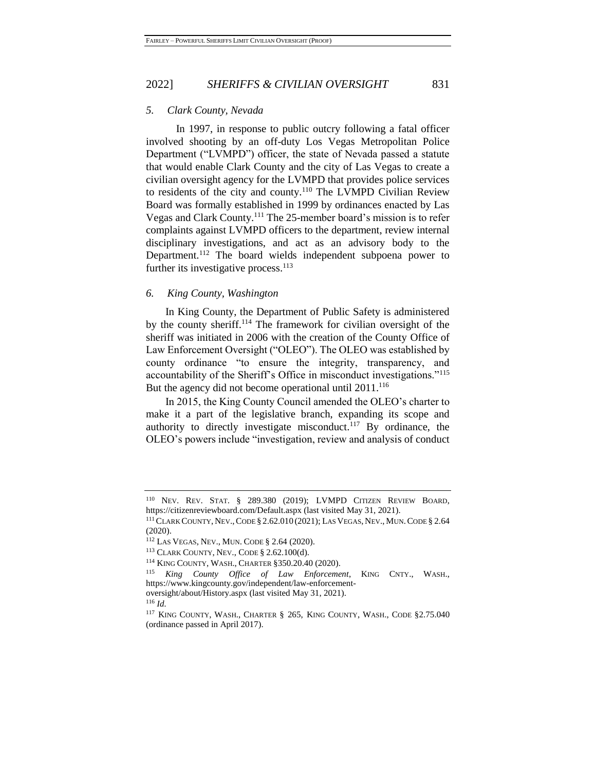### *5. Clark County, Nevada*

In 1997, in response to public outcry following a fatal officer involved shooting by an off-duty Los Vegas Metropolitan Police Department ("LVMPD") officer, the state of Nevada passed a statute that would enable Clark County and the city of Las Vegas to create a civilian oversight agency for the LVMPD that provides police services to residents of the city and county.[110] The LVMPD Civilian Review Board was formally established in 1999 by ordinances enacted by Las Vegas and Clark County.[111] The 25-member board's mission is to refer complaints against LVMPD officers to the department, review internal disciplinary investigations, and act as an advisory body to the Department.[112] The board wields independent subpoena power to further its investigative process.[113]

### *6. King County, Washington*

In King County, the Department of Public Safety is administered by the county sheriff.[114] The framework for civilian oversight of the sheriff was initiated in 2006 with the creation of the County Office of Law Enforcement Oversight ("OLEO"). The OLEO was established by county ordinance "to ensure the integrity, transparency, and accountability of the Sheriff's Office in misconduct investigations."[115] But the agency did not become operational until 2011.[116]

In 2015, the King County Council amended the OLEO's charter to make it a part of the legislative branch, expanding its scope and authority to directly investigate misconduct.[117] By ordinance, the OLEO's powers include "investigation, review and analysis of conduct

---

[110] NEV. REV. STAT. § 289.380 (2019); LVMPD CITIZEN REVIEW BOARD, https://citizenreviewboard.com/Default.aspx (last visited May 31, 2021).

[111] CLARK COUNTY, NEV., CODE § 2.62.010 (2021); LAS VEGAS, NEV., MUN. CODE § 2.64 (2020).

[112] LAS VEGAS, NEV., MUN. CODE § 2.64 (2020).

[113] CLARK COUNTY, NEV., CODE § 2.62.100(d).

[114] KING COUNTY, WASH., CHARTER §350.20.40 (2020).

[115] *King County Office of Law Enforcement*, KING CNTY., WASH., https://www.kingcounty.gov/independent/law-enforcement-oversight/about/History.aspx (last visited May 31, 2021).

[116] *Id.*

[117] KING COUNTY, WASH., CHARTER § 265, KING COUNTY, WASH., CODE §2.75.040 (ordinance passed in April 2017).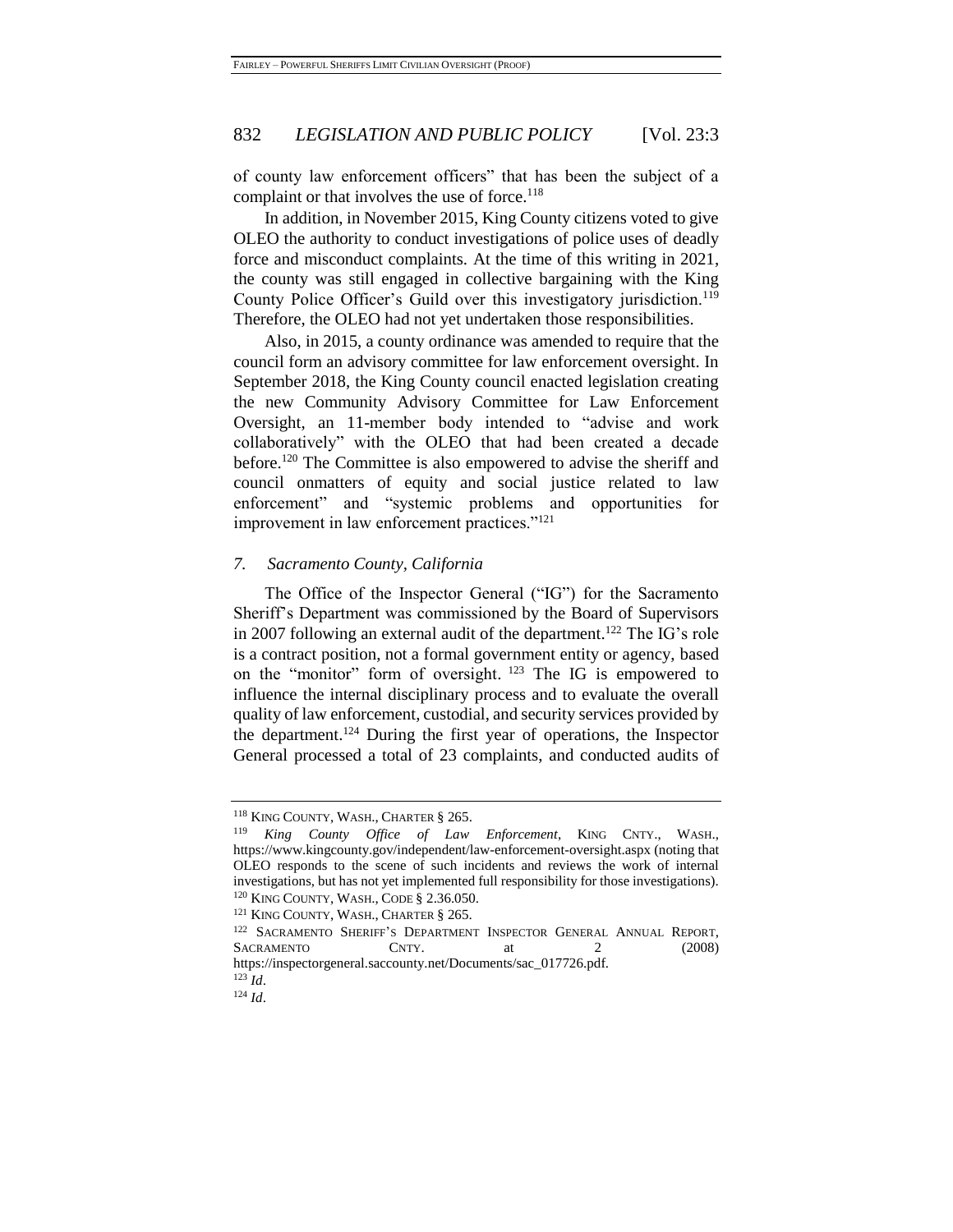of county law enforcement officers" that has been the subject of a complaint or that involves the use of force.[118]

In addition, in November 2015, King County citizens voted to give OLEO the authority to conduct investigations of police uses of deadly force and misconduct complaints. At the time of this writing in 2021, the county was still engaged in collective bargaining with the King County Police Officer's Guild over this investigatory jurisdiction.[119] Therefore, the OLEO had not yet undertaken those responsibilities.

Also, in 2015, a county ordinance was amended to require that the council form an advisory committee for law enforcement oversight. In September 2018, the King County council enacted legislation creating the new Community Advisory Committee for Law Enforcement Oversight, an 11-member body intended to "advise and work collaboratively" with the OLEO that had been created a decade before.[120] The Committee is also empowered to advise the sheriff and council onmatters of equity and social justice related to law enforcement" and "systemic problems and opportunities for improvement in law enforcement practices."[121]

### *7. Sacramento County, California*

The Office of the Inspector General ("IG") for the Sacramento Sheriff's Department was commissioned by the Board of Supervisors in 2007 following an external audit of the department.[122] The IG's role is a contract position, not a formal government entity or agency, based on the "monitor" form of oversight. [123] The IG is empowered to influence the internal disciplinary process and to evaluate the overall quality of law enforcement, custodial, and security services provided by the department.[124] During the first year of operations, the Inspector General processed a total of 23 complaints, and conducted audits of

---

[118] KING COUNTY, WASH., CHARTER § 265.

[119] *King County Office of Law Enforcement*, KING CNTY., WASH., https://www.kingcounty.gov/independent/law-enforcement-oversight.aspx (noting that OLEO responds to the scene of such incidents and reviews the work of internal investigations, but has not yet implemented full responsibility for those investigations).

[120] KING COUNTY, WASH., CODE § 2.36.050.

[121] KING COUNTY, WASH., CHARTER § 265.

[122] SACRAMENTO SHERIFF'S DEPARTMENT INSPECTOR GENERAL ANNUAL REPORT, SACRAMENTO CNTY. at 2 (2008) https://inspectorgeneral.saccounty.net/Documents/sac_017726.pdf.

[123] *Id*.

[124] *Id*.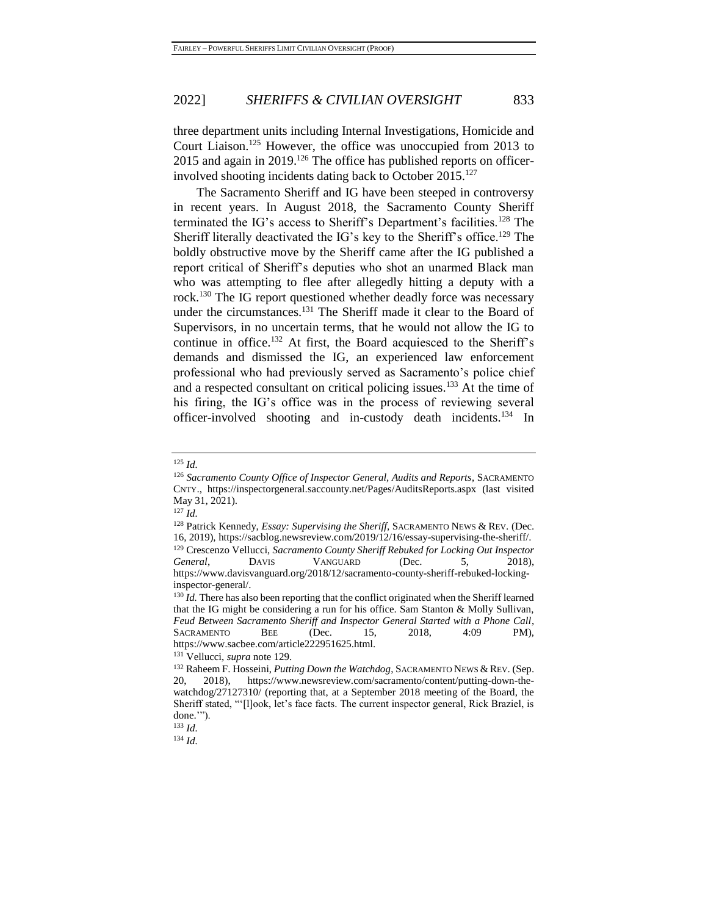three department units including Internal Investigations, Homicide and Court Liaison.[125] However, the office was unoccupied from 2013 to 2015 and again in 2019.[126] The office has published reports on officer-involved shooting incidents dating back to October 2015.[127]

The Sacramento Sheriff and IG have been steeped in controversy in recent years. In August 2018, the Sacramento County Sheriff terminated the IG's access to Sheriff's Department's facilities.[128] The Sheriff literally deactivated the IG's key to the Sheriff's office.[129] The boldly obstructive move by the Sheriff came after the IG published a report critical of Sheriff's deputies who shot an unarmed Black man who was attempting to flee after allegedly hitting a deputy with a rock.[130] The IG report questioned whether deadly force was necessary under the circumstances.[131] The Sheriff made it clear to the Board of Supervisors, in no uncertain terms, that he would not allow the IG to continue in office.[132] At first, the Board acquiesced to the Sheriff's demands and dismissed the IG, an experienced law enforcement professional who had previously served as Sacramento's police chief and a respected consultant on critical policing issues.[133] At the time of his firing, the IG's office was in the process of reviewing several officer-involved shooting and in-custody death incidents.[134] In

---

[125] *Id.*

[126] *Sacramento County Office of Inspector General, Audits and Reports*, SACRAMENTO CNTY., https://inspectorgeneral.saccounty.net/Pages/AuditsReports.aspx (last visited May 31, 2021).

[127] *Id.*

[128] Patrick Kennedy, *Essay: Supervising the Sheriff*, SACRAMENTO NEWS & REV. (Dec. 16, 2019), https://sacblog.newsreview.com/2019/12/16/essay-supervising-the-sheriff/.

[129] Crescenzo Vellucci, *Sacramento County Sheriff Rebuked for Locking Out Inspector General*, DAVIS VANGUARD (Dec. 5, 2018), https://www.davisvanguard.org/2018/12/sacramento-county-sheriff-rebuked-locking-inspector-general/.

[130] *Id.* There has also been reporting that the conflict originated when the Sheriff learned that the IG might be considering a run for his office. Sam Stanton & Molly Sullivan, *Feud Between Sacramento Sheriff and Inspector General Started with a Phone Call*, SACRAMENTO BEE (Dec. 15, 2018, 4:09 PM), https://www.sacbee.com/article222951625.html.

[131] Vellucci, *supra* note 129.

[132] Raheem F. Hosseini, *Putting Down the Watchdog*, SACRAMENTO NEWS & REV. (Sep. 20, 2018), https://www.newsreview.com/sacramento/content/putting-down-the-watchdog/27127310/ (reporting that, at a September 2018 meeting of the Board, the Sheriff stated, "'[l]ook, let's face facts. The current inspector general, Rick Braziel, is done.'").

[133] *Id.*

[134] *Id.*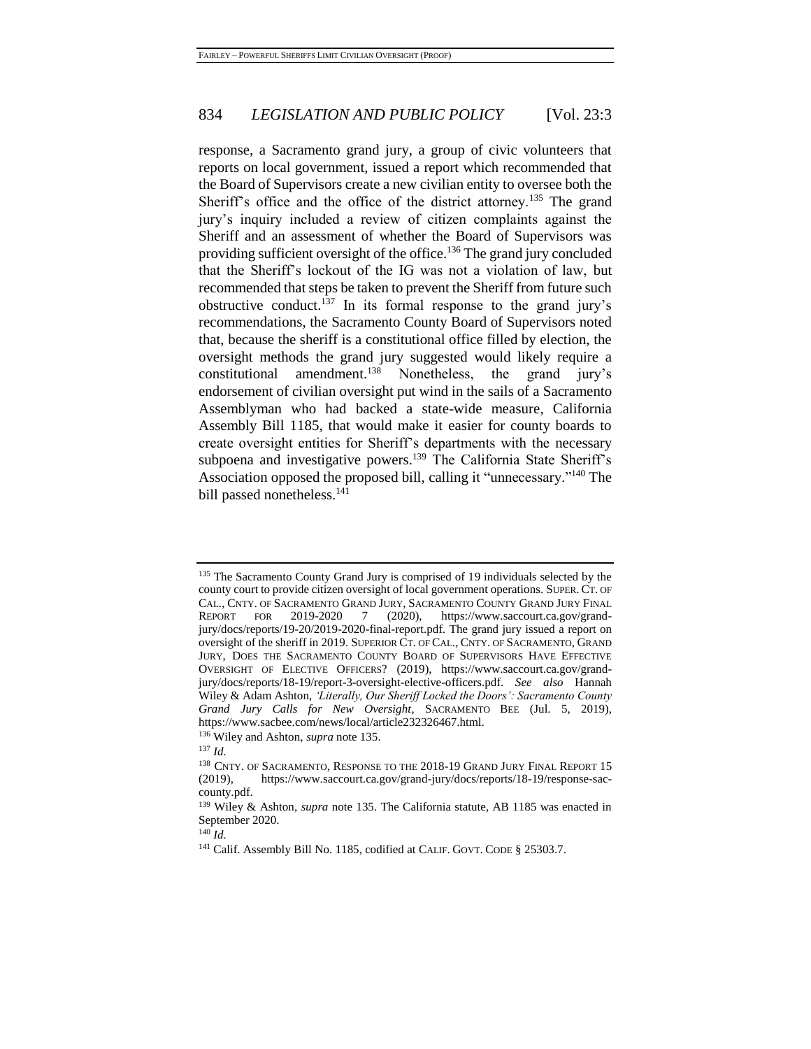response, a Sacramento grand jury, a group of civic volunteers that reports on local government, issued a report which recommended that the Board of Supervisors create a new civilian entity to oversee both the Sheriff's office and the office of the district attorney.[135] The grand jury's inquiry included a review of citizen complaints against the Sheriff and an assessment of whether the Board of Supervisors was providing sufficient oversight of the office.[136] The grand jury concluded that the Sheriff's lockout of the IG was not a violation of law, but recommended that steps be taken to prevent the Sheriff from future such obstructive conduct.[137] In its formal response to the grand jury's recommendations, the Sacramento County Board of Supervisors noted that, because the sheriff is a constitutional office filled by election, the oversight methods the grand jury suggested would likely require a constitutional amendment.[138] Nonetheless, the grand jury's endorsement of civilian oversight put wind in the sails of a Sacramento Assemblyman who had backed a state-wide measure, California Assembly Bill 1185, that would make it easier for county boards to create oversight entities for Sheriff's departments with the necessary subpoena and investigative powers.[139] The California State Sheriff's Association opposed the proposed bill, calling it "unnecessary."[140] The bill passed nonetheless.[141]

---

[135] The Sacramento County Grand Jury is comprised of 19 individuals selected by the county court to provide citizen oversight of local government operations. SUPER. CT. OF CAL., CNTY. OF SACRAMENTO GRAND JURY, SACRAMENTO COUNTY GRAND JURY FINAL REPORT FOR 2019-2020 7 (2020), https://www.saccourt.ca.gov/grand-jury/docs/reports/19-20/2019-2020-final-report.pdf. The grand jury issued a report on oversight of the sheriff in 2019. SUPERIOR CT. OF CAL., CNTY. OF SACRAMENTO, GRAND JURY, DOES THE SACRAMENTO COUNTY BOARD OF SUPERVISORS HAVE EFFECTIVE OVERSIGHT OF ELECTIVE OFFICERS? (2019), https://www.saccourt.ca.gov/grand-jury/docs/reports/18-19/report-3-oversight-elective-officers.pdf. *See also* Hannah Wiley & Adam Ashton, *'Literally, Our Sheriff Locked the Doors': Sacramento County Grand Jury Calls for New Oversight*, SACRAMENTO BEE (Jul. 5, 2019), https://www.sacbee.com/news/local/article232326467.html.

[136] Wiley and Ashton, *supra* note 135.

[137] *Id.*

[138] CNTY. OF SACRAMENTO, RESPONSE TO THE 2018-19 GRAND JURY FINAL REPORT 15 (2019), https://www.saccourt.ca.gov/grand-jury/docs/reports/18-19/response-sac-county.pdf.

[139] Wiley & Ashton, *supra* note 135. The California statute, AB 1185 was enacted in September 2020.

[140] *Id.*

[141] Calif. Assembly Bill No. 1185, codified at CALIF. GOVT. CODE § 25303.7.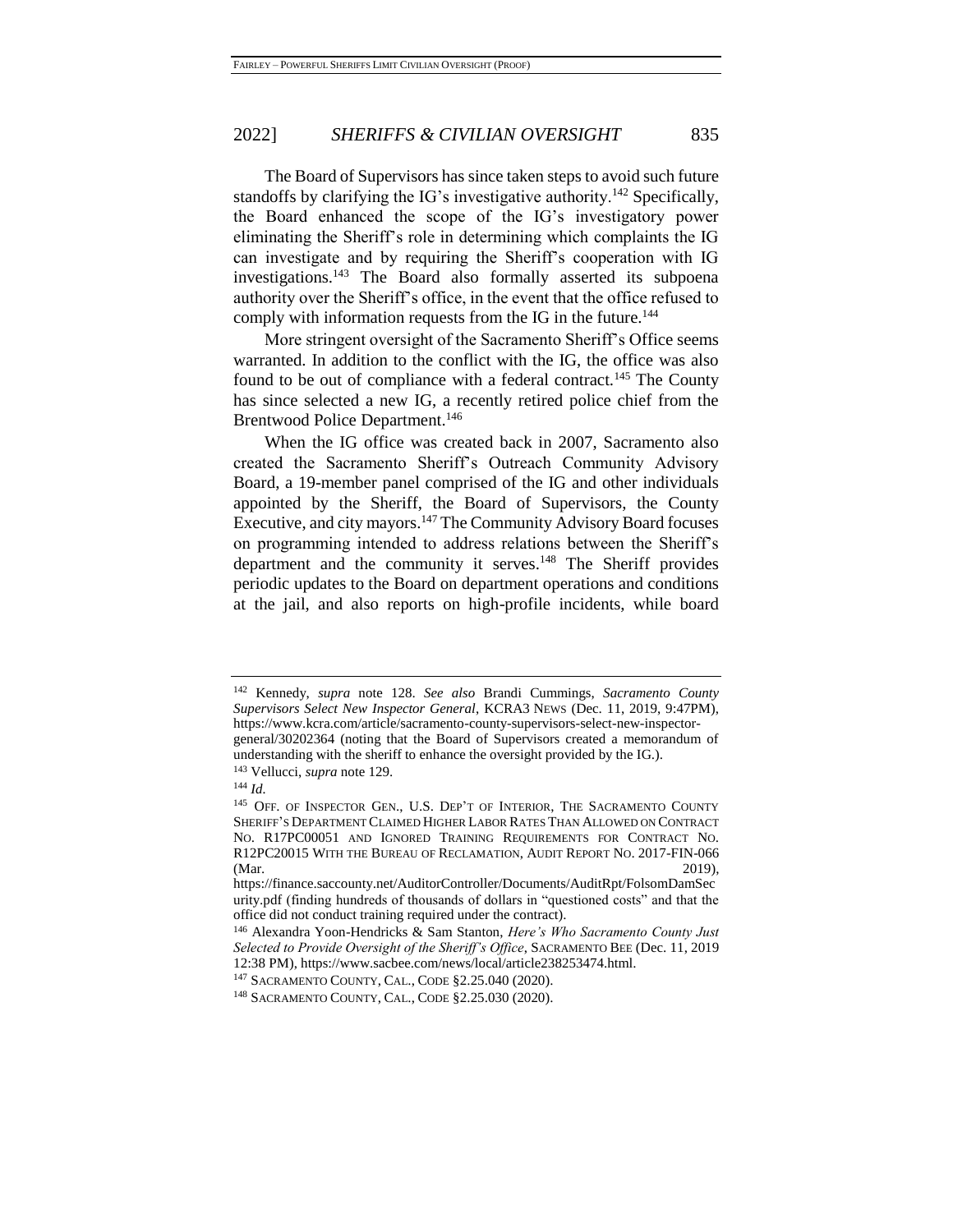The Board of Supervisors has since taken steps to avoid such future standoffs by clarifying the IG's investigative authority.[142] Specifically, the Board enhanced the scope of the IG's investigatory power eliminating the Sheriff's role in determining which complaints the IG can investigate and by requiring the Sheriff's cooperation with IG investigations.[143] The Board also formally asserted its subpoena authority over the Sheriff's office, in the event that the office refused to comply with information requests from the IG in the future.[144]

More stringent oversight of the Sacramento Sheriff's Office seems warranted. In addition to the conflict with the IG, the office was also found to be out of compliance with a federal contract.[145] The County has since selected a new IG, a recently retired police chief from the Brentwood Police Department.[146]

When the IG office was created back in 2007, Sacramento also created the Sacramento Sheriff's Outreach Community Advisory Board, a 19-member panel comprised of the IG and other individuals appointed by the Sheriff, the Board of Supervisors, the County Executive, and city mayors.[147] The Community Advisory Board focuses on programming intended to address relations between the Sheriff's department and the community it serves.[148] The Sheriff provides periodic updates to the Board on department operations and conditions at the jail, and also reports on high-profile incidents, while board

---

[142] Kennedy, *supra* note 128. *See also* Brandi Cummings, *Sacramento County Supervisors Select New Inspector General*, KCRA3 NEWS (Dec. 11, 2019, 9:47PM), https://www.kcra.com/article/sacramento-county-supervisors-select-new-inspector-general/30202364 (noting that the Board of Supervisors created a memorandum of understanding with the sheriff to enhance the oversight provided by the IG.).

[143] Vellucci, *supra* note 129.

[144] *Id.*

[145] OFF. OF INSPECTOR GEN., U.S. DEP'T OF INTERIOR, THE SACRAMENTO COUNTY SHERIFF'S DEPARTMENT CLAIMED HIGHER LABOR RATES THAN ALLOWED ON CONTRACT NO. R17PC00051 AND IGNORED TRAINING REQUIREMENTS FOR CONTRACT NO. R12PC20015 WITH THE BUREAU OF RECLAMATION, AUDIT REPORT NO. 2017-FIN-066 (Mar. 2019), https://finance.saccounty.net/AuditorController/Documents/AuditRpt/FolsomDamSecurity.pdf (finding hundreds of thousands of dollars in "questioned costs" and that the office did not conduct training required under the contract).

[146] Alexandra Yoon-Hendricks & Sam Stanton, *Here's Who Sacramento County Just Selected to Provide Oversight of the Sheriff's Office*, SACRAMENTO BEE (Dec. 11, 2019 12:38 PM), https://www.sacbee.com/news/local/article238253474.html.

[147] SACRAMENTO COUNTY, CAL., CODE §2.25.040 (2020).

[148] SACRAMENTO COUNTY, CAL., CODE §2.25.030 (2020).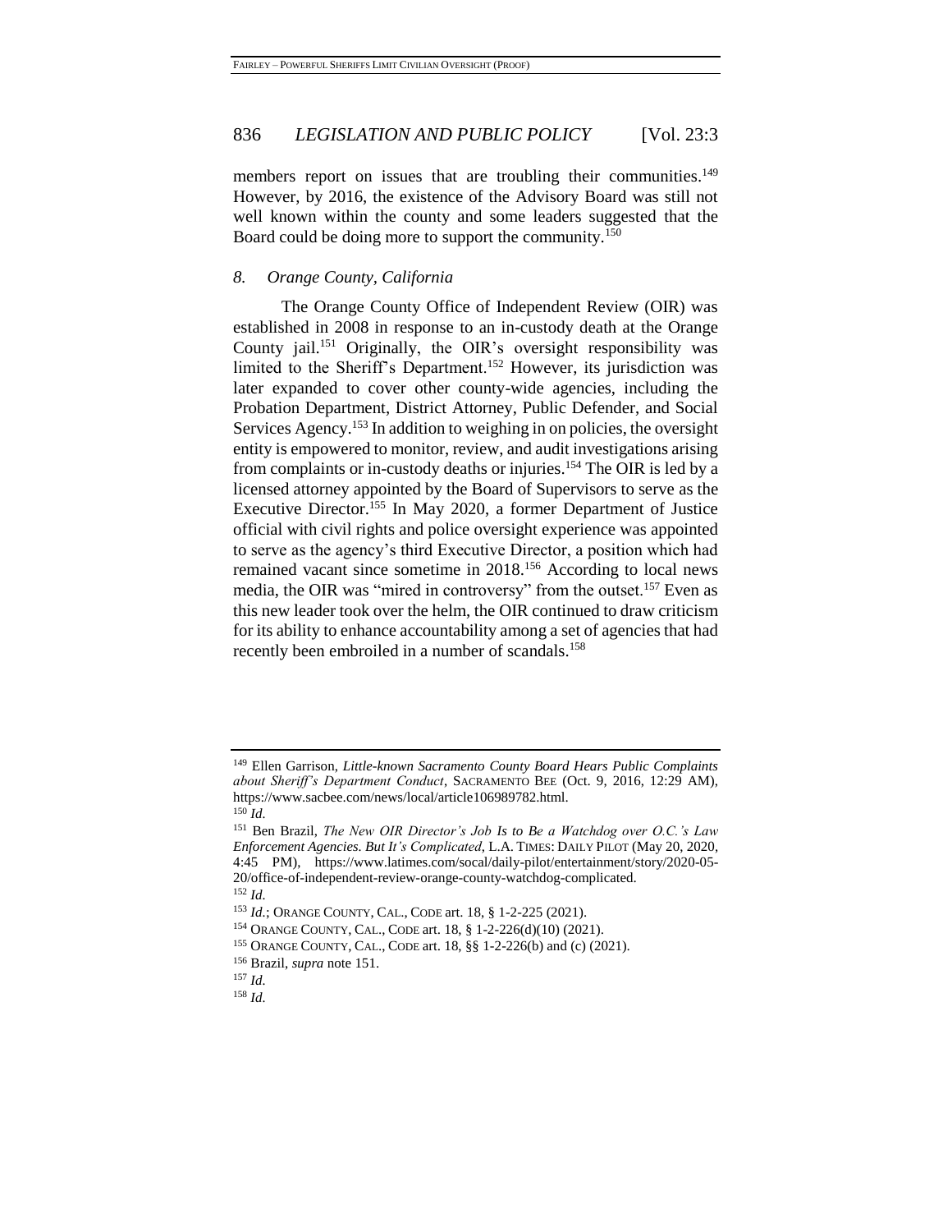members report on issues that are troubling their communities.[149] However, by 2016, the existence of the Advisory Board was still not well known within the county and some leaders suggested that the Board could be doing more to support the community.[150]

### *8. Orange County, California*

The Orange County Office of Independent Review (OIR) was established in 2008 in response to an in-custody death at the Orange County jail.[151] Originally, the OIR's oversight responsibility was limited to the Sheriff's Department.[152] However, its jurisdiction was later expanded to cover other county-wide agencies, including the Probation Department, District Attorney, Public Defender, and Social Services Agency.[153] In addition to weighing in on policies, the oversight entity is empowered to monitor, review, and audit investigations arising from complaints or in-custody deaths or injuries.[154] The OIR is led by a licensed attorney appointed by the Board of Supervisors to serve as the Executive Director.[155] In May 2020, a former Department of Justice official with civil rights and police oversight experience was appointed to serve as the agency's third Executive Director, a position which had remained vacant since sometime in 2018.[156] According to local news media, the OIR was "mired in controversy" from the outset.[157] Even as this new leader took over the helm, the OIR continued to draw criticism for its ability to enhance accountability among a set of agencies that had recently been embroiled in a number of scandals.[158]

---

[149] Ellen Garrison, *Little-known Sacramento County Board Hears Public Complaints about Sheriff's Department Conduct*, SACRAMENTO BEE (Oct. 9, 2016, 12:29 AM), https://www.sacbee.com/news/local/article106989782.html.

[150] *Id.*

[151] Ben Brazil, *The New OIR Director's Job Is to Be a Watchdog over O.C.'s Law Enforcement Agencies. But It's Complicated*, L.A. TIMES: DAILY PILOT (May 20, 2020, 4:45 PM), https://www.latimes.com/socal/daily-pilot/entertainment/story/2020-05-20/office-of-independent-review-orange-county-watchdog-complicated.

[152] *Id.*

[153] *Id.*; ORANGE COUNTY, CAL., CODE art. 18, § 1-2-225 (2021).

[154] ORANGE COUNTY, CAL., CODE art. 18, § 1-2-226(d)(10) (2021).

[155] ORANGE COUNTY, CAL., CODE art. 18, §§ 1-2-226(b) and (c) (2021).

[156] Brazil, *supra* note 151.

[157] *Id.*

[158] *Id.*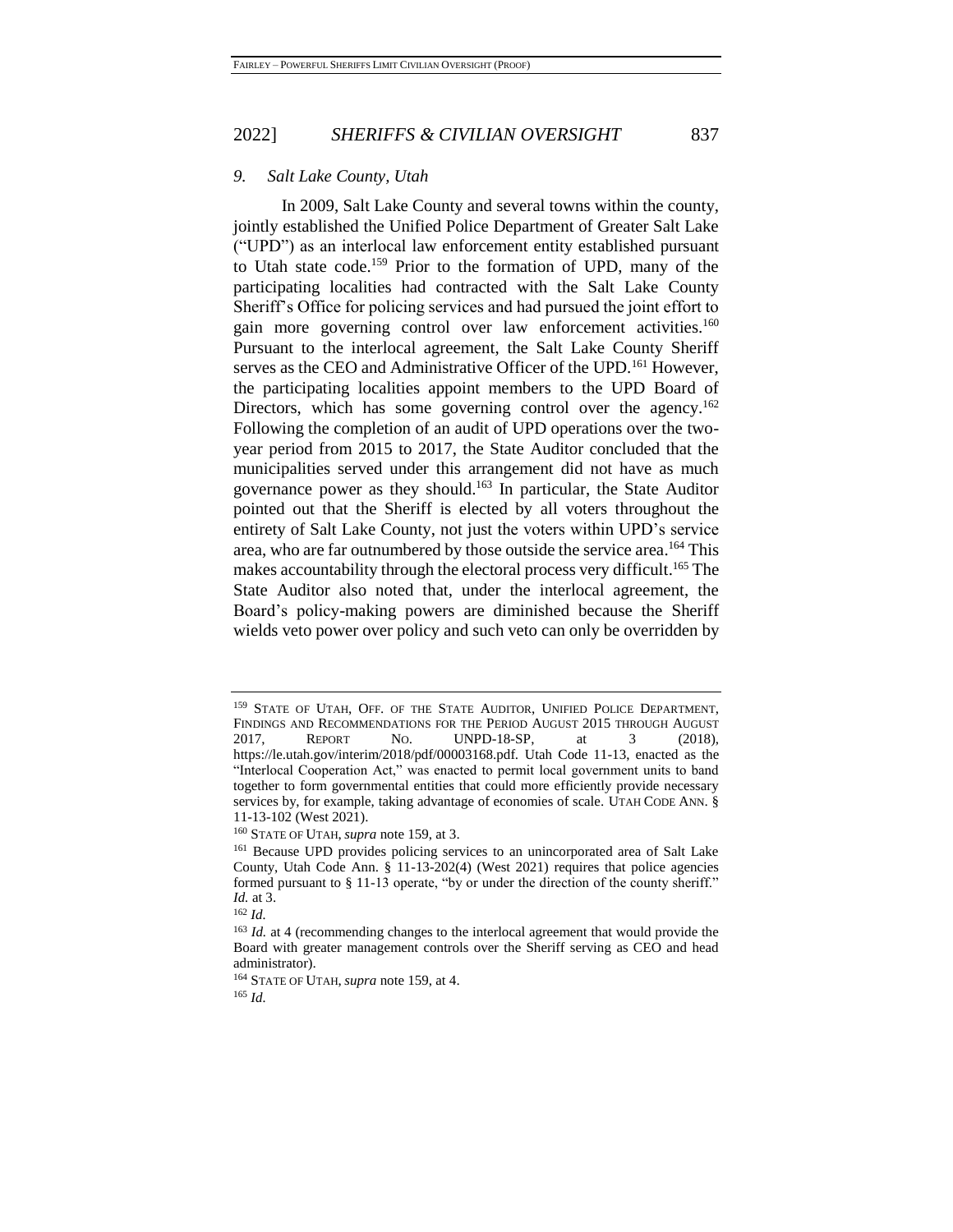### *9. Salt Lake County, Utah*

In 2009, Salt Lake County and several towns within the county, jointly established the Unified Police Department of Greater Salt Lake ("UPD") as an interlocal law enforcement entity established pursuant to Utah state code.[159] Prior to the formation of UPD, many of the participating localities had contracted with the Salt Lake County Sheriff's Office for policing services and had pursued the joint effort to gain more governing control over law enforcement activities.[160] Pursuant to the interlocal agreement, the Salt Lake County Sheriff serves as the CEO and Administrative Officer of the UPD.[161] However, the participating localities appoint members to the UPD Board of Directors, which has some governing control over the agency.[162] Following the completion of an audit of UPD operations over the two-year period from 2015 to 2017, the State Auditor concluded that the municipalities served under this arrangement did not have as much governance power as they should.[163] In particular, the State Auditor pointed out that the Sheriff is elected by all voters throughout the entirety of Salt Lake County, not just the voters within UPD's service area, who are far outnumbered by those outside the service area.[164] This makes accountability through the electoral process very difficult.[165] The State Auditor also noted that, under the interlocal agreement, the Board's policy-making powers are diminished because the Sheriff wields veto power over policy and such veto can only be overridden by

---

[159] STATE OF UTAH, OFF. OF THE STATE AUDITOR, UNIFIED POLICE DEPARTMENT, FINDINGS AND RECOMMENDATIONS FOR THE PERIOD AUGUST 2015 THROUGH AUGUST 2017, REPORT NO. UNPD-18-SP, at 3 (2018), https://le.utah.gov/interim/2018/pdf/00003168.pdf. Utah Code 11-13, enacted as the "Interlocal Cooperation Act," was enacted to permit local government units to band together to form governmental entities that could more efficiently provide necessary services by, for example, taking advantage of economies of scale. UTAH CODE ANN. § 11-13-102 (West 2021).

[160] STATE OF UTAH, *supra* note 159, at 3.

[161] Because UPD provides policing services to an unincorporated area of Salt Lake County, Utah Code Ann. § 11-13-202(4) (West 2021) requires that police agencies formed pursuant to § 11-13 operate, "by or under the direction of the county sheriff." *Id.* at 3.

[162] *Id.*

[163] *Id.* at 4 (recommending changes to the interlocal agreement that would provide the Board with greater management controls over the Sheriff serving as CEO and head administrator).

[164] STATE OF UTAH, *supra* note 159, at 4.

[165] *Id.*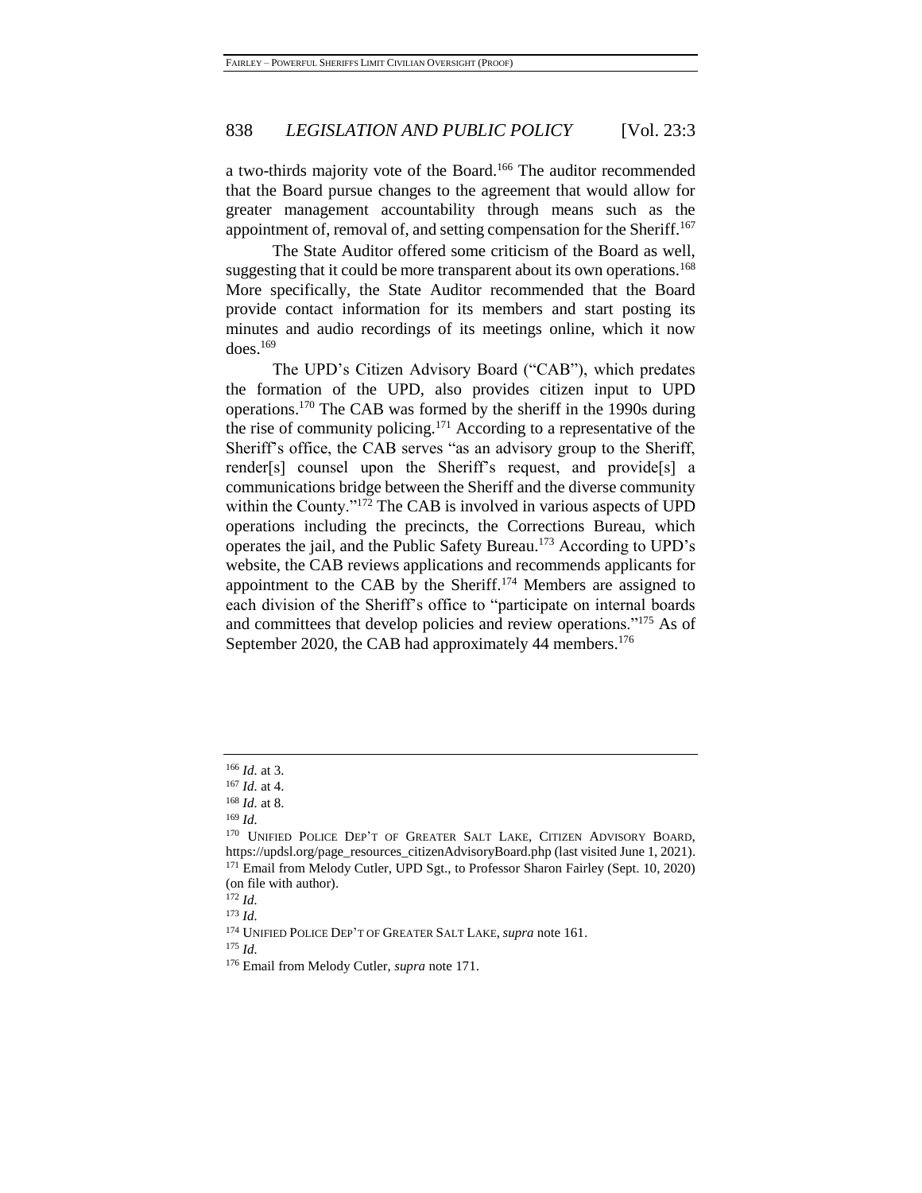a two-thirds majority vote of the Board.[166] The auditor recommended that the Board pursue changes to the agreement that would allow for greater management accountability through means such as the appointment of, removal of, and setting compensation for the Sheriff.[167]

The State Auditor offered some criticism of the Board as well, suggesting that it could be more transparent about its own operations.[168] More specifically, the State Auditor recommended that the Board provide contact information for its members and start posting its minutes and audio recordings of its meetings online, which it now does.[169]

The UPD's Citizen Advisory Board ("CAB"), which predates the formation of the UPD, also provides citizen input to UPD operations.[170] The CAB was formed by the sheriff in the 1990s during the rise of community policing.[171] According to a representative of the Sheriff's office, the CAB serves "as an advisory group to the Sheriff, render[s] counsel upon the Sheriff's request, and provide[s] a communications bridge between the Sheriff and the diverse community within the County."[172] The CAB is involved in various aspects of UPD operations including the precincts, the Corrections Bureau, which operates the jail, and the Public Safety Bureau.[173] According to UPD's website, the CAB reviews applications and recommends applicants for appointment to the CAB by the Sheriff.[174] Members are assigned to each division of the Sheriff's office to "participate on internal boards and committees that develop policies and review operations."[175] As of September 2020, the CAB had approximately 44 members.[176]

---

[166] *Id.* at 3.

[167] *Id.* at 4.

[168] *Id.* at 8.

[169] *Id.*

[170] UNIFIED POLICE DEP'T OF GREATER SALT LAKE, CITIZEN ADVISORY BOARD, https://updsl.org/page_resources_citizenAdvisoryBoard.php (last visited June 1, 2021).

[171] Email from Melody Cutler, UPD Sgt., to Professor Sharon Fairley (Sept. 10, 2020) (on file with author).

[172] *Id.*

[173] *Id.*

[174] UNIFIED POLICE DEP'T OF GREATER SALT LAKE, *supra* note 161.

[175] *Id.*

[176] Email from Melody Cutler, *supra* note 171.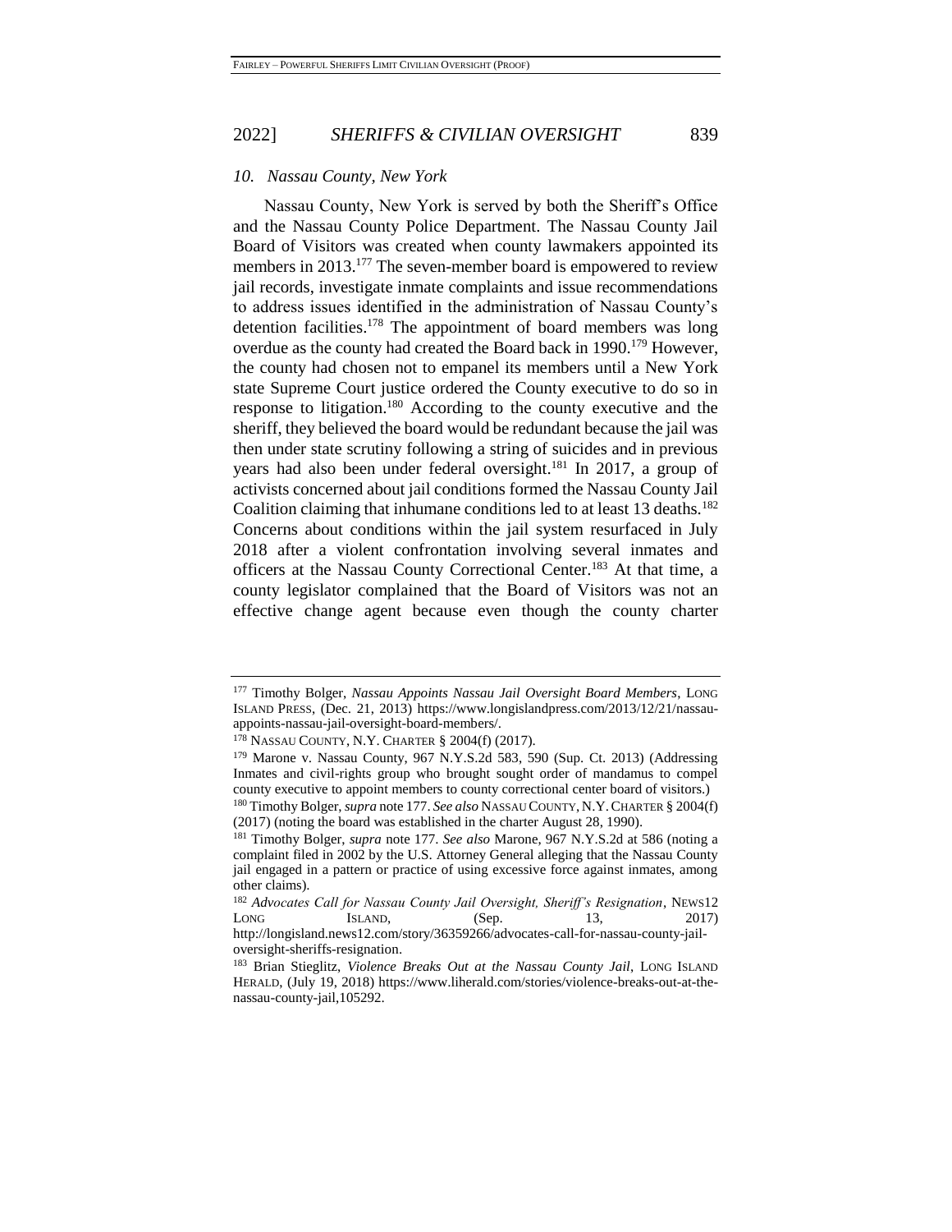### *10. Nassau County, New York*

Nassau County, New York is served by both the Sheriff's Office and the Nassau County Police Department. The Nassau County Jail Board of Visitors was created when county lawmakers appointed its members in 2013.[177] The seven-member board is empowered to review jail records, investigate inmate complaints and issue recommendations to address issues identified in the administration of Nassau County's detention facilities.[178] The appointment of board members was long overdue as the county had created the Board back in 1990.[179] However, the county had chosen not to empanel its members until a New York state Supreme Court justice ordered the County executive to do so in response to litigation.[180] According to the county executive and the sheriff, they believed the board would be redundant because the jail was then under state scrutiny following a string of suicides and in previous years had also been under federal oversight.[181] In 2017, a group of activists concerned about jail conditions formed the Nassau County Jail Coalition claiming that inhumane conditions led to at least 13 deaths.[182] Concerns about conditions within the jail system resurfaced in July 2018 after a violent confrontation involving several inmates and officers at the Nassau County Correctional Center.[183] At that time, a county legislator complained that the Board of Visitors was not an effective change agent because even though the county charter

---

[177] Timothy Bolger, *Nassau Appoints Nassau Jail Oversight Board Members*, LONG ISLAND PRESS, (Dec. 21, 2013) https://www.longislandpress.com/2013/12/21/nassau-appoints-nassau-jail-oversight-board-members/.

[178] NASSAU COUNTY, N.Y. CHARTER § 2004(f) (2017).

[179] Marone v. Nassau County, 967 N.Y.S.2d 583, 590 (Sup. Ct. 2013) (Addressing Inmates and civil-rights group who brought sought order of mandamus to compel county executive to appoint members to county correctional center board of visitors.)

[180] Timothy Bolger, *supra* note 177. *See also* NASSAU COUNTY, N.Y. CHARTER § 2004(f) (2017) (noting the board was established in the charter August 28, 1990).

[181] Timothy Bolger, *supra* note 177. *See also* Marone, 967 N.Y.S.2d at 586 (noting a complaint filed in 2002 by the U.S. Attorney General alleging that the Nassau County jail engaged in a pattern or practice of using excessive force against inmates, among other claims).

[182] *Advocates Call for Nassau County Jail Oversight, Sheriff's Resignation*, NEWS12 LONG ISLAND, (Sep. 13, 2017) http://longisland.news12.com/story/36359266/advocates-call-for-nassau-county-jail-oversight-sheriffs-resignation.

[183] Brian Stieglitz, *Violence Breaks Out at the Nassau County Jail*, LONG ISLAND HERALD, (July 19, 2018) https://www.liherald.com/stories/violence-breaks-out-at-the-nassau-county-jail,105292.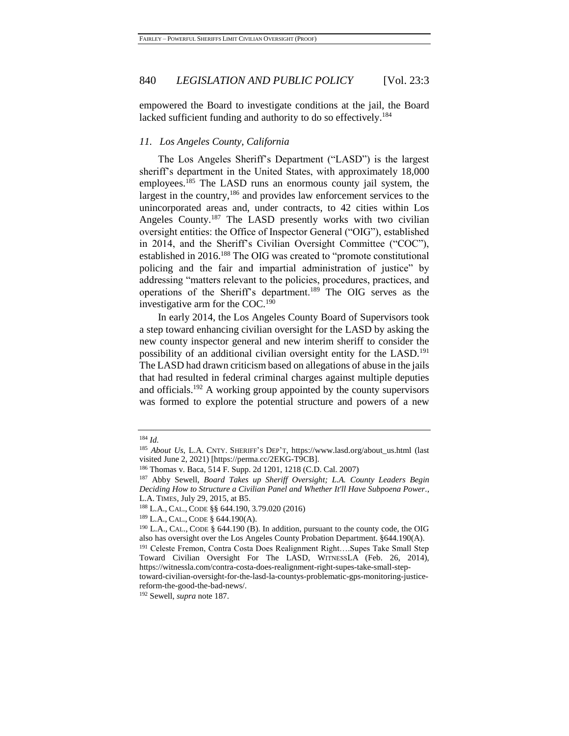empowered the Board to investigate conditions at the jail, the Board lacked sufficient funding and authority to do so effectively.[184]

### *11. Los Angeles County, California*

The Los Angeles Sheriff's Department ("LASD") is the largest sheriff's department in the United States, with approximately 18,000 employees.[185] The LASD runs an enormous county jail system, the largest in the country,[186] and provides law enforcement services to the unincorporated areas and, under contracts, to 42 cities within Los Angeles County.[187] The LASD presently works with two civilian oversight entities: the Office of Inspector General ("OIG"), established in 2014, and the Sheriff's Civilian Oversight Committee ("COC"), established in 2016.[188] The OIG was created to "promote constitutional policing and the fair and impartial administration of justice" by addressing "matters relevant to the policies, procedures, practices, and operations of the Sheriff's department.[189] The OIG serves as the investigative arm for the COC.[190]

In early 2014, the Los Angeles County Board of Supervisors took a step toward enhancing civilian oversight for the LASD by asking the new county inspector general and new interim sheriff to consider the possibility of an additional civilian oversight entity for the LASD.[191] The LASD had drawn criticism based on allegations of abuse in the jails that had resulted in federal criminal charges against multiple deputies and officials.[192] A working group appointed by the county supervisors was formed to explore the potential structure and powers of a new

---

[184] *Id.*

[185] *About Us*, L.A. CNTY. SHERIFF'S DEP'T, https://www.lasd.org/about_us.html (last visited June 2, 2021) [https://perma.cc/2EKG-T9CB].

[186] Thomas v. Baca, 514 F. Supp. 2d 1201, 1218 (C.D. Cal. 2007)

[187] Abby Sewell, *Board Takes up Sheriff Oversight; L.A. County Leaders Begin Deciding How to Structure a Civilian Panel and Whether It'll Have Subpoena Power*., L.A. TIMES, July 29, 2015, at B5.

[188] L.A., CAL., CODE §§ 644.190, 3.79.020 (2016)

[189] L.A., CAL., CODE § 644.190(A).

[190] L.A., CAL., CODE § 644.190 (B). In addition, pursuant to the county code, the OIG also has oversight over the Los Angeles County Probation Department. §644.190(A).

[191] Celeste Fremon, Contra Costa Does Realignment Right….Supes Take Small Step Toward Civilian Oversight For The LASD, WITNESSLA (Feb. 26, 2014), https://witnessla.com/contra-costa-does-realignment-right-supes-take-small-step-toward-civilian-oversight-for-the-lasd-la-countys-problematic-gps-monitoring-justice-reform-the-good-the-bad-news/.

[192] Sewell, *supra* note 187.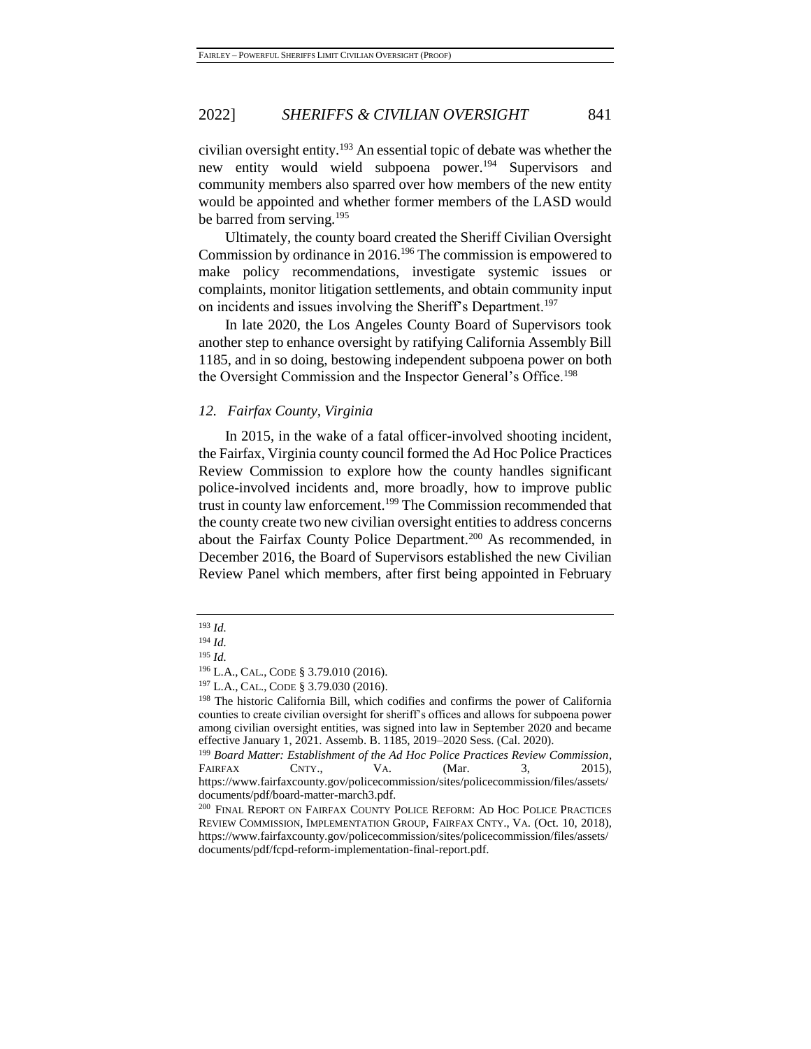civilian oversight entity.[193] An essential topic of debate was whether the new entity would wield subpoena power.[194] Supervisors and community members also sparred over how members of the new entity would be appointed and whether former members of the LASD would be barred from serving.[195]

Ultimately, the county board created the Sheriff Civilian Oversight Commission by ordinance in 2016.[196] The commission is empowered to make policy recommendations, investigate systemic issues or complaints, monitor litigation settlements, and obtain community input on incidents and issues involving the Sheriff's Department.[197]

In late 2020, the Los Angeles County Board of Supervisors took another step to enhance oversight by ratifying California Assembly Bill 1185, and in so doing, bestowing independent subpoena power on both the Oversight Commission and the Inspector General's Office.[198]

### *12. Fairfax County, Virginia*

In 2015, in the wake of a fatal officer-involved shooting incident, the Fairfax, Virginia county council formed the Ad Hoc Police Practices Review Commission to explore how the county handles significant police-involved incidents and, more broadly, how to improve public trust in county law enforcement.[199] The Commission recommended that the county create two new civilian oversight entities to address concerns about the Fairfax County Police Department.[200] As recommended, in December 2016, the Board of Supervisors established the new Civilian Review Panel which members, after first being appointed in February

---

[193] *Id.*

[194] *Id.*

[195] *Id.*

[196] L.A., CAL., CODE § 3.79.010 (2016).

[197] L.A., CAL., CODE § 3.79.030 (2016).

[198] The historic California Bill, which codifies and confirms the power of California counties to create civilian oversight for sheriff's offices and allows for subpoena power among civilian oversight entities, was signed into law in September 2020 and became effective January 1, 2021. Assemb. B. 1185, 2019–2020 Sess. (Cal. 2020).

[199] *Board Matter: Establishment of the Ad Hoc Police Practices Review Commission*, FAIRFAX CNTY., VA. (Mar. 3, 2015), https://www.fairfaxcounty.gov/policecommission/sites/policecommission/files/assets/documents/pdf/board-matter-march3.pdf.

[200] FINAL REPORT ON FAIRFAX COUNTY POLICE REFORM: AD HOC POLICE PRACTICES REVIEW COMMISSION, IMPLEMENTATION GROUP, FAIRFAX CNTY., VA. (Oct. 10, 2018), https://www.fairfaxcounty.gov/policecommission/sites/policecommission/files/assets/documents/pdf/fcpd-reform-implementation-final-report.pdf.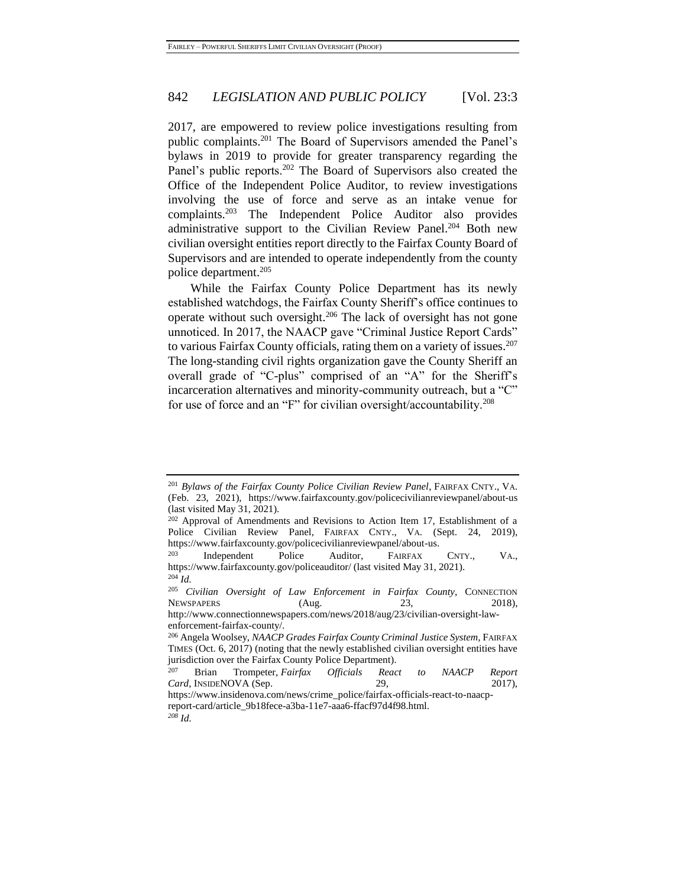2017, are empowered to review police investigations resulting from public complaints.[201] The Board of Supervisors amended the Panel's bylaws in 2019 to provide for greater transparency regarding the Panel's public reports.[202] The Board of Supervisors also created the Office of the Independent Police Auditor, to review investigations involving the use of force and serve as an intake venue for complaints.[203] The Independent Police Auditor also provides administrative support to the Civilian Review Panel.[204] Both new civilian oversight entities report directly to the Fairfax County Board of Supervisors and are intended to operate independently from the county police department.[205]

While the Fairfax County Police Department has its newly established watchdogs, the Fairfax County Sheriff's office continues to operate without such oversight.[206] The lack of oversight has not gone unnoticed. In 2017, the NAACP gave "Criminal Justice Report Cards" to various Fairfax County officials, rating them on a variety of issues.[207] The long-standing civil rights organization gave the County Sheriff an overall grade of "C-plus" comprised of an "A" for the Sheriff's incarceration alternatives and minority-community outreach, but a "C" for use of force and an "F" for civilian oversight/accountability.[208]

---

[201] *Bylaws of the Fairfax County Police Civilian Review Panel*, FAIRFAX CNTY., VA. (Feb. 23, 2021), https://www.fairfaxcounty.gov/policecivilianreviewpanel/about-us (last visited May 31, 2021).

[202] Approval of Amendments and Revisions to Action Item 17, Establishment of a Police Civilian Review Panel, FAIRFAX CNTY., VA. (Sept. 24, 2019), https://www.fairfaxcounty.gov/policecivilianreviewpanel/about-us.

[203] Independent Police Auditor, FAIRFAX CNTY., VA., https://www.fairfaxcounty.gov/policeauditor/ (last visited May 31, 2021).

[204] *Id.*

[205] *Civilian Oversight of Law Enforcement in Fairfax County*, CONNECTION NEWSPAPERS (Aug. 23, 2018), http://www.connectionnewspapers.com/news/2018/aug/23/civilian-oversight-law-enforcement-fairfax-county/.

[206] Angela Woolsey, *NAACP Grades Fairfax County Criminal Justice System*, FAIRFAX TIMES (Oct. 6, 2017) (noting that the newly established civilian oversight entities have jurisdiction over the Fairfax County Police Department).

[207] Brian Trompeter, *Fairfax Officials React to NAACP Report Card*, INSIDENOVA (Sep. 29, 2017), https://www.insidenova.com/news/crime_police/fairfax-officials-react-to-naacp-report-card/article_9b18fece-a3ba-11e7-aaa6-ffacf97d4f98.html.

[208] *Id.*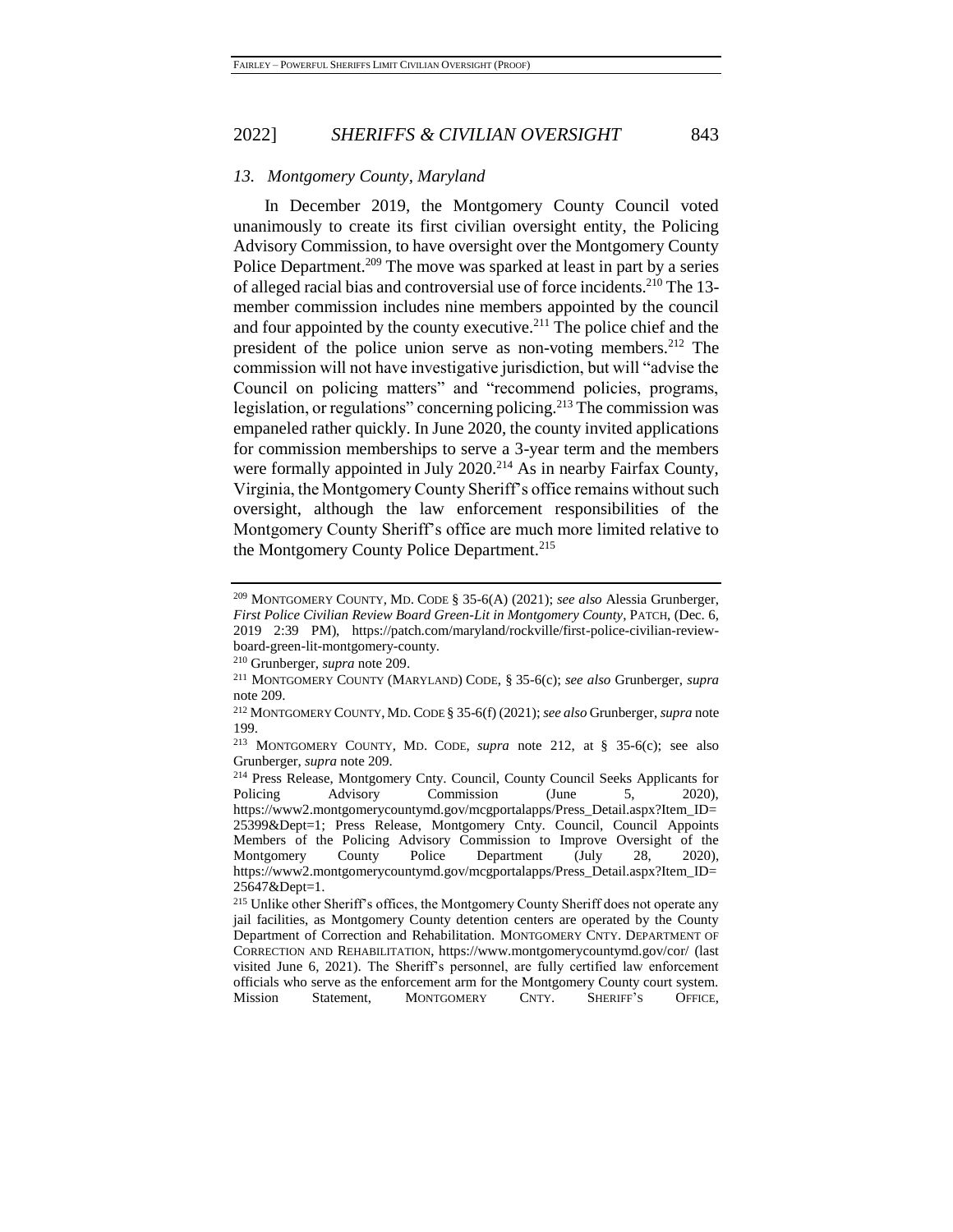### *13. Montgomery County, Maryland*

In December 2019, the Montgomery County Council voted unanimously to create its first civilian oversight entity, the Policing Advisory Commission, to have oversight over the Montgomery County Police Department.[209] The move was sparked at least in part by a series of alleged racial bias and controversial use of force incidents.[210] The 13-member commission includes nine members appointed by the council and four appointed by the county executive.[211] The police chief and the president of the police union serve as non-voting members.[212] The commission will not have investigative jurisdiction, but will "advise the Council on policing matters" and "recommend policies, programs, legislation, or regulations" concerning policing.[213] The commission was empaneled rather quickly. In June 2020, the county invited applications for commission memberships to serve a 3-year term and the members were formally appointed in July 2020.[214] As in nearby Fairfax County, Virginia, the Montgomery County Sheriff's office remains without such oversight, although the law enforcement responsibilities of the Montgomery County Sheriff's office are much more limited relative to the Montgomery County Police Department.[215]

---

[209] MONTGOMERY COUNTY, MD. CODE § 35-6(A) (2021); *see also* Alessia Grunberger, *First Police Civilian Review Board Green-Lit in Montgomery County*, PATCH, (Dec. 6, 2019 2:39 PM), https://patch.com/maryland/rockville/first-police-civilian-review-board-green-lit-montgomery-county.

[210] Grunberger, *supra* note 209.

[211] MONTGOMERY COUNTY (MARYLAND) CODE, § 35-6(c); *see also* Grunberger, *supra* note 209.

[212] MONTGOMERY COUNTY, MD. CODE § 35-6(f) (2021); *see also* Grunberger, *supra* note 199.

[213] MONTGOMERY COUNTY, MD. CODE, *supra* note 212, at § 35-6(c); see also Grunberger, *supra* note 209.

[214] Press Release, Montgomery Cnty. Council, County Council Seeks Applicants for Policing Advisory Commission (June 5, 2020), https://www2.montgomerycountymd.gov/mcgportalapps/Press_Detail.aspx?Item_ID=25399&Dept=1; Press Release, Montgomery Cnty. Council, Council Appoints Members of the Policing Advisory Commission to Improve Oversight of the Montgomery County Police Department (July 28, 2020), https://www2.montgomerycountymd.gov/mcgportalapps/Press_Detail.aspx?Item_ID=25647&Dept=1.

[215] Unlike other Sheriff's offices, the Montgomery County Sheriff does not operate any jail facilities, as Montgomery County detention centers are operated by the County Department of Correction and Rehabilitation. MONTGOMERY CNTY. DEPARTMENT OF CORRECTION AND REHABILITATION, https://www.montgomerycountymd.gov/cor/ (last visited June 6, 2021). The Sheriff's personnel, are fully certified law enforcement officials who serve as the enforcement arm for the Montgomery County court system. Mission Statement, MONTGOMERY CNTY. SHERIFF'S OFFICE,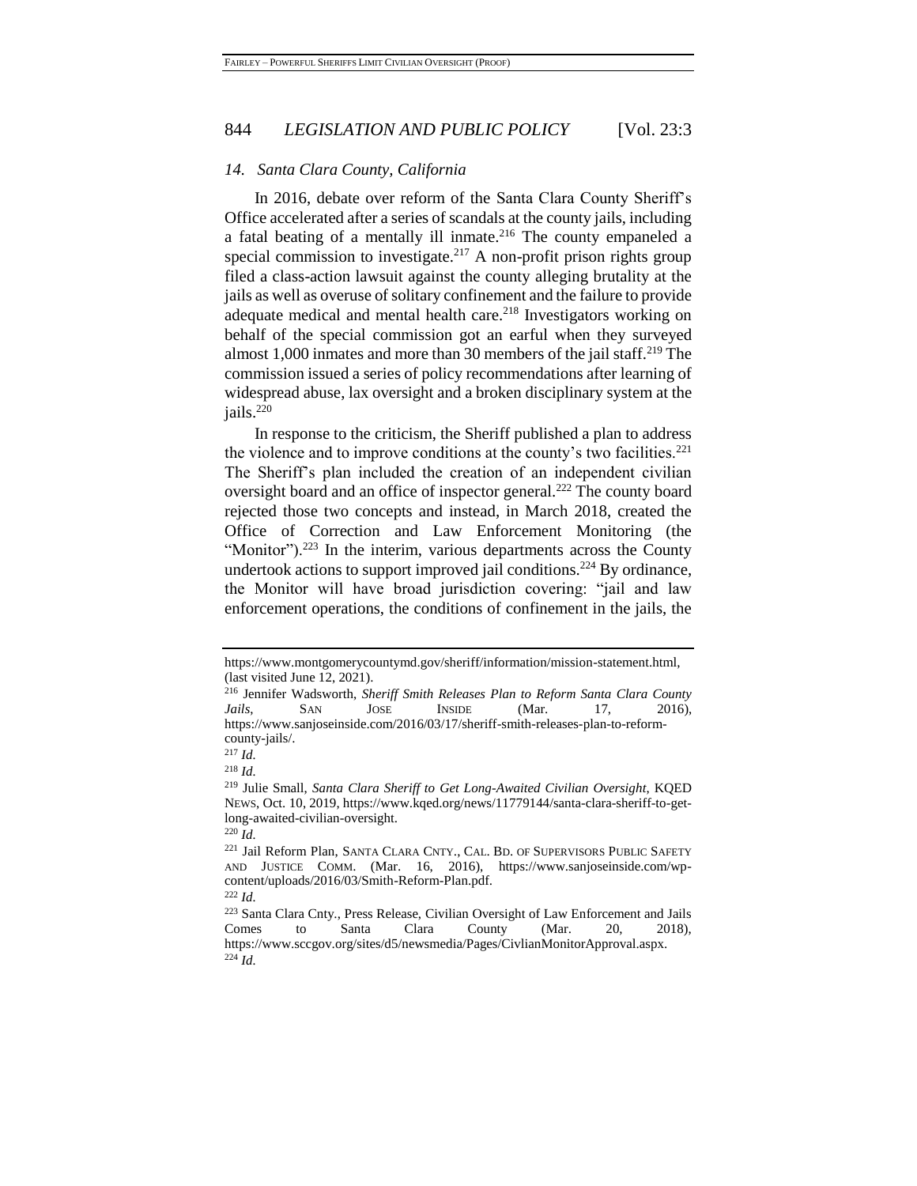### 14. *Santa Clara County, California*

In 2016, debate over reform of the Santa Clara County Sheriff's Office accelerated after a series of scandals at the county jails, including a fatal beating of a mentally ill inmate.[216] The county empaneled a special commission to investigate.[217] A non-profit prison rights group filed a class-action lawsuit against the county alleging brutality at the jails as well as overuse of solitary confinement and the failure to provide adequate medical and mental health care.[218] Investigators working on behalf of the special commission got an earful when they surveyed almost 1,000 inmates and more than 30 members of the jail staff.[219] The commission issued a series of policy recommendations after learning of widespread abuse, lax oversight and a broken disciplinary system at the jails.[220]

In response to the criticism, the Sheriff published a plan to address the violence and to improve conditions at the county's two facilities.[221] The Sheriff's plan included the creation of an independent civilian oversight board and an office of inspector general.[222] The county board rejected those two concepts and instead, in March 2018, created the Office of Correction and Law Enforcement Monitoring (the "Monitor").[223] In the interim, various departments across the County undertook actions to support improved jail conditions.[224] By ordinance, the Monitor will have broad jurisdiction covering: "jail and law enforcement operations, the conditions of confinement in the jails, the

---

https://www.montgomerycountymd.gov/sheriff/information/mission-statement.html, (last visited June 12, 2021).

[216] Jennifer Wadsworth, *Sheriff Smith Releases Plan to Reform Santa Clara County Jails*, SAN JOSE INSIDE (Mar. 17, 2016), https://www.sanjoseinside.com/2016/03/17/sheriff-smith-releases-plan-to-reform-county-jails/.

[217] *Id.*

[218] *Id.*

[219] Julie Small, *Santa Clara Sheriff to Get Long-Awaited Civilian Oversight*, KQED NEWS, Oct. 10, 2019, https://www.kqed.org/news/11779144/santa-clara-sheriff-to-get-long-awaited-civilian-oversight.

[220] *Id.*

[221] Jail Reform Plan, SANTA CLARA CNTY., CAL. BD. OF SUPERVISORS PUBLIC SAFETY AND JUSTICE COMM. (Mar. 16, 2016), https://www.sanjoseinside.com/wp-content/uploads/2016/03/Smith-Reform-Plan.pdf.

[222] *Id.*

[223] Santa Clara Cnty., Press Release, Civilian Oversight of Law Enforcement and Jails Comes to Santa Clara County (Mar. 20, 2018), https://www.sccgov.org/sites/d5/newsmedia/Pages/CivlianMonitorApproval.aspx.

[224] *Id.*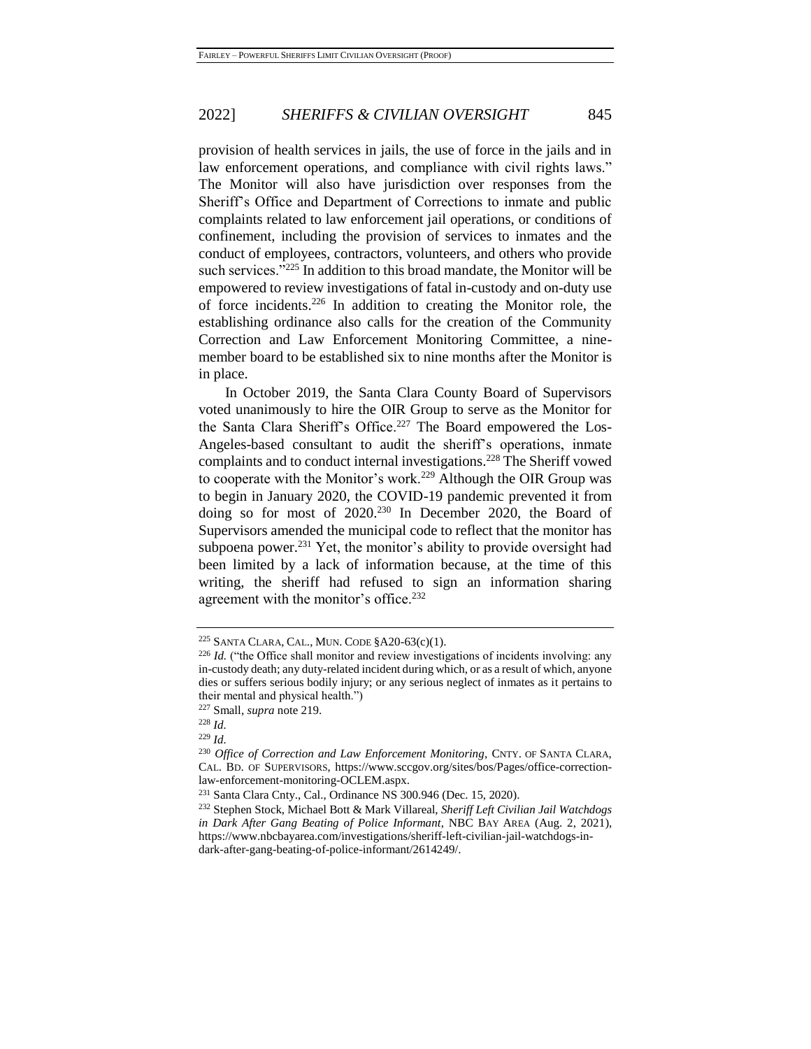provision of health services in jails, the use of force in the jails and in law enforcement operations, and compliance with civil rights laws." The Monitor will also have jurisdiction over responses from the Sheriff's Office and Department of Corrections to inmate and public complaints related to law enforcement jail operations, or conditions of confinement, including the provision of services to inmates and the conduct of employees, contractors, volunteers, and others who provide such services."[225] In addition to this broad mandate, the Monitor will be empowered to review investigations of fatal in-custody and on-duty use of force incidents.[226] In addition to creating the Monitor role, the establishing ordinance also calls for the creation of the Community Correction and Law Enforcement Monitoring Committee, a nine-member board to be established six to nine months after the Monitor is in place.

In October 2019, the Santa Clara County Board of Supervisors voted unanimously to hire the OIR Group to serve as the Monitor for the Santa Clara Sheriff's Office.[227] The Board empowered the Los-Angeles-based consultant to audit the sheriff's operations, inmate complaints and to conduct internal investigations.[228] The Sheriff vowed to cooperate with the Monitor's work.[229] Although the OIR Group was to begin in January 2020, the COVID-19 pandemic prevented it from doing so for most of 2020.[230] In December 2020, the Board of Supervisors amended the municipal code to reflect that the monitor has subpoena power.[231] Yet, the monitor's ability to provide oversight had been limited by a lack of information because, at the time of this writing, the sheriff had refused to sign an information sharing agreement with the monitor's office.[232]

---

[225] SANTA CLARA, CAL., MUN. CODE §A20-63(c)(1).

[226] *Id.* ("the Office shall monitor and review investigations of incidents involving: any in-custody death; any duty-related incident during which, or as a result of which, anyone dies or suffers serious bodily injury; or any serious neglect of inmates as it pertains to their mental and physical health.")

[227] Small, *supra* note 219.

[228] *Id.*

[229] *Id.*

[230] *Office of Correction and Law Enforcement Monitoring*, CNTY. OF SANTA CLARA, CAL. BD. OF SUPERVISORS, https://www.sccgov.org/sites/bos/Pages/office-correction-law-enforcement-monitoring-OCLEM.aspx.

[231] Santa Clara Cnty., Cal., Ordinance NS 300.946 (Dec. 15, 2020).

[232] Stephen Stock, Michael Bott & Mark Villareal, *Sheriff Left Civilian Jail Watchdogs in Dark After Gang Beating of Police Informant*, NBC BAY AREA (Aug. 2, 2021), https://www.nbcbayarea.com/investigations/sheriff-left-civilian-jail-watchdogs-in-dark-after-gang-beating-of-police-informant/2614249/.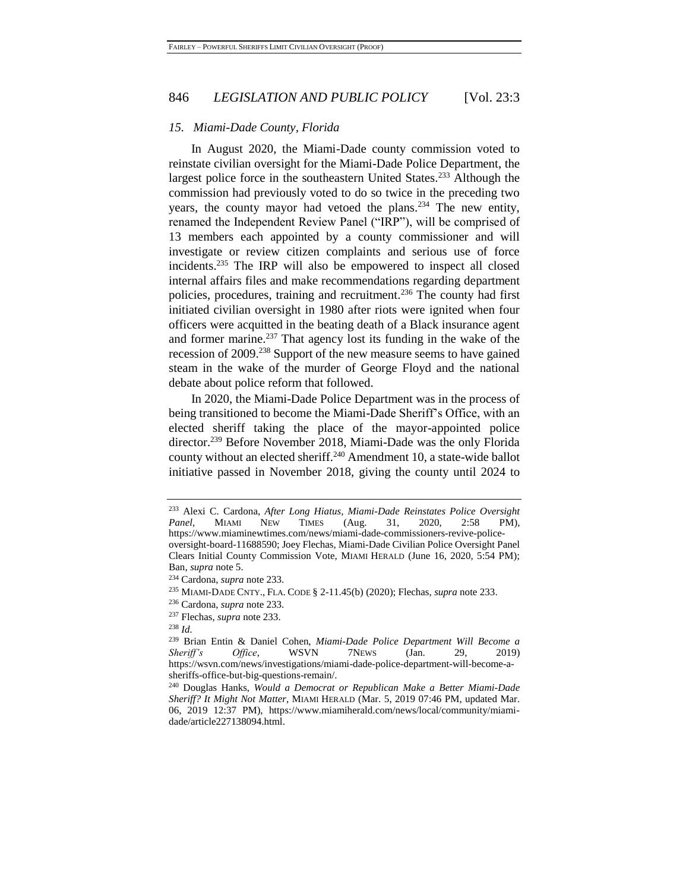### *15. Miami-Dade County, Florida*

In August 2020, the Miami-Dade county commission voted to reinstate civilian oversight for the Miami-Dade Police Department, the largest police force in the southeastern United States.[233] Although the commission had previously voted to do so twice in the preceding two years, the county mayor had vetoed the plans.[234] The new entity, renamed the Independent Review Panel ("IRP"), will be comprised of 13 members each appointed by a county commissioner and will investigate or review citizen complaints and serious use of force incidents.[235] The IRP will also be empowered to inspect all closed internal affairs files and make recommendations regarding department policies, procedures, training and recruitment.[236] The county had first initiated civilian oversight in 1980 after riots were ignited when four officers were acquitted in the beating death of a Black insurance agent and former marine.[237] That agency lost its funding in the wake of the recession of 2009.[238] Support of the new measure seems to have gained steam in the wake of the murder of George Floyd and the national debate about police reform that followed.

In 2020, the Miami-Dade Police Department was in the process of being transitioned to become the Miami-Dade Sheriff's Office, with an elected sheriff taking the place of the mayor-appointed police director.[239] Before November 2018, Miami-Dade was the only Florida county without an elected sheriff.[240] Amendment 10, a state-wide ballot initiative passed in November 2018, giving the county until 2024 to

---

[233] Alexi C. Cardona, *After Long Hiatus, Miami-Dade Reinstates Police Oversight Panel*, MIAMI NEW TIMES (Aug. 31, 2020, 2:58 PM), https://www.miaminewtimes.com/news/miami-dade-commissioners-revive-police-oversight-board-11688590; Joey Flechas, Miami-Dade Civilian Police Oversight Panel Clears Initial County Commission Vote, MIAMI HERALD (June 16, 2020, 5:54 PM); Ban, *supra* note 5.

[234] Cardona, *supra* note 233.

[235] MIAMI-DADE CNTY., FLA. CODE § 2-11.45(b) (2020); Flechas, *supra* note 233.

[236] Cardona, *supra* note 233.

[237] Flechas, *supra* note 233.

[238] *Id.*

[239] Brian Entin & Daniel Cohen, *Miami-Dade Police Department Will Become a Sheriff's Office*, WSVN 7NEWS (Jan. 29, 2019) https://wsvn.com/news/investigations/miami-dade-police-department-will-become-a-sheriffs-office-but-big-questions-remain/.

[240] Douglas Hanks, *Would a Democrat or Republican Make a Better Miami-Dade Sheriff? It Might Not Matter*, MIAMI HERALD (Mar. 5, 2019 07:46 PM, updated Mar. 06, 2019 12:37 PM), https://www.miamiherald.com/news/local/community/miami-dade/article227138094.html.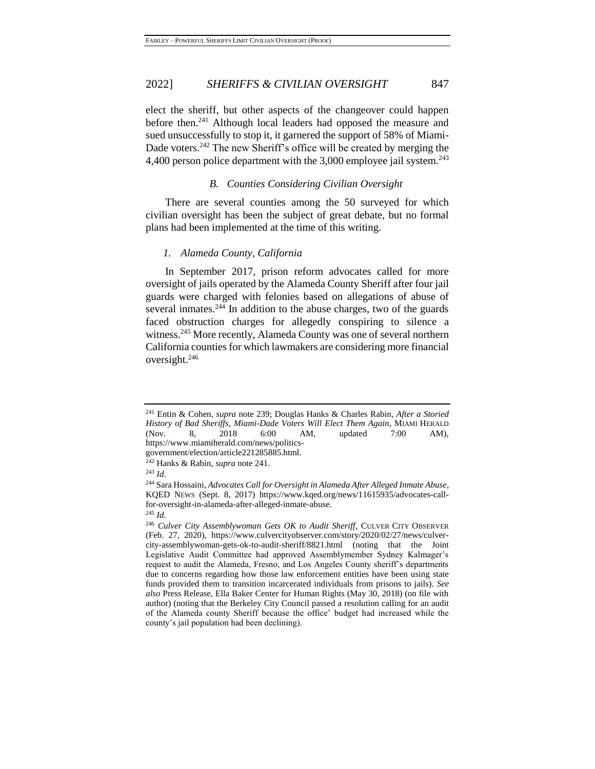elect the sheriff, but other aspects of the changeover could happen before then.[241] Although local leaders had opposed the measure and sued unsuccessfully to stop it, it garnered the support of 58% of Miami-Dade voters.[242] The new Sheriff's office will be created by merging the 4,400 person police department with the 3,000 employee jail system.[243]

### *B. Counties Considering Civilian Oversight*

There are several counties among the 50 surveyed for which civilian oversight has been the subject of great debate, but no formal plans had been implemented at the time of this writing.

#### *1. Alameda County, California*

In September 2017, prison reform advocates called for more oversight of jails operated by the Alameda County Sheriff after four jail guards were charged with felonies based on allegations of abuse of several inmates.[244] In addition to the abuse charges, two of the guards faced obstruction charges for allegedly conspiring to silence a witness.[245] More recently, Alameda County was one of several northern California counties for which lawmakers are considering more financial oversight.[246]

---

[241] Entin & Cohen, *supra* note 239; Douglas Hanks & Charles Rabin, *After a Storied History of Bad Sheriffs, Miami-Dade Voters Will Elect Them Again*, MIAMI HERALD (Nov. 8, 2018 6:00 AM, updated 7:00 AM), https://www.miamiherald.com/news/politics-government/election/article221285885.html.

[242] Hanks & Rabin, *supra* note 241.

[243] *Id.*

[244] Sara Hossaini, *Advocates Call for Oversight in Alameda After Alleged Inmate Abuse*, KQED NEWS (Sept. 8, 2017) https://www.kqed.org/news/11615935/advocates-call-for-oversight-in-alameda-after-alleged-inmate-abuse.

[245] *Id.*

[246] *Culver City Assemblywoman Gets OK to Audit Sheriff*, CULVER CITY OBSERVER (Feb. 27, 2020), https://www.culvercityobserver.com/story/2020/02/27/news/culver-city-assemblywoman-gets-ok-to-audit-sheriff/8821.html (noting that the Joint Legislative Audit Committee had approved Assemblymember Sydney Kalmager's request to audit the Alameda, Fresno, and Los Angeles County sheriff's departments due to concerns regarding how those law enforcement entities have been using state funds provided them to transition incarcerated individuals from prisons to jails). *See also* Press Release, Ella Baker Center for Human Rights (May 30, 2018) (on file with author) (noting that the Berkeley City Council passed a resolution calling for an audit of the Alameda county Sheriff because the office' budget had increased while the county's jail population had been declining).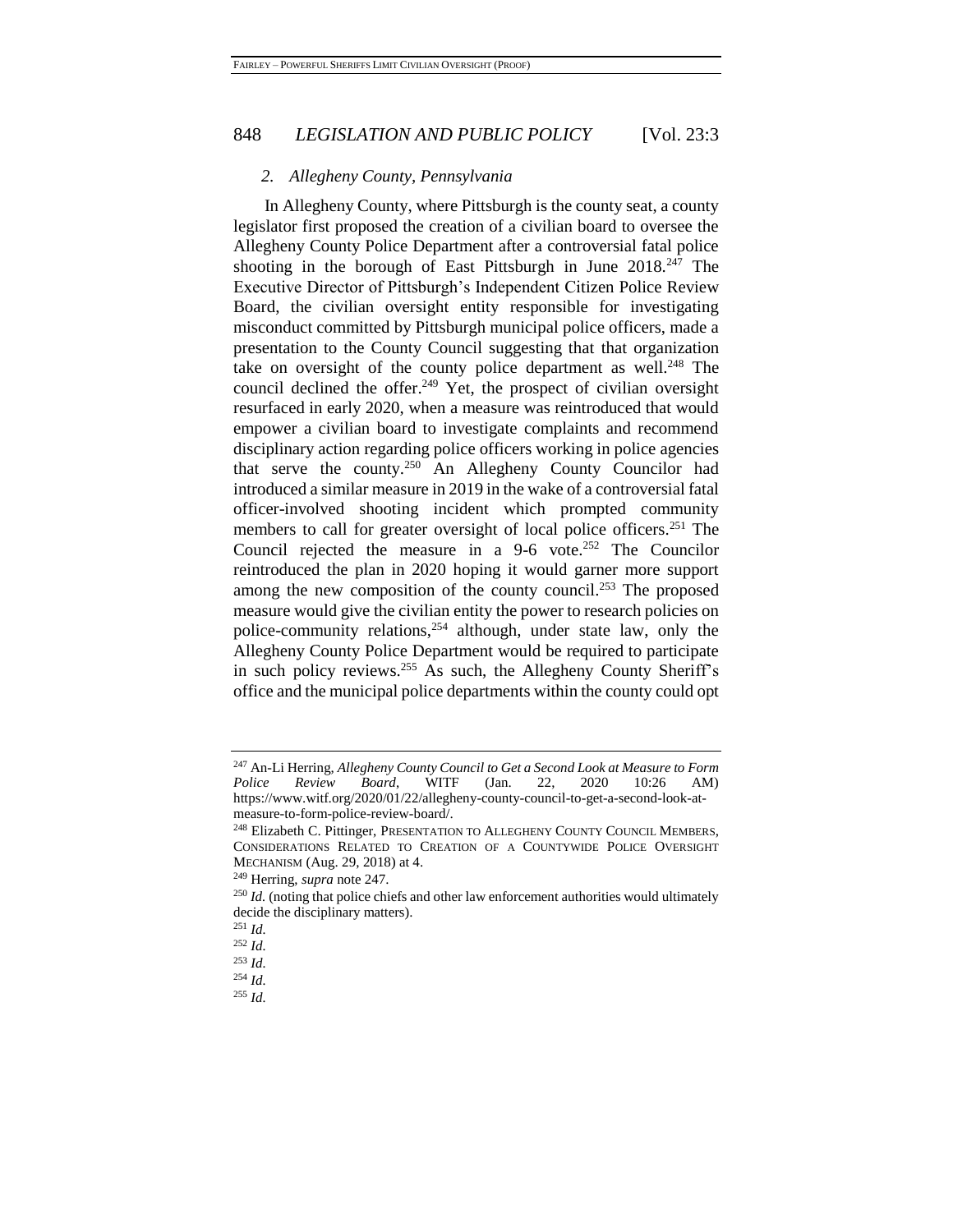### *2. Allegheny County, Pennsylvania*

In Allegheny County, where Pittsburgh is the county seat, a county legislator first proposed the creation of a civilian board to oversee the Allegheny County Police Department after a controversial fatal police shooting in the borough of East Pittsburgh in June 2018.[247] The Executive Director of Pittsburgh's Independent Citizen Police Review Board, the civilian oversight entity responsible for investigating misconduct committed by Pittsburgh municipal police officers, made a presentation to the County Council suggesting that that organization take on oversight of the county police department as well.[248] The council declined the offer.[249] Yet, the prospect of civilian oversight resurfaced in early 2020, when a measure was reintroduced that would empower a civilian board to investigate complaints and recommend disciplinary action regarding police officers working in police agencies that serve the county.[250] An Allegheny County Councilor had introduced a similar measure in 2019 in the wake of a controversial fatal officer-involved shooting incident which prompted community members to call for greater oversight of local police officers.[251] The Council rejected the measure in a 9-6 vote.[252] The Councilor reintroduced the plan in 2020 hoping it would garner more support among the new composition of the county council.[253] The proposed measure would give the civilian entity the power to research policies on police-community relations,[254] although, under state law, only the Allegheny County Police Department would be required to participate in such policy reviews.[255] As such, the Allegheny County Sheriff's office and the municipal police departments within the county could opt

---

[247] An-Li Herring, *Allegheny County Council to Get a Second Look at Measure to Form Police Review Board*, WITF (Jan. 22, 2020 10:26 AM) https://www.witf.org/2020/01/22/allegheny-county-council-to-get-a-second-look-at-measure-to-form-police-review-board/.

[248] Elizabeth C. Pittinger, PRESENTATION TO ALLEGHENY COUNTY COUNCIL MEMBERS, CONSIDERATIONS RELATED TO CREATION OF A COUNTYWIDE POLICE OVERSIGHT MECHANISM (Aug. 29, 2018) at 4.

[249] Herring, *supra* note 247.

[250] *Id.* (noting that police chiefs and other law enforcement authorities would ultimately decide the disciplinary matters).

[251] *Id.*

[252] *Id.*

[253] *Id.*

[254] *Id.*

[255] *Id.*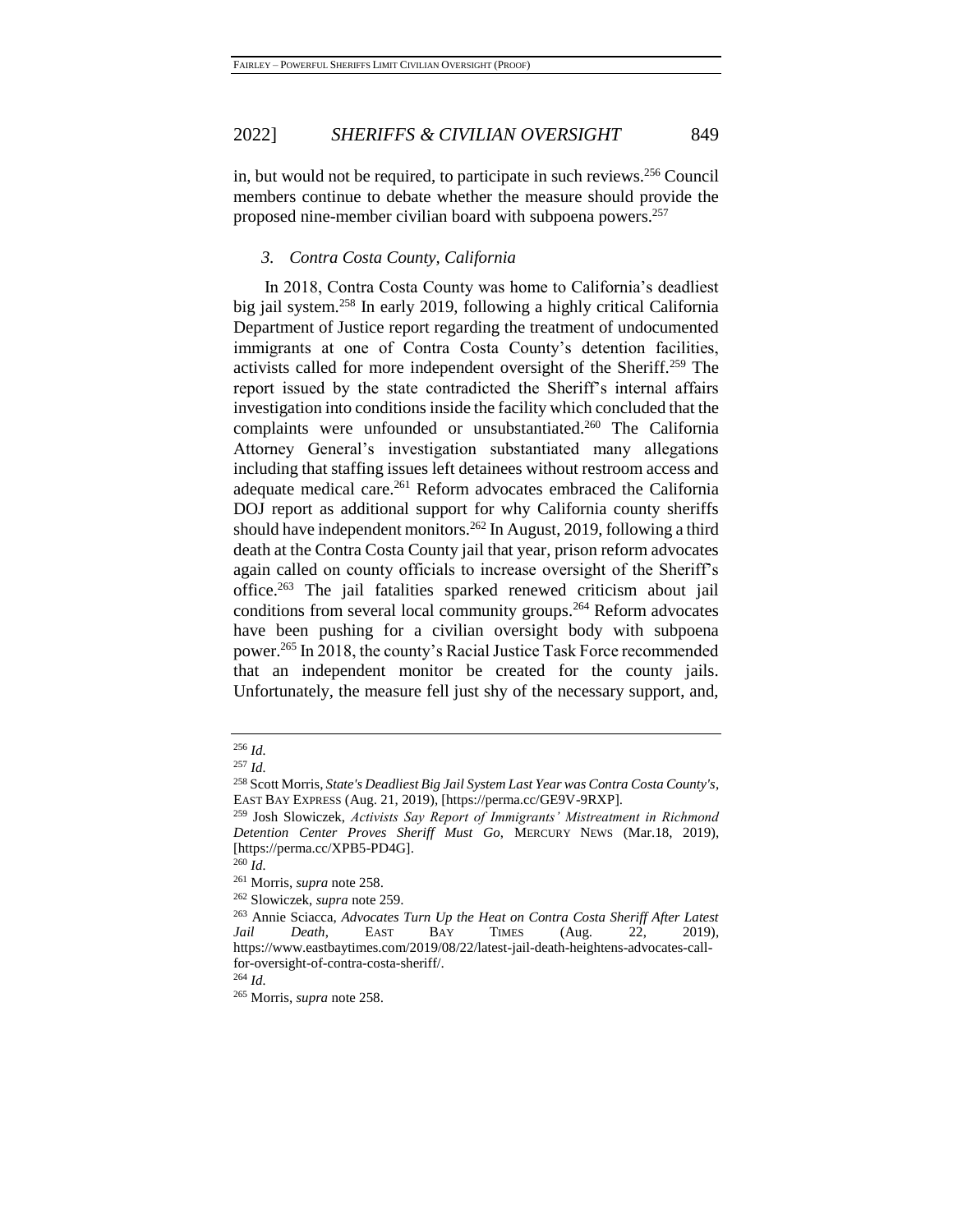in, but would not be required, to participate in such reviews.[256] Council members continue to debate whether the measure should provide the proposed nine-member civilian board with subpoena powers.[257]

### *3. Contra Costa County, California*

In 2018, Contra Costa County was home to California's deadliest big jail system.[258] In early 2019, following a highly critical California Department of Justice report regarding the treatment of undocumented immigrants at one of Contra Costa County's detention facilities, activists called for more independent oversight of the Sheriff.[259] The report issued by the state contradicted the Sheriff's internal affairs investigation into conditions inside the facility which concluded that the complaints were unfounded or unsubstantiated.[260] The California Attorney General's investigation substantiated many allegations including that staffing issues left detainees without restroom access and adequate medical care.[261] Reform advocates embraced the California DOJ report as additional support for why California county sheriffs should have independent monitors.[262] In August, 2019, following a third death at the Contra Costa County jail that year, prison reform advocates again called on county officials to increase oversight of the Sheriff's office.[263] The jail fatalities sparked renewed criticism about jail conditions from several local community groups.[264] Reform advocates have been pushing for a civilian oversight body with subpoena power.[265] In 2018, the county's Racial Justice Task Force recommended that an independent monitor be created for the county jails. Unfortunately, the measure fell just shy of the necessary support, and,

---

[256] *Id.*

[257] *Id.*

[258] Scott Morris, *State's Deadliest Big Jail System Last Year was Contra Costa County's*, EAST BAY EXPRESS (Aug. 21, 2019), [https://perma.cc/GE9V-9RXP].

[259] Josh Slowiczek, *Activists Say Report of Immigrants' Mistreatment in Richmond Detention Center Proves Sheriff Must Go*, MERCURY NEWS (Mar.18, 2019), [https://perma.cc/XPB5-PD4G].

[260] *Id.*

[261] Morris, *supra* note 258.

[262] Slowiczek, *supra* note 259.

[263] Annie Sciacca, *Advocates Turn Up the Heat on Contra Costa Sheriff After Latest Jail Death*, EAST BAY TIMES (Aug. 22, 2019), https://www.eastbaytimes.com/2019/08/22/latest-jail-death-heightens-advocates-call-for-oversight-of-contra-costa-sheriff/.

[264] *Id.*

[265] Morris, *supra* note 258.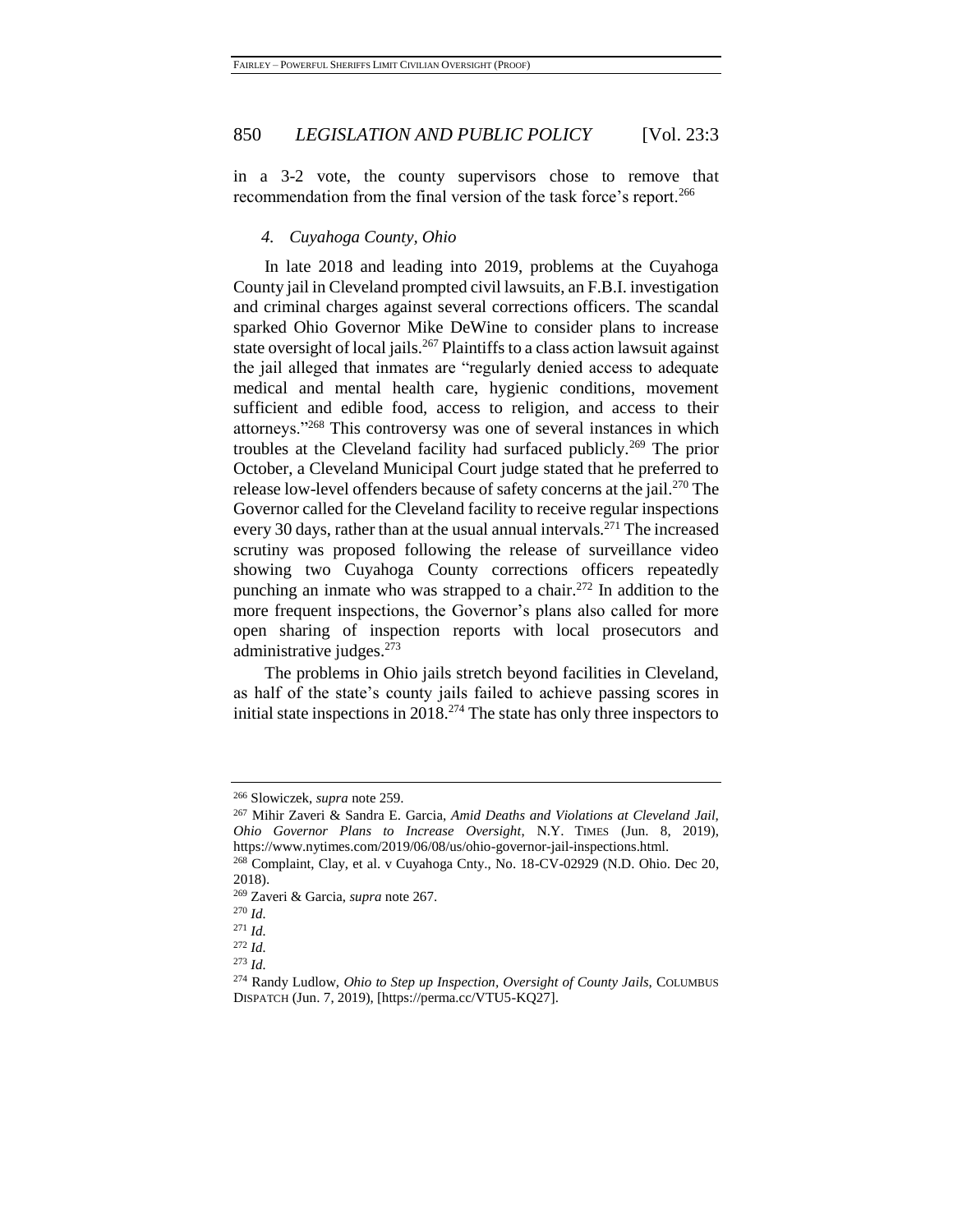in a 3-2 vote, the county supervisors chose to remove that recommendation from the final version of the task force's report.[266]

#### 4. *Cuyahoga County, Ohio*

In late 2018 and leading into 2019, problems at the Cuyahoga County jail in Cleveland prompted civil lawsuits, an F.B.I. investigation and criminal charges against several corrections officers. The scandal sparked Ohio Governor Mike DeWine to consider plans to increase state oversight of local jails.[267] Plaintiffs to a class action lawsuit against the jail alleged that inmates are "regularly denied access to adequate medical and mental health care, hygienic conditions, movement sufficient and edible food, access to religion, and access to their attorneys."[268] This controversy was one of several instances in which troubles at the Cleveland facility had surfaced publicly.[269] The prior October, a Cleveland Municipal Court judge stated that he preferred to release low-level offenders because of safety concerns at the jail.[270] The Governor called for the Cleveland facility to receive regular inspections every 30 days, rather than at the usual annual intervals.[271] The increased scrutiny was proposed following the release of surveillance video showing two Cuyahoga County corrections officers repeatedly punching an inmate who was strapped to a chair.[272] In addition to the more frequent inspections, the Governor's plans also called for more open sharing of inspection reports with local prosecutors and administrative judges.[273]

The problems in Ohio jails stretch beyond facilities in Cleveland, as half of the state's county jails failed to achieve passing scores in initial state inspections in 2018.[274] The state has only three inspectors to

---

[266] Slowiczek, *supra* note 259.

[267] Mihir Zaveri & Sandra E. Garcia, *Amid Deaths and Violations at Cleveland Jail, Ohio Governor Plans to Increase Oversight*, N.Y. TIMES (Jun. 8, 2019), https://www.nytimes.com/2019/06/08/us/ohio-governor-jail-inspections.html.

[268] Complaint, Clay, et al. v Cuyahoga Cnty., No. 18-CV-02929 (N.D. Ohio. Dec 20, 2018).

[269] Zaveri & Garcia, *supra* note 267.

[270] *Id.*

[271] *Id.*

[272] *Id.*

[273] *Id.*

[274] Randy Ludlow, *Ohio to Step up Inspection, Oversight of County Jails*, COLUMBUS DISPATCH (Jun. 7, 2019), [https://perma.cc/VTU5-KQ27].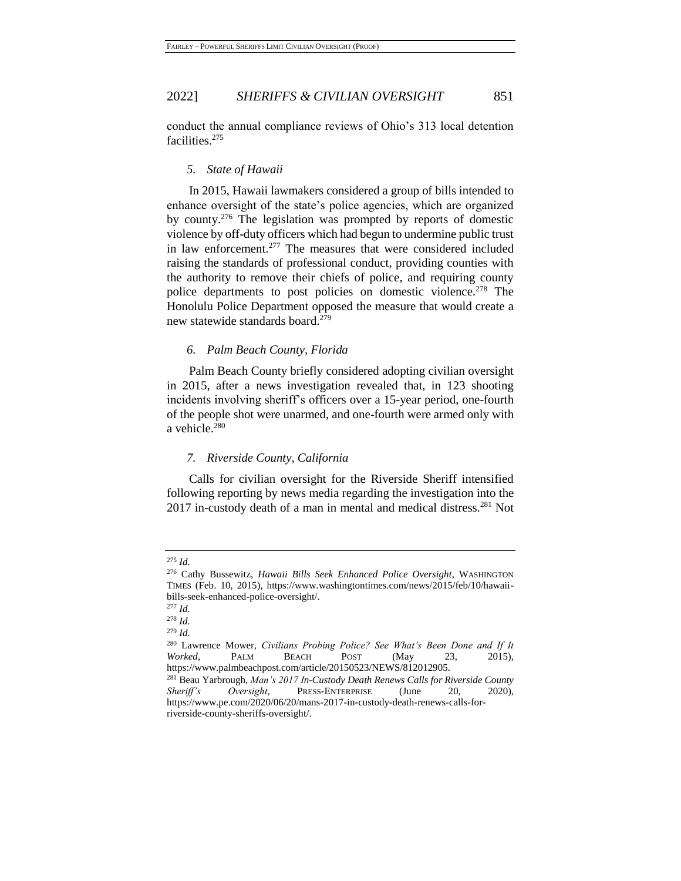conduct the annual compliance reviews of Ohio's 313 local detention facilities.[275]

### *5. State of Hawaii*

In 2015, Hawaii lawmakers considered a group of bills intended to enhance oversight of the state's police agencies, which are organized by county.[276] The legislation was prompted by reports of domestic violence by off-duty officers which had begun to undermine public trust in law enforcement.[277] The measures that were considered included raising the standards of professional conduct, providing counties with the authority to remove their chiefs of police, and requiring county police departments to post policies on domestic violence.[278] The Honolulu Police Department opposed the measure that would create a new statewide standards board.[279]

### *6. Palm Beach County, Florida*

Palm Beach County briefly considered adopting civilian oversight in 2015, after a news investigation revealed that, in 123 shooting incidents involving sheriff's officers over a 15-year period, one-fourth of the people shot were unarmed, and one-fourth were armed only with a vehicle.[280]

### *7. Riverside County, California*

Calls for civilian oversight for the Riverside Sheriff intensified following reporting by news media regarding the investigation into the 2017 in-custody death of a man in mental and medical distress.[281] Not

---

[275] *Id.*

[276] Cathy Bussewitz, *Hawaii Bills Seek Enhanced Police Oversight*, WASHINGTON TIMES (Feb. 10, 2015), https://www.washingtontimes.com/news/2015/feb/10/hawaii-bills-seek-enhanced-police-oversight/.

[277] *Id.*

[278] *Id.*

[279] *Id.*

[280] Lawrence Mower, *Civilians Probing Police? See What's Been Done and If It Worked*, PALM BEACH POST (May 23, 2015), https://www.palmbeachpost.com/article/20150523/NEWS/812012905.

[281] Beau Yarbrough, *Man's 2017 In-Custody Death Renews Calls for Riverside County Sheriff's Oversight*, PRESS-ENTERPRISE (June 20, 2020), https://www.pe.com/2020/06/20/mans-2017-in-custody-death-renews-calls-for-riverside-county-sheriffs-oversight/.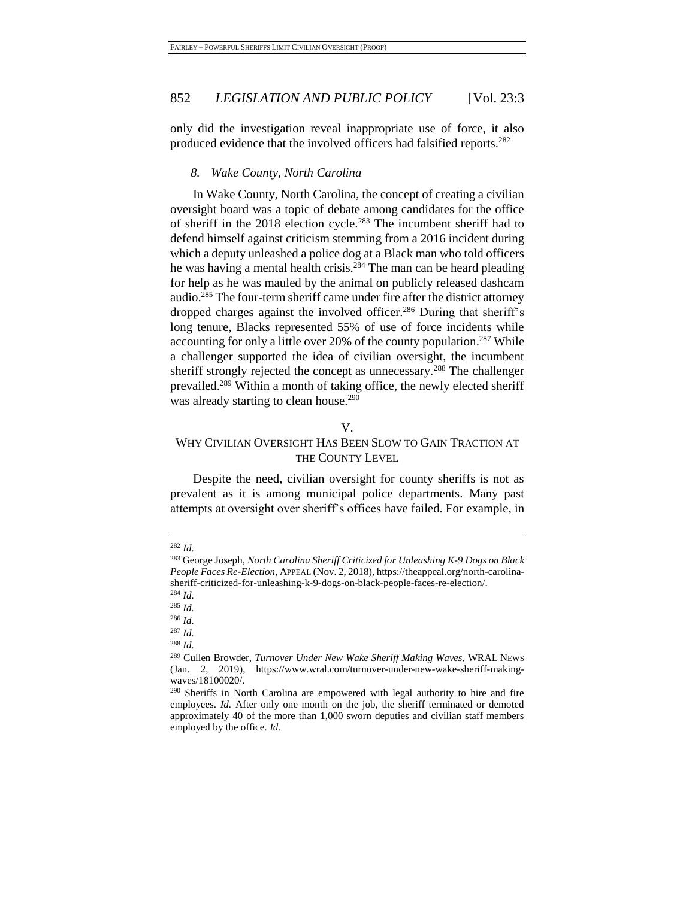only did the investigation reveal inappropriate use of force, it also produced evidence that the involved officers had falsified reports.[282]

### *8. Wake County, North Carolina*

In Wake County, North Carolina, the concept of creating a civilian oversight board was a topic of debate among candidates for the office of sheriff in the 2018 election cycle.[283] The incumbent sheriff had to defend himself against criticism stemming from a 2016 incident during which a deputy unleashed a police dog at a Black man who told officers he was having a mental health crisis.[284] The man can be heard pleading for help as he was mauled by the animal on publicly released dashcam audio.[285] The four-term sheriff came under fire after the district attorney dropped charges against the involved officer.[286] During that sheriff's long tenure, Blacks represented 55% of use of force incidents while accounting for only a little over 20% of the county population.[287] While a challenger supported the idea of civilian oversight, the incumbent sheriff strongly rejected the concept as unnecessary.[288] The challenger prevailed.[289] Within a month of taking office, the newly elected sheriff was already starting to clean house.[290]

## V. WHY CIVILIAN OVERSIGHT HAS BEEN SLOW TO GAIN TRACTION AT THE COUNTY LEVEL

Despite the need, civilian oversight for county sheriffs is not as prevalent as it is among municipal police departments. Many past attempts at oversight over sheriff's offices have failed. For example, in

---

[282] *Id.*

[283] George Joseph, *North Carolina Sheriff Criticized for Unleashing K-9 Dogs on Black People Faces Re-Election*, APPEAL (Nov. 2, 2018), https://theappeal.org/north-carolina-sheriff-criticized-for-unleashing-k-9-dogs-on-black-people-faces-re-election/.

[284] *Id.*

[285] *Id.*

[286] *Id.*

[287] *Id.*

[288] *Id.*

[289] Cullen Browder, *Turnover Under New Wake Sheriff Making Waves*, WRAL NEWS (Jan. 2, 2019), https://www.wral.com/turnover-under-new-wake-sheriff-making-waves/18100020/.

[290] Sheriffs in North Carolina are empowered with legal authority to hire and fire employees. *Id.* After only one month on the job, the sheriff terminated or demoted approximately 40 of the more than 1,000 sworn deputies and civilian staff members employed by the office. *Id.*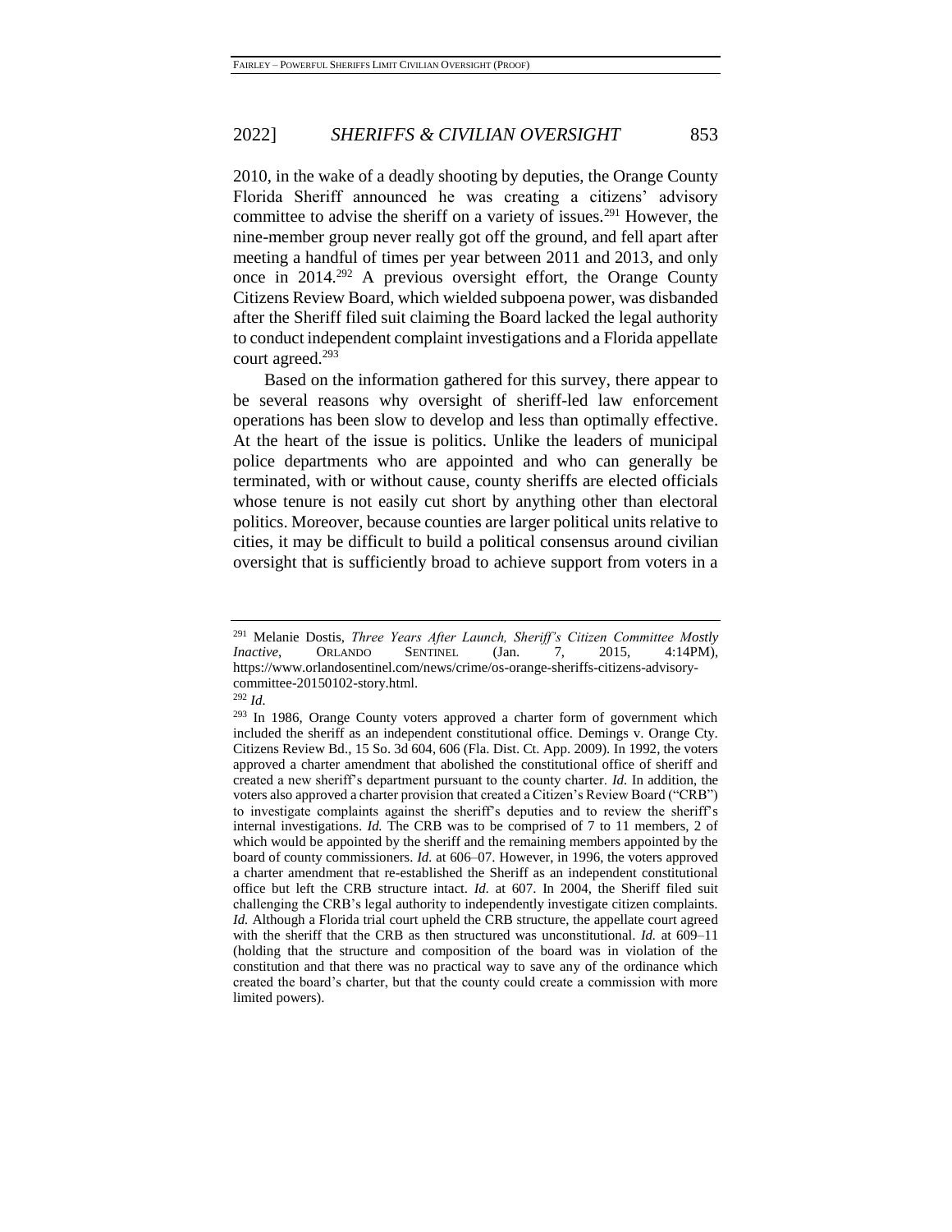2010, in the wake of a deadly shooting by deputies, the Orange County Florida Sheriff announced he was creating a citizens' advisory committee to advise the sheriff on a variety of issues.[291] However, the nine-member group never really got off the ground, and fell apart after meeting a handful of times per year between 2011 and 2013, and only once in 2014.[292] A previous oversight effort, the Orange County Citizens Review Board, which wielded subpoena power, was disbanded after the Sheriff filed suit claiming the Board lacked the legal authority to conduct independent complaint investigations and a Florida appellate court agreed.[293]

Based on the information gathered for this survey, there appear to be several reasons why oversight of sheriff-led law enforcement operations has been slow to develop and less than optimally effective. At the heart of the issue is politics. Unlike the leaders of municipal police departments who are appointed and who can generally be terminated, with or without cause, county sheriffs are elected officials whose tenure is not easily cut short by anything other than electoral politics. Moreover, because counties are larger political units relative to cities, it may be difficult to build a political consensus around civilian oversight that is sufficiently broad to achieve support from voters in a

---

[291] Melanie Dostis, *Three Years After Launch, Sheriff's Citizen Committee Mostly Inactive*, ORLANDO SENTINEL (Jan. 7, 2015, 4:14PM), https://www.orlandosentinel.com/news/crime/os-orange-sheriffs-citizens-advisory-committee-20150102-story.html.

[292] *Id.*

[293] In 1986, Orange County voters approved a charter form of government which included the sheriff as an independent constitutional office. Demings v. Orange Cty. Citizens Review Bd., 15 So. 3d 604, 606 (Fla. Dist. Ct. App. 2009). In 1992, the voters approved a charter amendment that abolished the constitutional office of sheriff and created a new sheriff's department pursuant to the county charter. *Id.* In addition, the voters also approved a charter provision that created a Citizen's Review Board ("CRB") to investigate complaints against the sheriff's deputies and to review the sheriff's internal investigations. *Id.* The CRB was to be comprised of 7 to 11 members, 2 of which would be appointed by the sheriff and the remaining members appointed by the board of county commissioners. *Id.* at 606–07. However, in 1996, the voters approved a charter amendment that re-established the Sheriff as an independent constitutional office but left the CRB structure intact. *Id.* at 607. In 2004, the Sheriff filed suit challenging the CRB's legal authority to independently investigate citizen complaints. *Id.* Although a Florida trial court upheld the CRB structure, the appellate court agreed with the sheriff that the CRB as then structured was unconstitutional. *Id.* at 609–11 (holding that the structure and composition of the board was in violation of the constitution and that there was no practical way to save any of the ordinance which created the board's charter, but that the county could create a commission with more limited powers).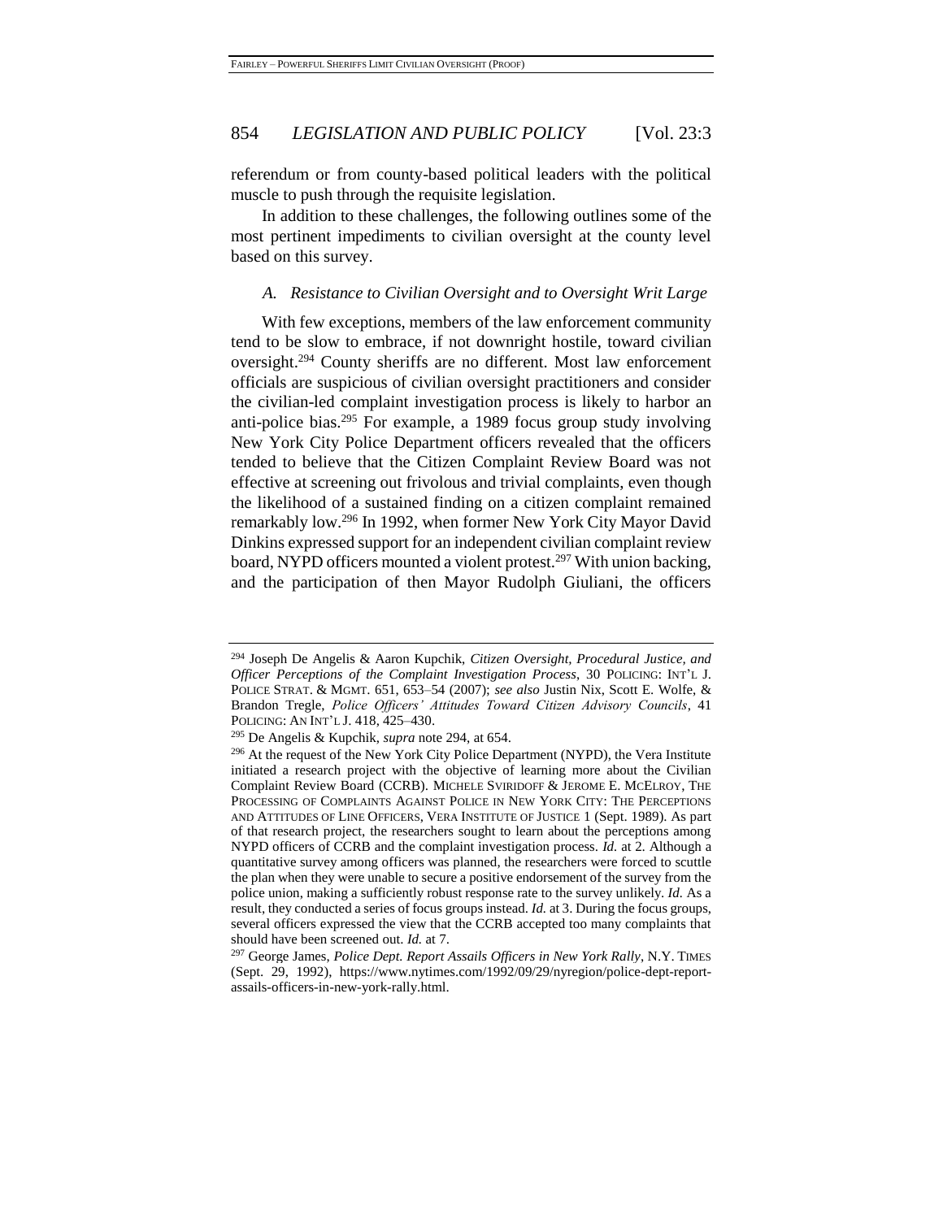referendum or from county-based political leaders with the political muscle to push through the requisite legislation.

In addition to these challenges, the following outlines some of the most pertinent impediments to civilian oversight at the county level based on this survey.

### *A. Resistance to Civilian Oversight and to Oversight Writ Large*

With few exceptions, members of the law enforcement community tend to be slow to embrace, if not downright hostile, toward civilian oversight.[294] County sheriffs are no different. Most law enforcement officials are suspicious of civilian oversight practitioners and consider the civilian-led complaint investigation process is likely to harbor an anti-police bias.[295] For example, a 1989 focus group study involving New York City Police Department officers revealed that the officers tended to believe that the Citizen Complaint Review Board was not effective at screening out frivolous and trivial complaints, even though the likelihood of a sustained finding on a citizen complaint remained remarkably low.[296] In 1992, when former New York City Mayor David Dinkins expressed support for an independent civilian complaint review board, NYPD officers mounted a violent protest.[297] With union backing, and the participation of then Mayor Rudolph Giuliani, the officers

---

[294] Joseph De Angelis & Aaron Kupchik, *Citizen Oversight, Procedural Justice, and Officer Perceptions of the Complaint Investigation Process*, 30 POLICING: INT'L J. POLICE STRAT. & MGMT. 651, 653–54 (2007); *see also* Justin Nix, Scott E. Wolfe, & Brandon Tregle, *Police Officers' Attitudes Toward Citizen Advisory Councils*, 41 POLICING: AN INT'L J. 418, 425–430.

[295] De Angelis & Kupchik, *supra* note 294, at 654.

[296] At the request of the New York City Police Department (NYPD), the Vera Institute initiated a research project with the objective of learning more about the Civilian Complaint Review Board (CCRB). MICHELE SVIRIDOFF & JEROME E. MCELROY, THE PROCESSING OF COMPLAINTS AGAINST POLICE IN NEW YORK CITY: THE PERCEPTIONS AND ATTITUDES OF LINE OFFICERS, VERA INSTITUTE OF JUSTICE 1 (Sept. 1989). As part of that research project, the researchers sought to learn about the perceptions among NYPD officers of CCRB and the complaint investigation process. *Id.* at 2. Although a quantitative survey among officers was planned, the researchers were forced to scuttle the plan when they were unable to secure a positive endorsement of the survey from the police union, making a sufficiently robust response rate to the survey unlikely. *Id.* As a result, they conducted a series of focus groups instead. *Id.* at 3. During the focus groups, several officers expressed the view that the CCRB accepted too many complaints that should have been screened out. *Id.* at 7.

[297] George James, *Police Dept. Report Assails Officers in New York Rally*, N.Y. TIMES (Sept. 29, 1992), https://www.nytimes.com/1992/09/29/nyregion/police-dept-report-assails-officers-in-new-york-rally.html.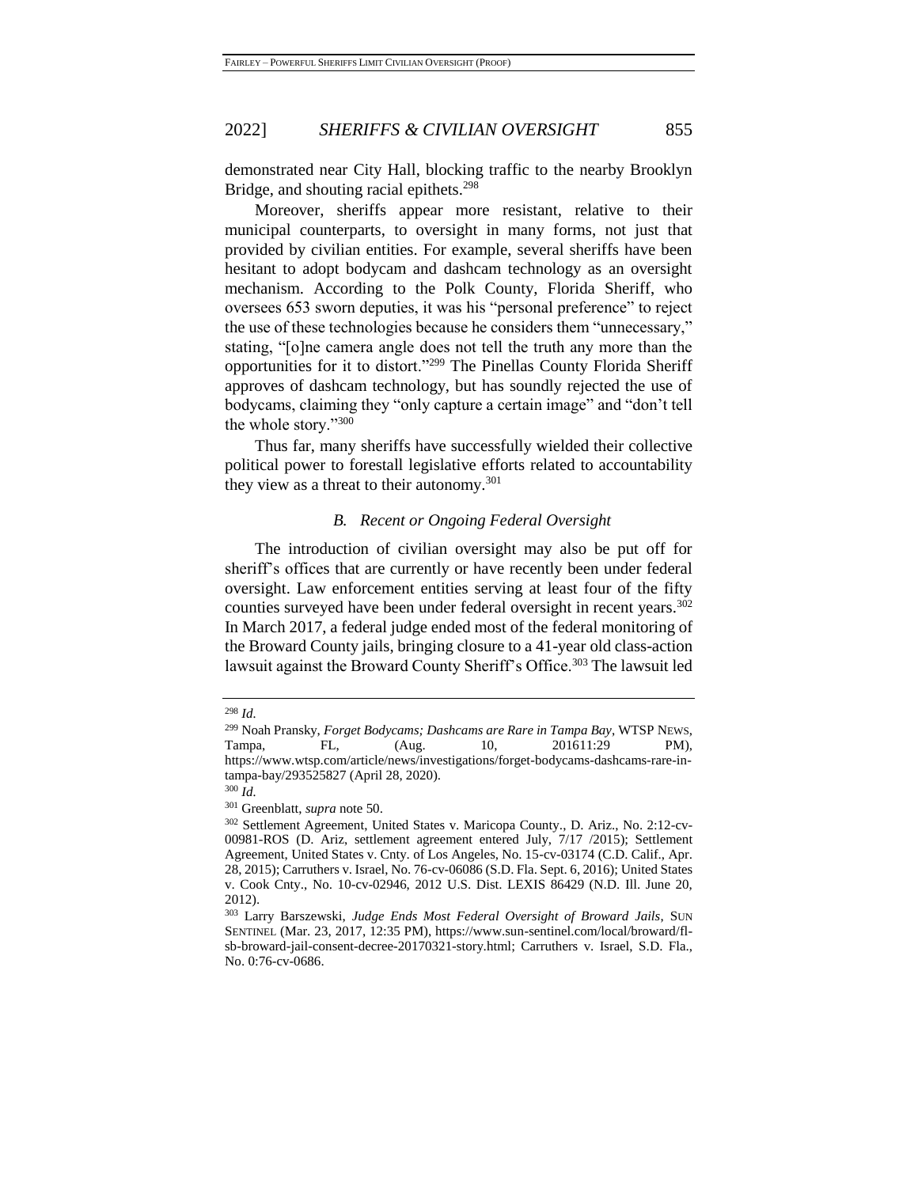demonstrated near City Hall, blocking traffic to the nearby Brooklyn Bridge, and shouting racial epithets.[298]

Moreover, sheriffs appear more resistant, relative to their municipal counterparts, to oversight in many forms, not just that provided by civilian entities. For example, several sheriffs have been hesitant to adopt bodycam and dashcam technology as an oversight mechanism. According to the Polk County, Florida Sheriff, who oversees 653 sworn deputies, it was his "personal preference" to reject the use of these technologies because he considers them "unnecessary," stating, "[o]ne camera angle does not tell the truth any more than the opportunities for it to distort."[299] The Pinellas County Florida Sheriff approves of dashcam technology, but has soundly rejected the use of bodycams, claiming they "only capture a certain image" and "don't tell the whole story."[300]

Thus far, many sheriffs have successfully wielded their collective political power to forestall legislative efforts related to accountability they view as a threat to their autonomy.[301]

### *B. Recent or Ongoing Federal Oversight*

The introduction of civilian oversight may also be put off for sheriff's offices that are currently or have recently been under federal oversight. Law enforcement entities serving at least four of the fifty counties surveyed have been under federal oversight in recent years.[302] In March 2017, a federal judge ended most of the federal monitoring of the Broward County jails, bringing closure to a 41-year old class-action lawsuit against the Broward County Sheriff's Office.[303] The lawsuit led

---

[298] *Id.*

[299] Noah Pransky, *Forget Bodycams; Dashcams are Rare in Tampa Bay*, WTSP NEWS, Tampa, FL, (Aug. 10, 201611:29 PM), https://www.wtsp.com/article/news/investigations/forget-bodycams-dashcams-rare-in-tampa-bay/293525827 (April 28, 2020).

[300] *Id.*

[301] Greenblatt, *supra* note 50.

[302] Settlement Agreement, United States v. Maricopa County., D. Ariz., No. 2:12-cv-00981-ROS (D. Ariz, settlement agreement entered July, 7/17 /2015); Settlement Agreement, United States v. Cnty. of Los Angeles, No. 15-cv-03174 (C.D. Calif., Apr. 28, 2015); Carruthers v. Israel, No. 76-cv-06086 (S.D. Fla. Sept. 6, 2016); United States v. Cook Cnty., No. 10-cv-02946, 2012 U.S. Dist. LEXIS 86429 (N.D. Ill. June 20, 2012).

[303] Larry Barszewski, *Judge Ends Most Federal Oversight of Broward Jails*, SUN SENTINEL (Mar. 23, 2017, 12:35 PM), https://www.sun-sentinel.com/local/broward/fl-sb-broward-jail-consent-decree-20170321-story.html; Carruthers v. Israel, S.D. Fla., No. 0:76-cv-0686.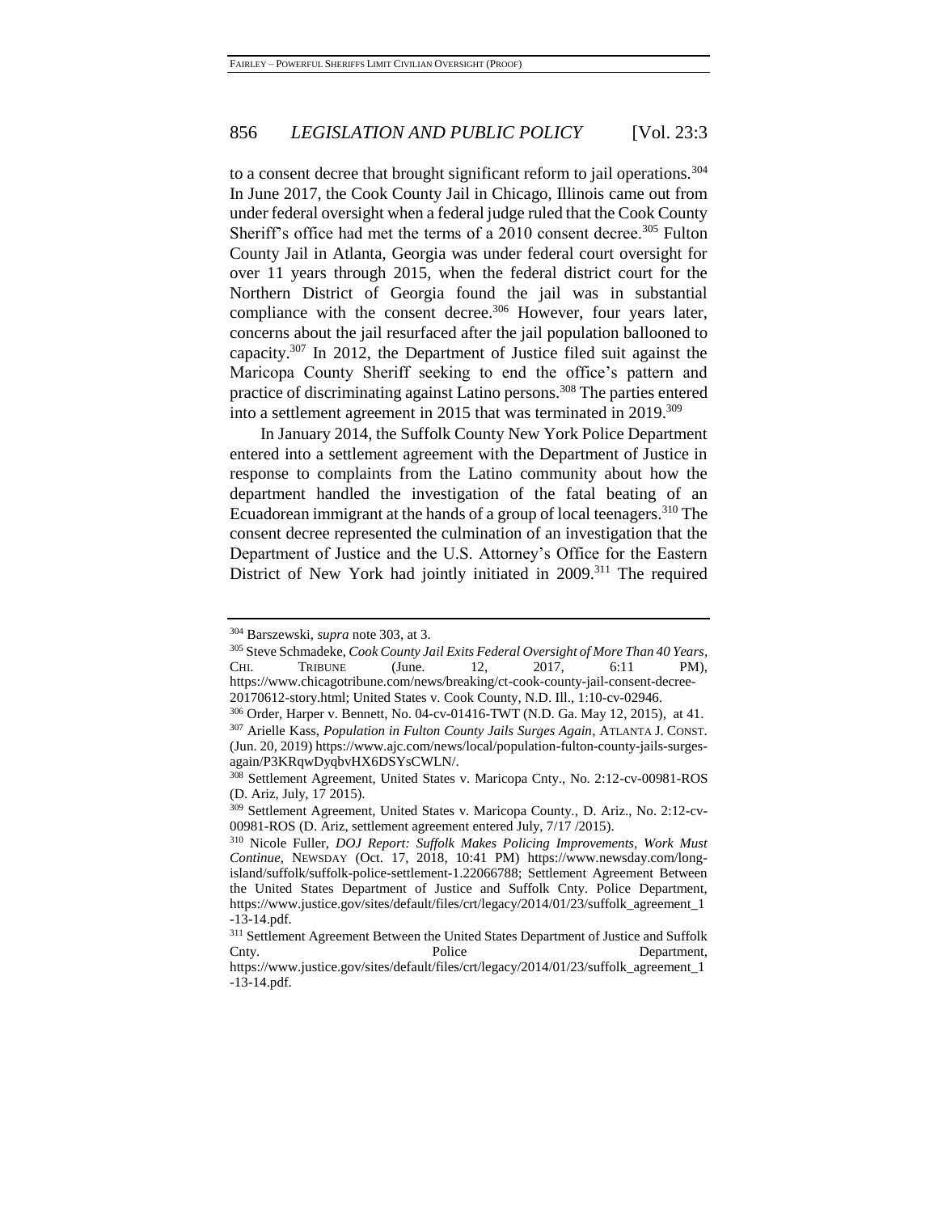to a consent decree that brought significant reform to jail operations.[304] In June 2017, the Cook County Jail in Chicago, Illinois came out from under federal oversight when a federal judge ruled that the Cook County Sheriff's office had met the terms of a 2010 consent decree.[305] Fulton County Jail in Atlanta, Georgia was under federal court oversight for over 11 years through 2015, when the federal district court for the Northern District of Georgia found the jail was in substantial compliance with the consent decree.[306] However, four years later, concerns about the jail resurfaced after the jail population ballooned to capacity.[307] In 2012, the Department of Justice filed suit against the Maricopa County Sheriff seeking to end the office's pattern and practice of discriminating against Latino persons.[308] The parties entered into a settlement agreement in 2015 that was terminated in 2019.[309]

In January 2014, the Suffolk County New York Police Department entered into a settlement agreement with the Department of Justice in response to complaints from the Latino community about how the department handled the investigation of the fatal beating of an Ecuadorean immigrant at the hands of a group of local teenagers.[310] The consent decree represented the culmination of an investigation that the Department of Justice and the U.S. Attorney's Office for the Eastern District of New York had jointly initiated in 2009.[311] The required

---

[304] Barszewski, *supra* note 303, at 3.

[305] Steve Schmadeke, *Cook County Jail Exits Federal Oversight of More Than 40 Years*, CHI. TRIBUNE (June. 12, 2017, 6:11 PM), https://www.chicagotribune.com/news/breaking/ct-cook-county-jail-consent-decree-20170612-story.html; United States v. Cook County, N.D. Ill., 1:10-cv-02946.

[306] Order, Harper v. Bennett, No. 04-cv-01416-TWT (N.D. Ga. May 12, 2015), at 41.

[307] Arielle Kass, *Population in Fulton County Jails Surges Again*, ATLANTA J. CONST. (Jun. 20, 2019) https://www.ajc.com/news/local/population-fulton-county-jails-surges-again/P3KRqwDyqbvHX6DSYsCWLN/.

[308] Settlement Agreement, United States v. Maricopa Cnty., No. 2:12-cv-00981-ROS (D. Ariz, July, 17 2015).

[309] Settlement Agreement, United States v. Maricopa County., D. Ariz., No. 2:12-cv-00981-ROS (D. Ariz, settlement agreement entered July, 7/17 /2015).

[310] Nicole Fuller, *DOJ Report: Suffolk Makes Policing Improvements, Work Must Continue*, NEWSDAY (Oct. 17, 2018, 10:41 PM) https://www.newsday.com/long-island/suffolk/suffolk-police-settlement-1.22066788; Settlement Agreement Between the United States Department of Justice and Suffolk Cnty. Police Department, https://www.justice.gov/sites/default/files/crt/legacy/2014/01/23/suffolk_agreement_1-13-14.pdf.

[311] Settlement Agreement Between the United States Department of Justice and Suffolk Cnty. Police Department, https://www.justice.gov/sites/default/files/crt/legacy/2014/01/23/suffolk_agreement_1-13-14.pdf.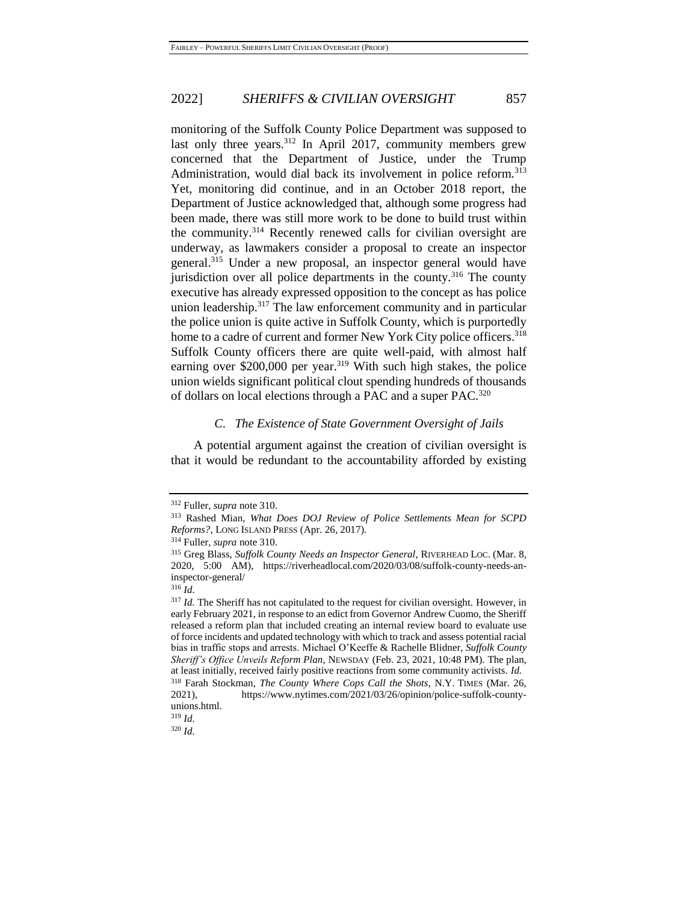monitoring of the Suffolk County Police Department was supposed to last only three years.[312] In April 2017, community members grew concerned that the Department of Justice, under the Trump Administration, would dial back its involvement in police reform.[313] Yet, monitoring did continue, and in an October 2018 report, the Department of Justice acknowledged that, although some progress had been made, there was still more work to be done to build trust within the community.[314] Recently renewed calls for civilian oversight are underway, as lawmakers consider a proposal to create an inspector general.[315] Under a new proposal, an inspector general would have jurisdiction over all police departments in the county.[316] The county executive has already expressed opposition to the concept as has police union leadership.[317] The law enforcement community and in particular the police union is quite active in Suffolk County, which is purportedly home to a cadre of current and former New York City police officers.[318] Suffolk County officers there are quite well-paid, with almost half earning over $200,000 per year.[319] With such high stakes, the police union wields significant political clout spending hundreds of thousands of dollars on local elections through a PAC and a super PAC.[320]

### *C. The Existence of State Government Oversight of Jails*

A potential argument against the creation of civilian oversight is that it would be redundant to the accountability afforded by existing

---

[312] Fuller, *supra* note 310.

[313] Rashed Mian, *What Does DOJ Review of Police Settlements Mean for SCPD Reforms?*, LONG ISLAND PRESS (Apr. 26, 2017).

[314] Fuller, *supra* note 310.

[315] Greg Blass, *Suffolk County Needs an Inspector General*, RIVERHEAD LOC. (Mar. 8, 2020, 5:00 AM), https://riverheadlocal.com/2020/03/08/suffolk-county-needs-an-inspector-general/

[316] *Id.*

[317] *Id.* The Sheriff has not capitulated to the request for civilian oversight. However, in early February 2021, in response to an edict from Governor Andrew Cuomo, the Sheriff released a reform plan that included creating an internal review board to evaluate use of force incidents and updated technology with which to track and assess potential racial bias in traffic stops and arrests. Michael O'Keeffe & Rachelle Blidner, *Suffolk County Sheriff's Office Unveils Reform Plan*, NEWSDAY (Feb. 23, 2021, 10:48 PM). The plan, at least initially, received fairly positive reactions from some community activists. *Id.*

[318] Farah Stockman, *The County Where Cops Call the Shots*, N.Y. TIMES (Mar. 26, 2021), https://www.nytimes.com/2021/03/26/opinion/police-suffolk-county-unions.html.

[319] *Id.*

[320] *Id.*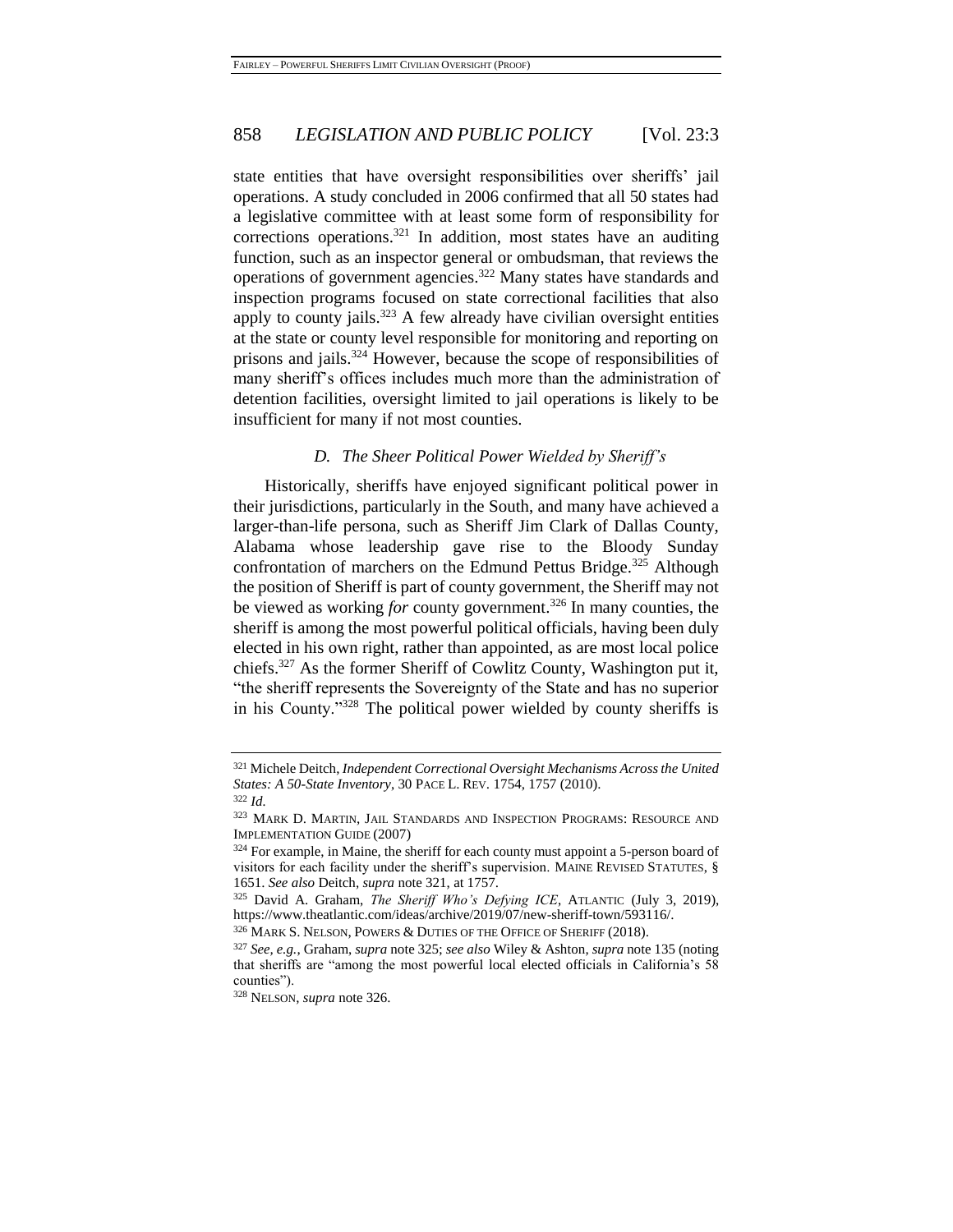state entities that have oversight responsibilities over sheriffs' jail operations. A study concluded in 2006 confirmed that all 50 states had a legislative committee with at least some form of responsibility for corrections operations.[321] In addition, most states have an auditing function, such as an inspector general or ombudsman, that reviews the operations of government agencies.[322] Many states have standards and inspection programs focused on state correctional facilities that also apply to county jails.[323] A few already have civilian oversight entities at the state or county level responsible for monitoring and reporting on prisons and jails.[324] However, because the scope of responsibilities of many sheriff's offices includes much more than the administration of detention facilities, oversight limited to jail operations is likely to be insufficient for many if not most counties.

### *D. The Sheer Political Power Wielded by Sheriff's*

Historically, sheriffs have enjoyed significant political power in their jurisdictions, particularly in the South, and many have achieved a larger-than-life persona, such as Sheriff Jim Clark of Dallas County, Alabama whose leadership gave rise to the Bloody Sunday confrontation of marchers on the Edmund Pettus Bridge.[325] Although the position of Sheriff is part of county government, the Sheriff may not be viewed as working *for* county government.[326] In many counties, the sheriff is among the most powerful political officials, having been duly elected in his own right, rather than appointed, as are most local police chiefs.[327] As the former Sheriff of Cowlitz County, Washington put it, "the sheriff represents the Sovereignty of the State and has no superior in his County."[328] The political power wielded by county sheriffs is

---

[321] Michele Deitch, *Independent Correctional Oversight Mechanisms Across the United States: A 50-State Inventory*, 30 PACE L. REV. 1754, 1757 (2010).

[322] *Id.*

[323] MARK D. MARTIN, JAIL STANDARDS AND INSPECTION PROGRAMS: RESOURCE AND IMPLEMENTATION GUIDE (2007)

[324] For example, in Maine, the sheriff for each county must appoint a 5-person board of visitors for each facility under the sheriff's supervision. MAINE REVISED STATUTES, § 1651. *See also* Deitch, *supra* note 321, at 1757.

[325] David A. Graham, *The Sheriff Who's Defying ICE*, ATLANTIC (July 3, 2019), https://www.theatlantic.com/ideas/archive/2019/07/new-sheriff-town/593116/.

[326] MARK S. NELSON, POWERS & DUTIES OF THE OFFICE OF SHERIFF (2018).

[327] *See, e.g.*, Graham, *supra* note 325; *see also* Wiley & Ashton, *supra* note 135 (noting that sheriffs are "among the most powerful local elected officials in California's 58 counties").

[328] NELSON, *supra* note 326.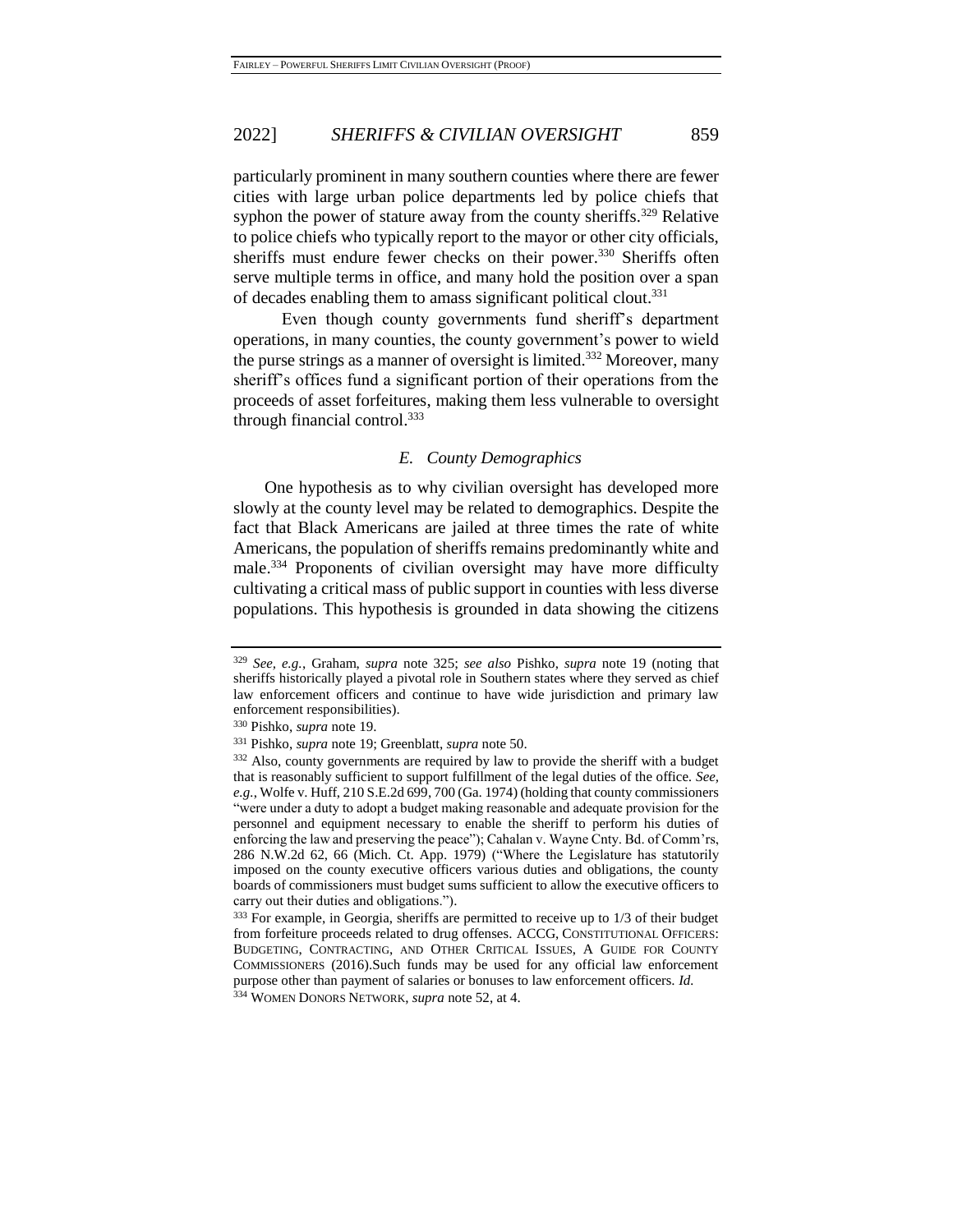particularly prominent in many southern counties where there are fewer cities with large urban police departments led by police chiefs that syphon the power of stature away from the county sheriffs.[329] Relative to police chiefs who typically report to the mayor or other city officials, sheriffs must endure fewer checks on their power.[330] Sheriffs often serve multiple terms in office, and many hold the position over a span of decades enabling them to amass significant political clout.[331]

Even though county governments fund sheriff's department operations, in many counties, the county government's power to wield the purse strings as a manner of oversight is limited.[332] Moreover, many sheriff's offices fund a significant portion of their operations from the proceeds of asset forfeitures, making them less vulnerable to oversight through financial control.[333]

### *E. County Demographics*

One hypothesis as to why civilian oversight has developed more slowly at the county level may be related to demographics. Despite the fact that Black Americans are jailed at three times the rate of white Americans, the population of sheriffs remains predominantly white and male.[334] Proponents of civilian oversight may have more difficulty cultivating a critical mass of public support in counties with less diverse populations. This hypothesis is grounded in data showing the citizens

---

[329] *See, e.g.*, Graham, *supra* note 325; *see also* Pishko, *supra* note 19 (noting that sheriffs historically played a pivotal role in Southern states where they served as chief law enforcement officers and continue to have wide jurisdiction and primary law enforcement responsibilities).

[330] Pishko, *supra* note 19.

[331] Pishko, *supra* note 19; Greenblatt, *supra* note 50.

[332] Also, county governments are required by law to provide the sheriff with a budget that is reasonably sufficient to support fulfillment of the legal duties of the office. *See, e.g.*, Wolfe v. Huff, 210 S.E.2d 699, 700 (Ga. 1974) (holding that county commissioners "were under a duty to adopt a budget making reasonable and adequate provision for the personnel and equipment necessary to enable the sheriff to perform his duties of enforcing the law and preserving the peace"); Cahalan v. Wayne Cnty. Bd. of Comm'rs, 286 N.W.2d 62, 66 (Mich. Ct. App. 1979) ("Where the Legislature has statutorily imposed on the county executive officers various duties and obligations, the county boards of commissioners must budget sums sufficient to allow the executive officers to carry out their duties and obligations.").

[333] For example, in Georgia, sheriffs are permitted to receive up to 1/3 of their budget from forfeiture proceeds related to drug offenses. ACCG, CONSTITUTIONAL OFFICERS: BUDGETING, CONTRACTING, AND OTHER CRITICAL ISSUES, A GUIDE FOR COUNTY COMMISSIONERS (2016).Such funds may be used for any official law enforcement purpose other than payment of salaries or bonuses to law enforcement officers. *Id.*

[334] WOMEN DONORS NETWORK, *supra* note 52, at 4.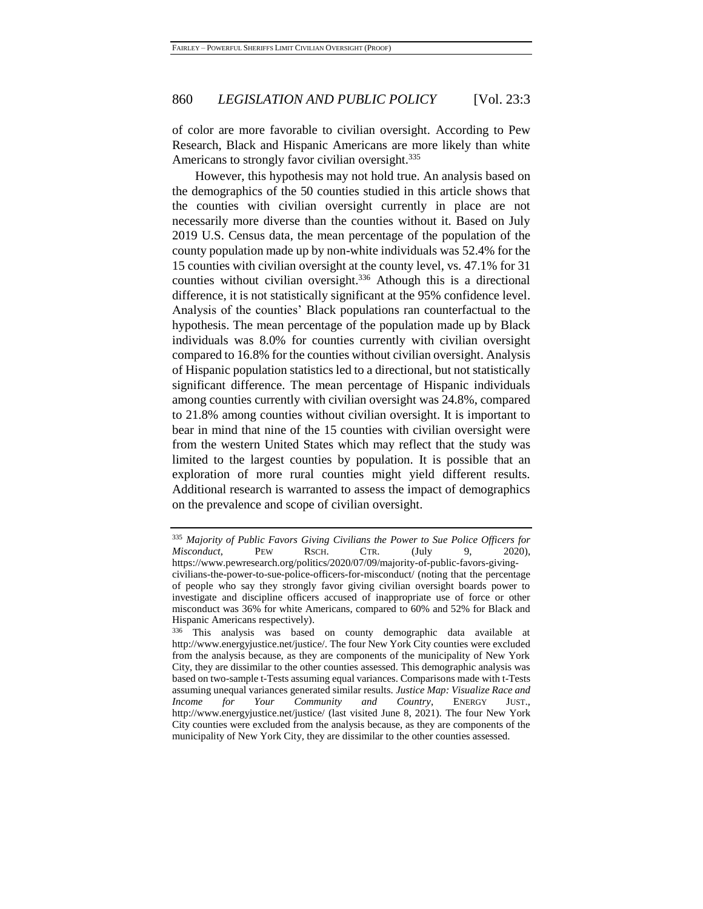of color are more favorable to civilian oversight. According to Pew Research, Black and Hispanic Americans are more likely than white Americans to strongly favor civilian oversight.[335]

However, this hypothesis may not hold true. An analysis based on the demographics of the 50 counties studied in this article shows that the counties with civilian oversight currently in place are not necessarily more diverse than the counties without it. Based on July 2019 U.S. Census data, the mean percentage of the population of the county population made up by non-white individuals was 52.4% for the 15 counties with civilian oversight at the county level, vs. 47.1% for 31 counties without civilian oversight.[336] Athough this is a directional difference, it is not statistically significant at the 95% confidence level. Analysis of the counties' Black populations ran counterfactual to the hypothesis. The mean percentage of the population made up by Black individuals was 8.0% for counties currently with civilian oversight compared to 16.8% for the counties without civilian oversight. Analysis of Hispanic population statistics led to a directional, but not statistically significant difference. The mean percentage of Hispanic individuals among counties currently with civilian oversight was 24.8%, compared to 21.8% among counties without civilian oversight. It is important to bear in mind that nine of the 15 counties with civilian oversight were from the western United States which may reflect that the study was limited to the largest counties by population. It is possible that an exploration of more rural counties might yield different results. Additional research is warranted to assess the impact of demographics on the prevalence and scope of civilian oversight.

---

[335] *Majority of Public Favors Giving Civilians the Power to Sue Police Officers for Misconduct*, PEW RSCH. CTR. (July 9, 2020), https://www.pewresearch.org/politics/2020/07/09/majority-of-public-favors-giving-civilians-the-power-to-sue-police-officers-for-misconduct/ (noting that the percentage of people who say they strongly favor giving civilian oversight boards power to investigate and discipline officers accused of inappropriate use of force or other misconduct was 36% for white Americans, compared to 60% and 52% for Black and Hispanic Americans respectively).

[336] This analysis was based on county demographic data available at http://www.energyjustice.net/justice/. The four New York City counties were excluded from the analysis because, as they are components of the municipality of New York City, they are dissimilar to the other counties assessed. This demographic analysis was based on two-sample t-Tests assuming equal variances. Comparisons made with t-Tests assuming unequal variances generated similar results. *Justice Map: Visualize Race and Income for Your Community and Country*, ENERGY JUST., http://www.energyjustice.net/justice/ (last visited June 8, 2021). The four New York City counties were excluded from the analysis because, as they are components of the municipality of New York City, they are dissimilar to the other counties assessed.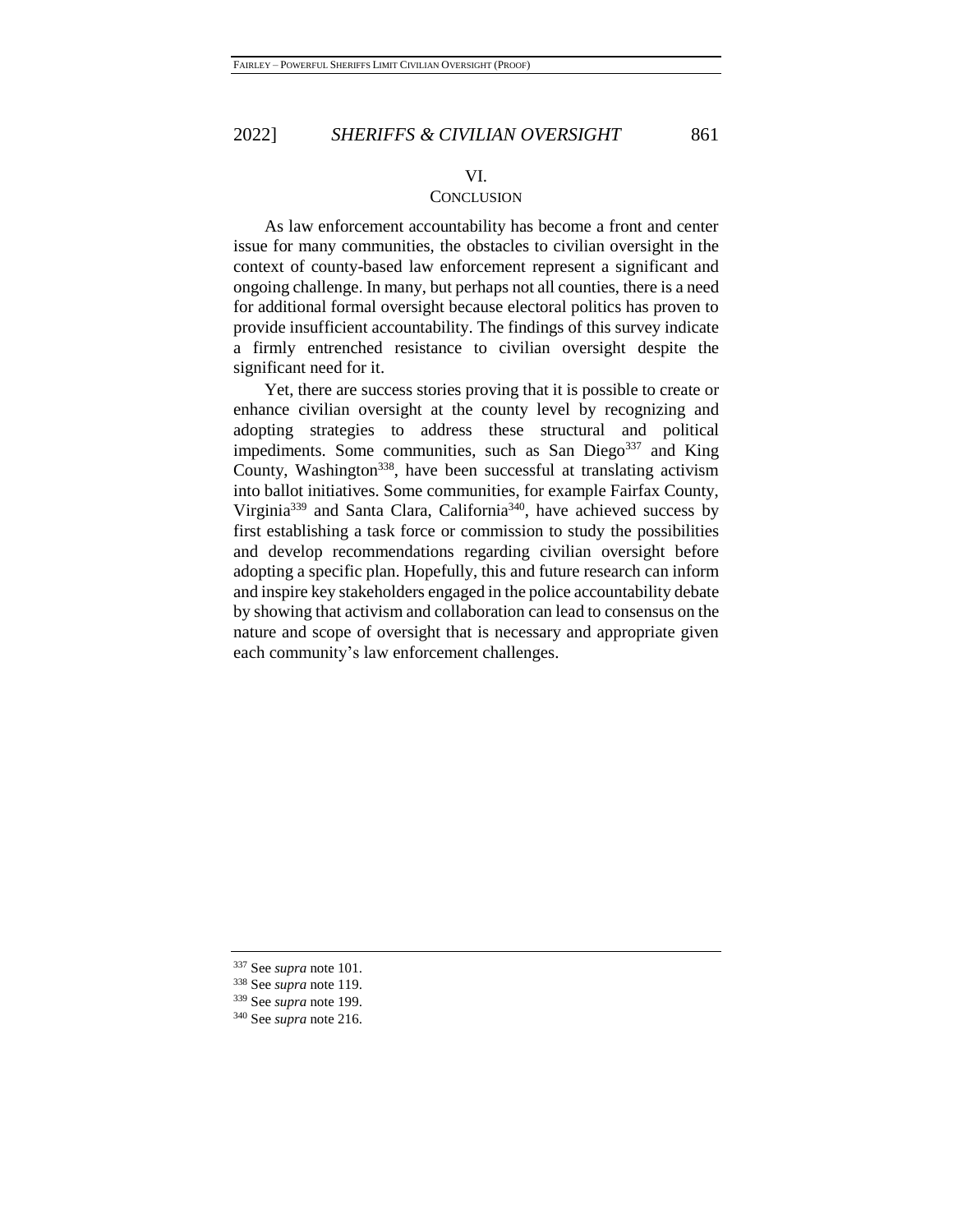## VI. CONCLUSION

As law enforcement accountability has become a front and center issue for many communities, the obstacles to civilian oversight in the context of county-based law enforcement represent a significant and ongoing challenge. In many, but perhaps not all counties, there is a need for additional formal oversight because electoral politics has proven to provide insufficient accountability. The findings of this survey indicate a firmly entrenched resistance to civilian oversight despite the significant need for it.

Yet, there are success stories proving that it is possible to create or enhance civilian oversight at the county level by recognizing and adopting strategies to address these structural and political impediments. Some communities, such as San Diego[337] and King County, Washington[338], have been successful at translating activism into ballot initiatives. Some communities, for example Fairfax County, Virginia[339] and Santa Clara, California[340], have achieved success by first establishing a task force or commission to study the possibilities and develop recommendations regarding civilian oversight before adopting a specific plan. Hopefully, this and future research can inform and inspire key stakeholders engaged in the police accountability debate by showing that activism and collaboration can lead to consensus on the nature and scope of oversight that is necessary and appropriate given each community's law enforcement challenges.

---

[337] See *supra* note 101.

[338] See *supra* note 119.

[339] See *supra* note 199.

[340] See *supra* note 216.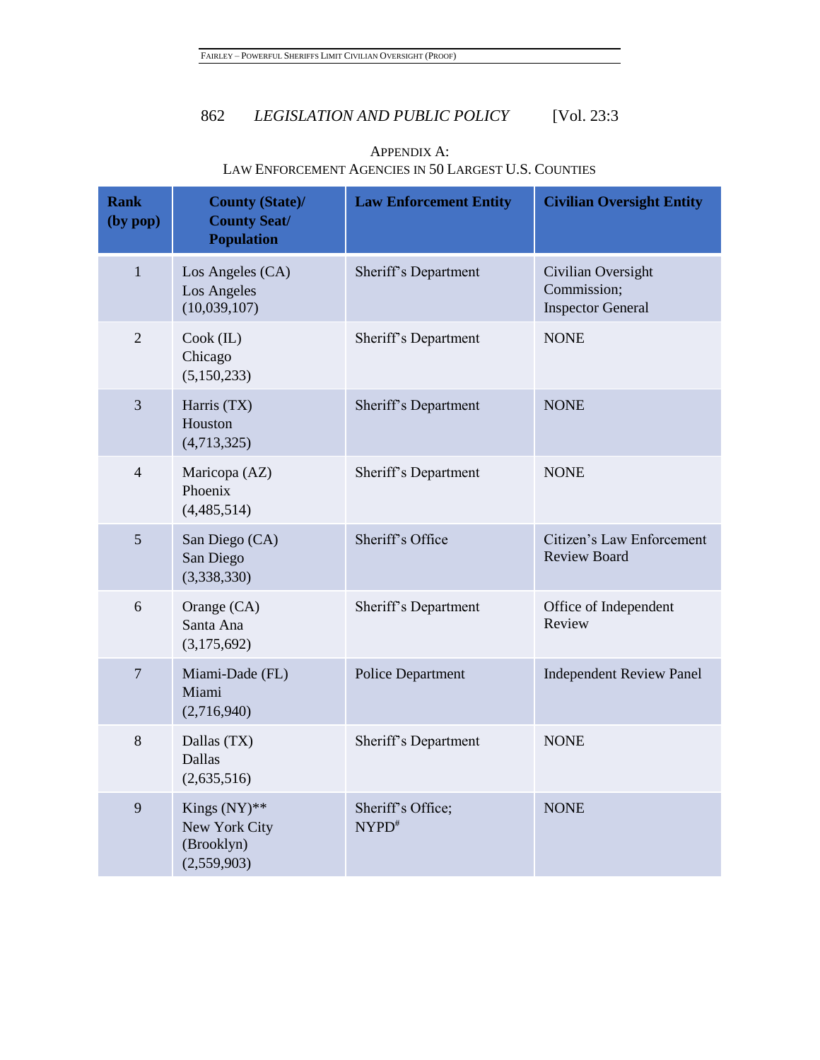## APPENDIX A: LAW ENFORCEMENT AGENCIES IN 50 LARGEST U.S. COUNTIES

| Rank (by pop) | County (State)/ County Seat/ Population | Law Enforcement Entity | Civilian Oversight Entity |
|---|---|---|---|
| 1 | Los Angeles (CA) Los Angeles (10,039,107) | Sheriff's Department | Civilian Oversight Commission; Inspector General |
| 2 | Cook (IL) Chicago (5,150,233) | Sheriff's Department | NONE |
| 3 | Harris (TX) Houston (4,713,325) | Sheriff's Department | NONE |
| 4 | Maricopa (AZ) Phoenix (4,485,514) | Sheriff's Department | NONE |
| 5 | San Diego (CA) San Diego (3,338,330) | Sheriff's Office | Citizen's Law Enforcement Review Board |
| 6 | Orange (CA) Santa Ana (3,175,692) | Sheriff's Department | Office of Independent Review |
| 7 | Miami-Dade (FL) Miami (2,716,940) | Police Department | Independent Review Panel |
| 8 | Dallas (TX) Dallas (2,635,516) | Sheriff's Department | NONE |
| 9 | Kings (NY)** New York City (Brooklyn) (2,559,903) | Sheriff's Office; NYPD# | NONE |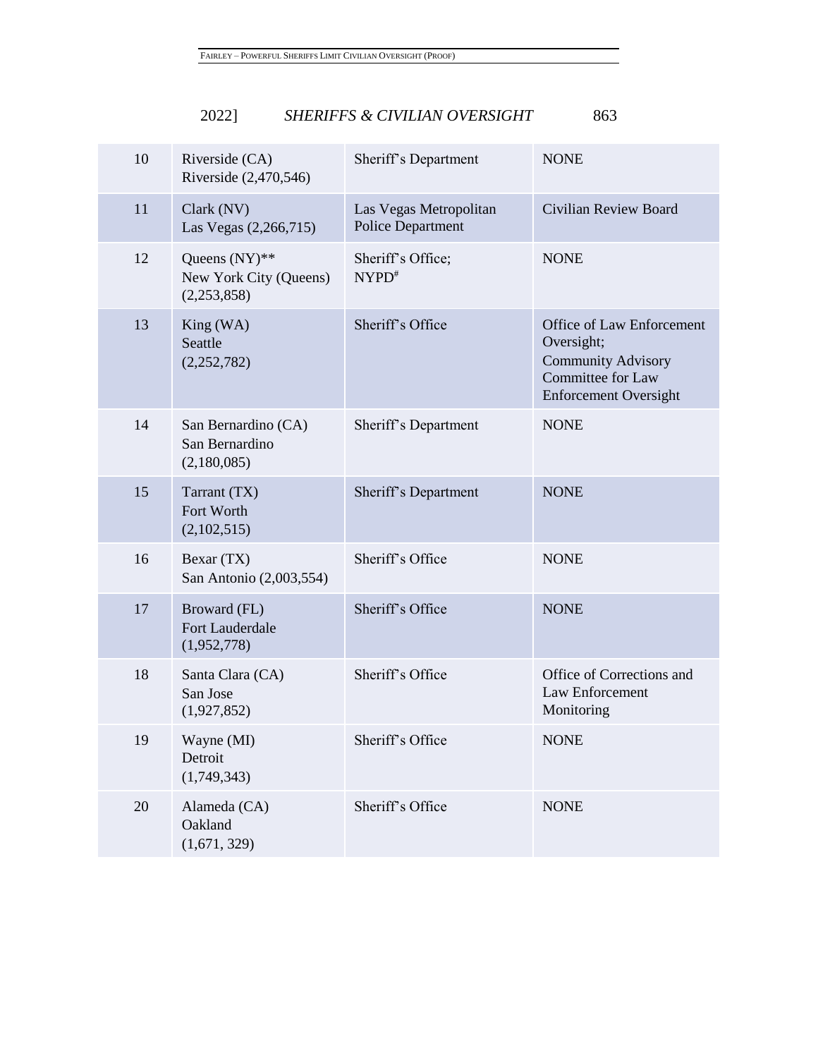| 10 | Riverside (CA) Riverside (2,470,546) | Sheriff's Department | NONE |
|---|---|---|---|
| 11 | Clark (NV) Las Vegas (2,266,715) | Las Vegas Metropolitan Police Department | Civilian Review Board |
| 12 | Queens (NY)** New York City (Queens) (2,253,858) | Sheriff's Office; NYPD[#] | NONE |
| 13 | King (WA) Seattle (2,252,782) | Sheriff's Office | Office of Law Enforcement Oversight; Community Advisory Committee for Law Enforcement Oversight |
| 14 | San Bernardino (CA) San Bernardino (2,180,085) | Sheriff's Department | NONE |
| 15 | Tarrant (TX) Fort Worth (2,102,515) | Sheriff's Department | NONE |
| 16 | Bexar (TX) San Antonio (2,003,554) | Sheriff's Office | NONE |
| 17 | Broward (FL) Fort Lauderdale (1,952,778) | Sheriff's Office | NONE |
| 18 | Santa Clara (CA) San Jose (1,927,852) | Sheriff's Office | Office of Corrections and Law Enforcement Monitoring |
| 19 | Wayne (MI) Detroit (1,749,343) | Sheriff's Office | NONE |
| 20 | Alameda (CA) Oakland (1,671, 329) | Sheriff's Office | NONE |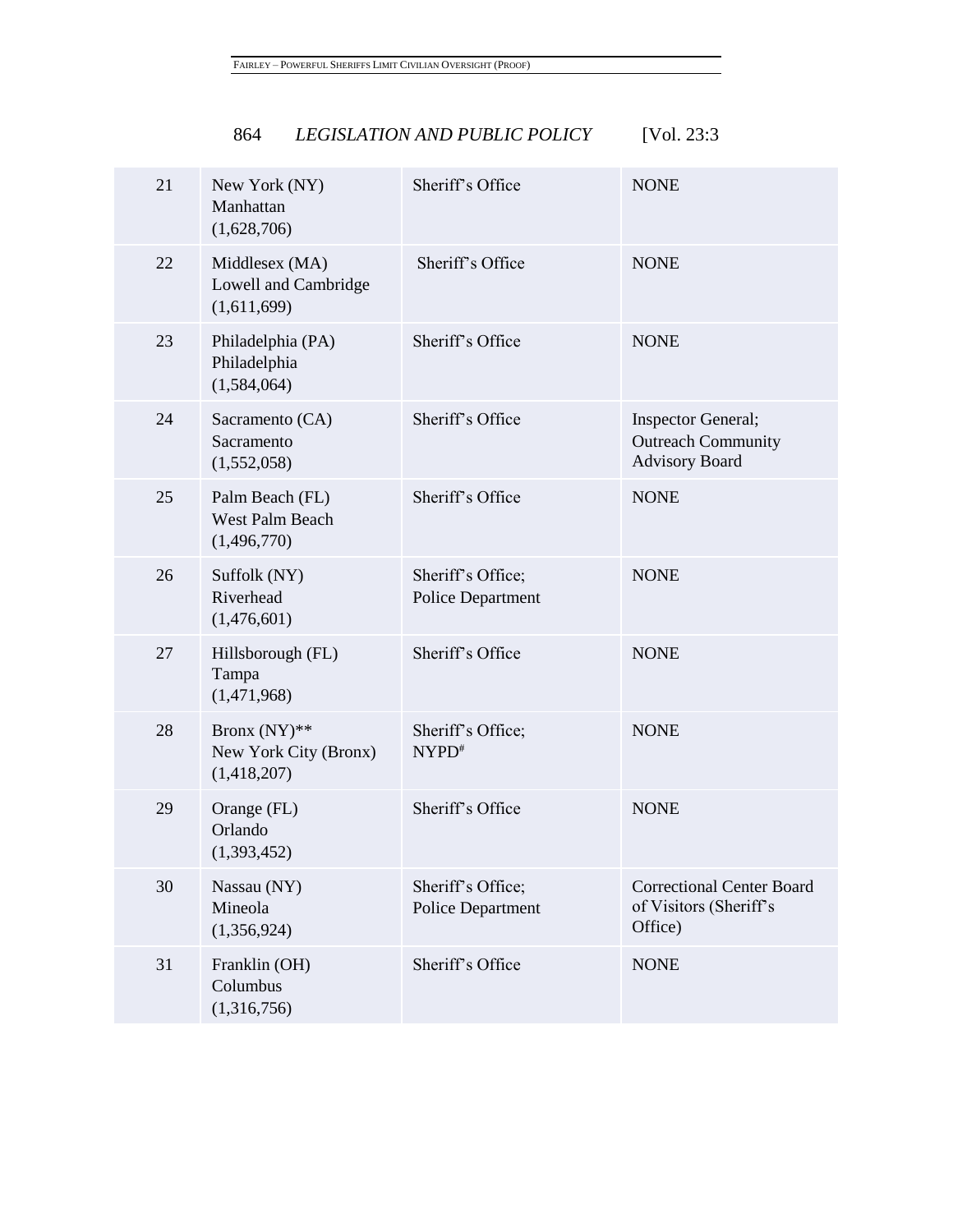| 21 | New York (NY) Manhattan (1,628,706) | Sheriff's Office | NONE |
|---|---|---|---|
| 22 | Middlesex (MA) Lowell and Cambridge (1,611,699) | Sheriff's Office | NONE |
| 23 | Philadelphia (PA) Philadelphia (1,584,064) | Sheriff's Office | NONE |
| 24 | Sacramento (CA) Sacramento (1,552,058) | Sheriff's Office | Inspector General; Outreach Community Advisory Board |
| 25 | Palm Beach (FL) West Palm Beach (1,496,770) | Sheriff's Office | NONE |
| 26 | Suffolk (NY) Riverhead (1,476,601) | Sheriff's Office; Police Department | NONE |
| 27 | Hillsborough (FL) Tampa (1,471,968) | Sheriff's Office | NONE |
| 28 | Bronx (NY)** New York City (Bronx) (1,418,207) | Sheriff's Office; NYPD# | NONE |
| 29 | Orange (FL) Orlando (1,393,452) | Sheriff's Office | NONE |
| 30 | Nassau (NY) Mineola (1,356,924) | Sheriff's Office; Police Department | Correctional Center Board of Visitors (Sheriff's Office) |
| 31 | Franklin (OH) Columbus (1,316,756) | Sheriff's Office | NONE |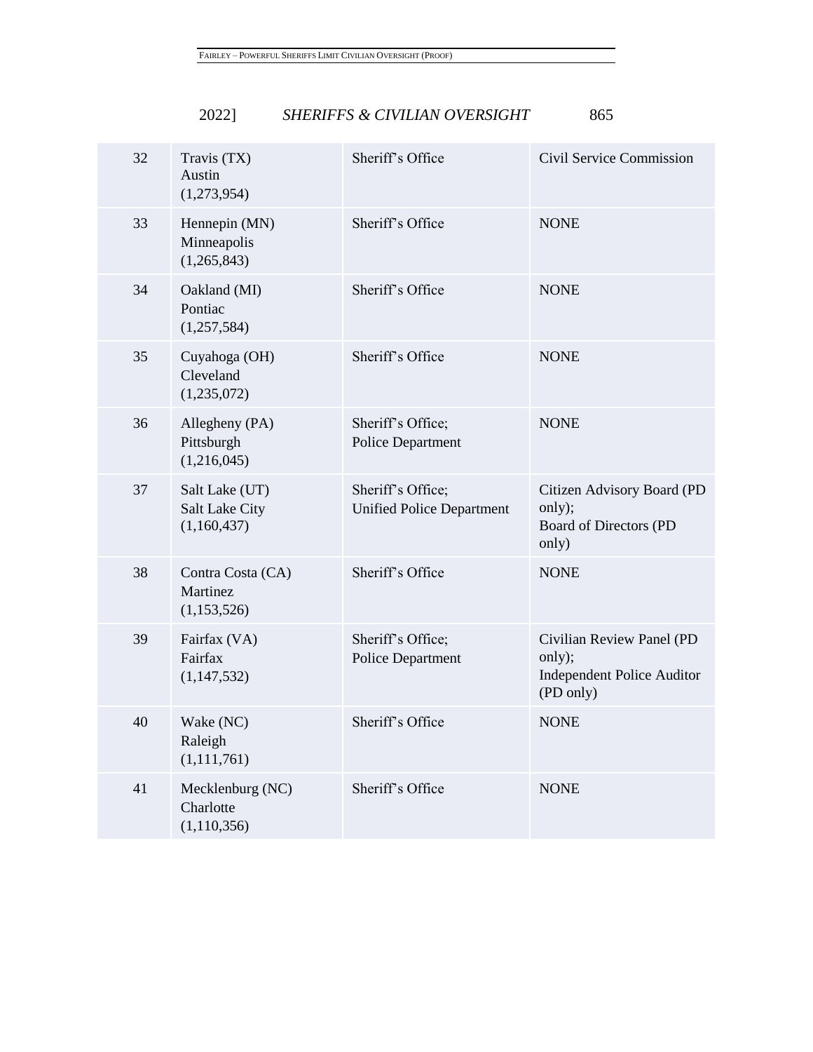| | | | |
|---|---|---|---|
| 32 | Travis (TX)<br>Austin<br>(1,273,954) | Sheriff's Office | Civil Service Commission |
| 33 | Hennepin (MN)<br>Minneapolis<br>(1,265,843) | Sheriff's Office | NONE |
| 34 | Oakland (MI)<br>Pontiac<br>(1,257,584) | Sheriff's Office | NONE |
| 35 | Cuyahoga (OH)<br>Cleveland<br>(1,235,072) | Sheriff's Office | NONE |
| 36 | Allegheny (PA)<br>Pittsburgh<br>(1,216,045) | Sheriff's Office;<br>Police Department | NONE |
| 37 | Salt Lake (UT)<br>Salt Lake City<br>(1,160,437) | Sheriff's Office;<br>Unified Police Department | Citizen Advisory Board (PD only);<br>Board of Directors (PD only) |
| 38 | Contra Costa (CA)<br>Martinez<br>(1,153,526) | Sheriff's Office | NONE |
| 39 | Fairfax (VA)<br>Fairfax<br>(1,147,532) | Sheriff's Office;<br>Police Department | Civilian Review Panel (PD only);<br>Independent Police Auditor (PD only) |
| 40 | Wake (NC)<br>Raleigh<br>(1,111,761) | Sheriff's Office | NONE |
| 41 | Mecklenburg (NC)<br>Charlotte<br>(1,110,356) | Sheriff's Office | NONE |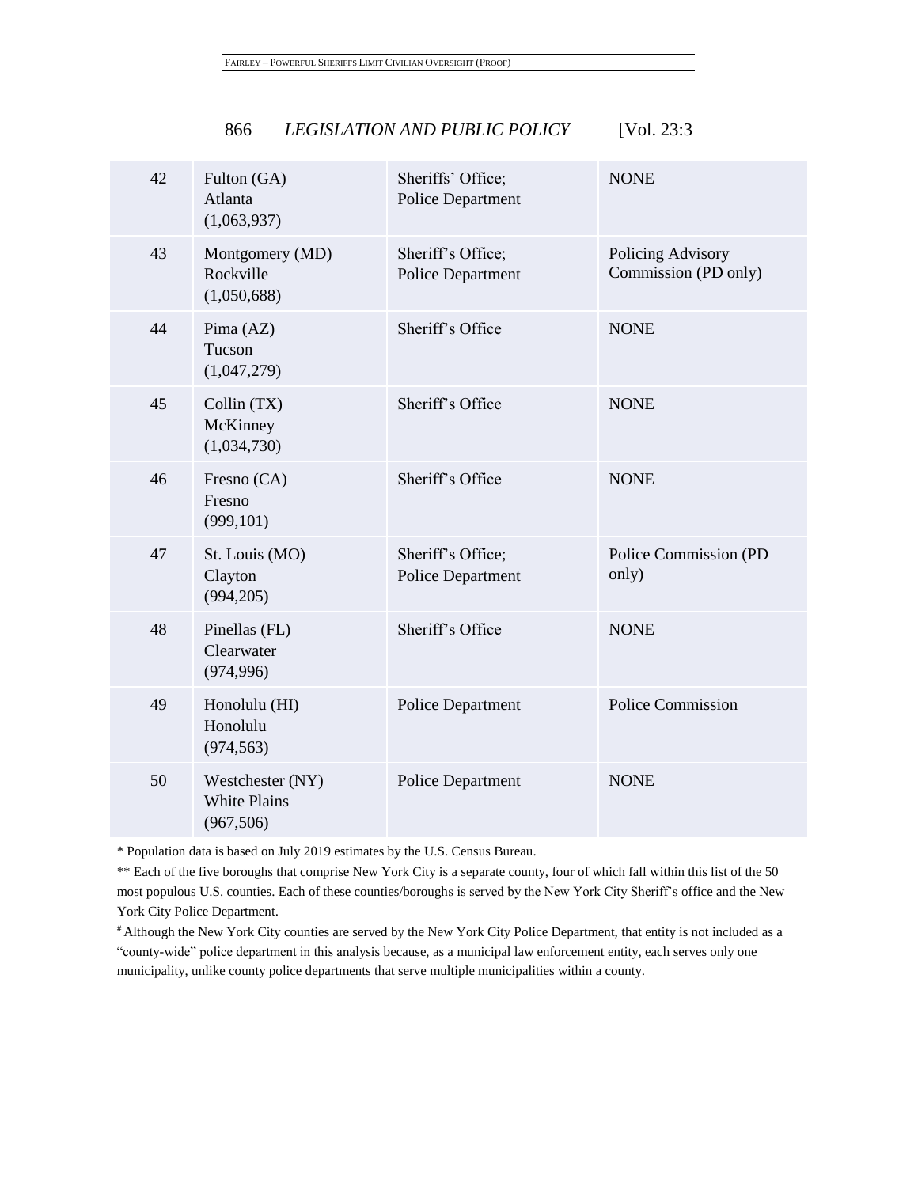| | | | |
|---|---|---|---|
| 42 | Fulton (GA) Atlanta (1,063,937) | Sheriffs' Office; Police Department | NONE |
| 43 | Montgomery (MD) Rockville (1,050,688) | Sheriff's Office; Police Department | Policing Advisory Commission (PD only) |
| 44 | Pima (AZ) Tucson (1,047,279) | Sheriff's Office | NONE |
| 45 | Collin (TX) McKinney (1,034,730) | Sheriff's Office | NONE |
| 46 | Fresno (CA) Fresno (999,101) | Sheriff's Office | NONE |
| 47 | St. Louis (MO) Clayton (994,205) | Sheriff's Office; Police Department | Police Commission (PD only) |
| 48 | Pinellas (FL) Clearwater (974,996) | Sheriff's Office | NONE |
| 49 | Honolulu (HI) Honolulu (974,563) | Police Department | Police Commission |
| 50 | Westchester (NY) White Plains (967,506) | Police Department | NONE |

* Population data is based on July 2019 estimates by the U.S. Census Bureau.

** Each of the five boroughs that comprise New York City is a separate county, four of which fall within this list of the 50 most populous U.S. counties. Each of these counties/boroughs is served by the New York City Sheriff's office and the New York City Police Department.

[#] Although the New York City counties are served by the New York City Police Department, that entity is not included as a "county-wide" police department in this analysis because, as a municipal law enforcement entity, each serves only one municipality, unlike county police departments that serve multiple municipalities within a county.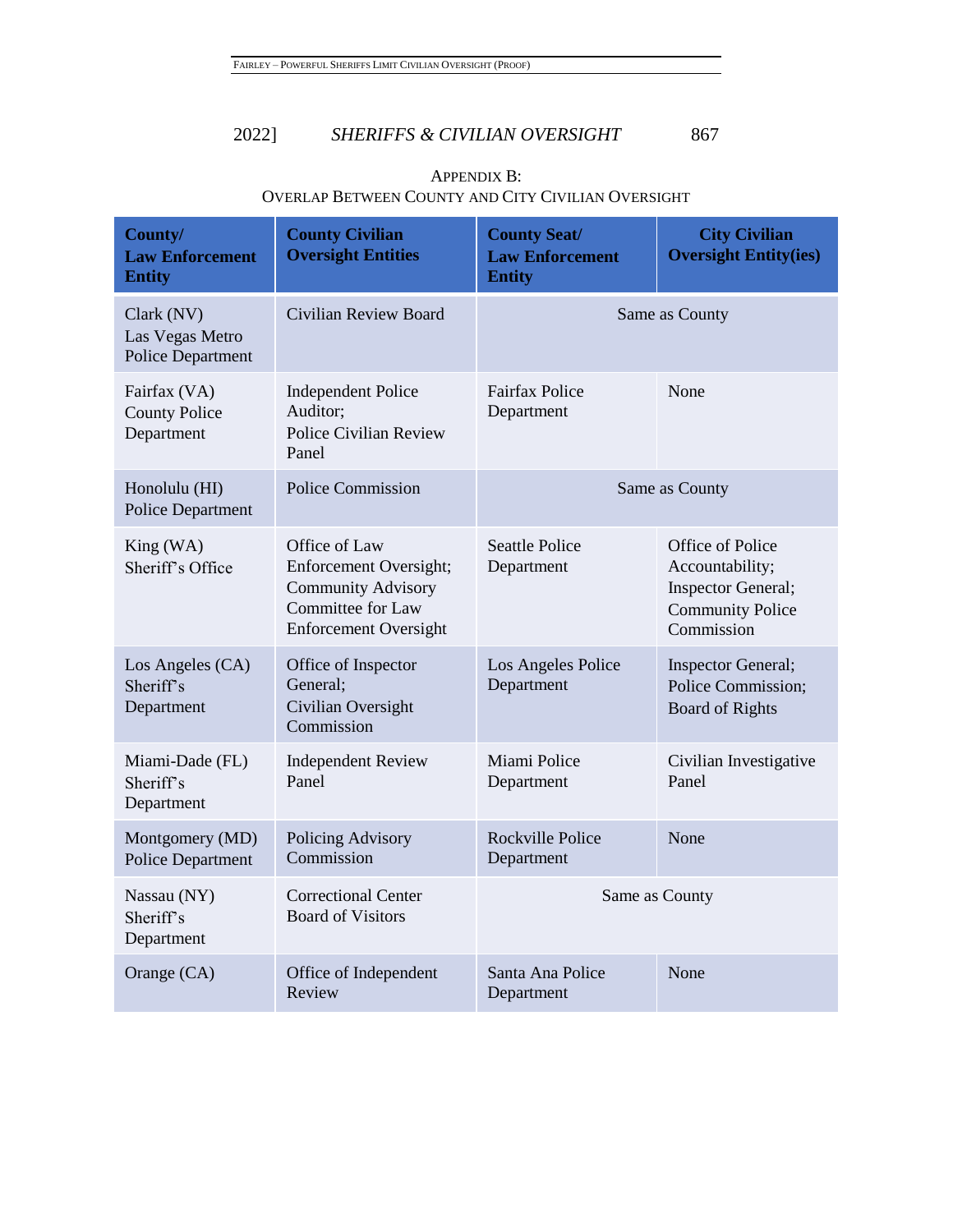APPENDIX B:
OVERLAP BETWEEN COUNTY AND CITY CIVILIAN OVERSIGHT

| County/ Law Enforcement Entity | County Civilian Oversight Entities | County Seat/ Law Enforcement Entity | City Civilian Oversight Entity(ies) |
|---|---|---|---|
| Clark (NV) Las Vegas Metro Police Department | Civilian Review Board | Same as County | |
| Fairfax (VA) County Police Department | Independent Police Auditor; Police Civilian Review Panel | Fairfax Police Department | None |
| Honolulu (HI) Police Department | Police Commission | Same as County | |
| King (WA) Sheriff's Office | Office of Law Enforcement Oversight; Community Advisory Committee for Law Enforcement Oversight | Seattle Police Department | Office of Police Accountability; Inspector General; Community Police Commission |
| Los Angeles (CA) Sheriff's Department | Office of Inspector General; Civilian Oversight Commission | Los Angeles Police Department | Inspector General; Police Commission; Board of Rights |
| Miami-Dade (FL) Sheriff's Department | Independent Review Panel | Miami Police Department | Civilian Investigative Panel |
| Montgomery (MD) Police Department | Policing Advisory Commission | Rockville Police Department | None |
| Nassau (NY) Sheriff's Department | Correctional Center Board of Visitors | Same as County | |
| Orange (CA) | Office of Independent Review | Santa Ana Police Department | None |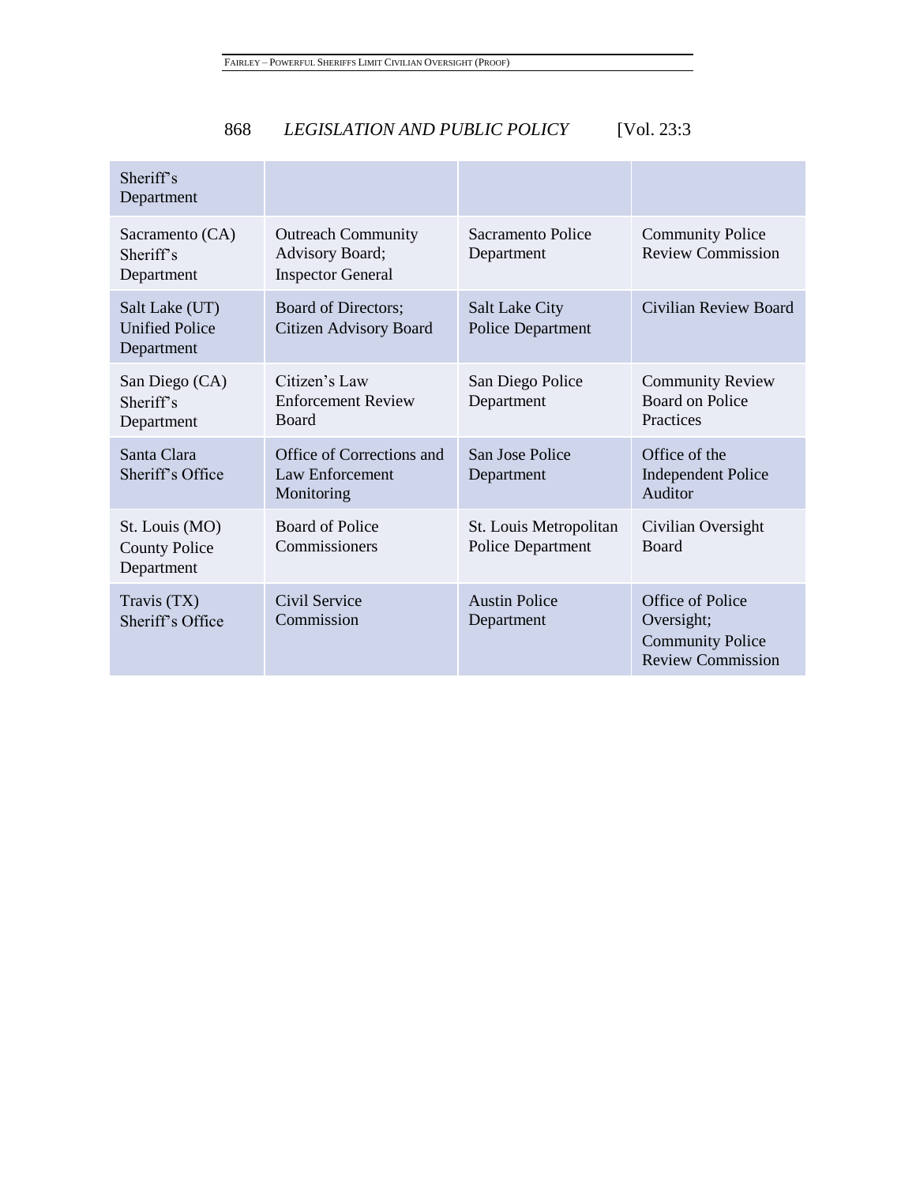| | | | |
|---|---|---|---|
| Sheriff's Department | | | |
| Sacramento (CA) Sheriff's Department | Outreach Community Advisory Board; Inspector General | Sacramento Police Department | Community Police Review Commission |
| Salt Lake (UT) Unified Police Department | Board of Directors; Citizen Advisory Board | Salt Lake City Police Department | Civilian Review Board |
| San Diego (CA) Sheriff's Department | Citizen's Law Enforcement Review Board | San Diego Police Department | Community Review Board on Police Practices |
| Santa Clara Sheriff's Office | Office of Corrections and Law Enforcement Monitoring | San Jose Police Department | Office of the Independent Police Auditor |
| St. Louis (MO) County Police Department | Board of Police Commissioners | St. Louis Metropolitan Police Department | Civilian Oversight Board |
| Travis (TX) Sheriff's Office | Civil Service Commission | Austin Police Department | Office of Police Oversight; Community Police Review Commission |